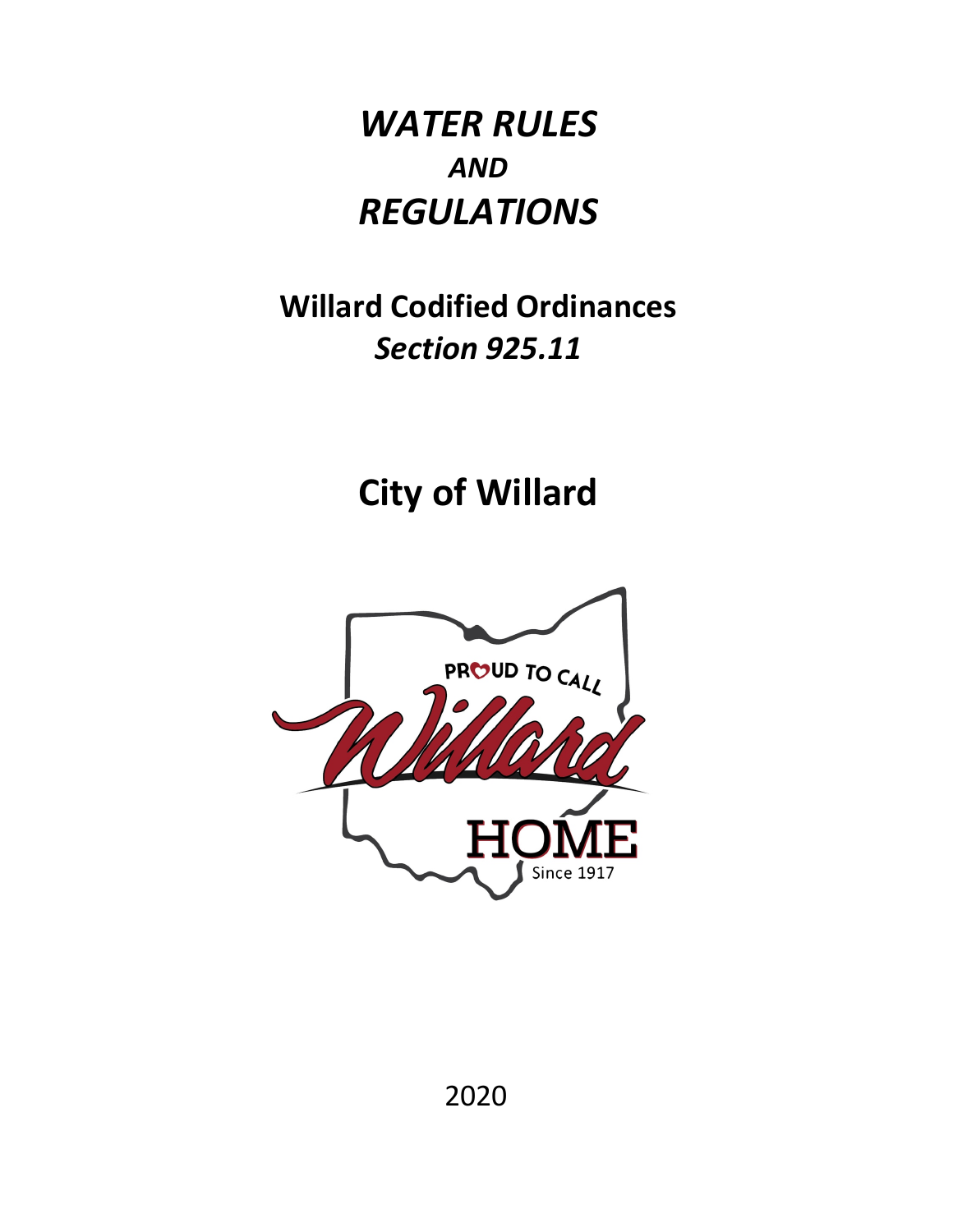# *WATER RULES*
## *AND*
# *REGULATIONS*

## Willard Codified Ordinances
## *Section 925.11*

# City of Willard

PROUD TO CALL

Willard

HOME

Since 1917

2020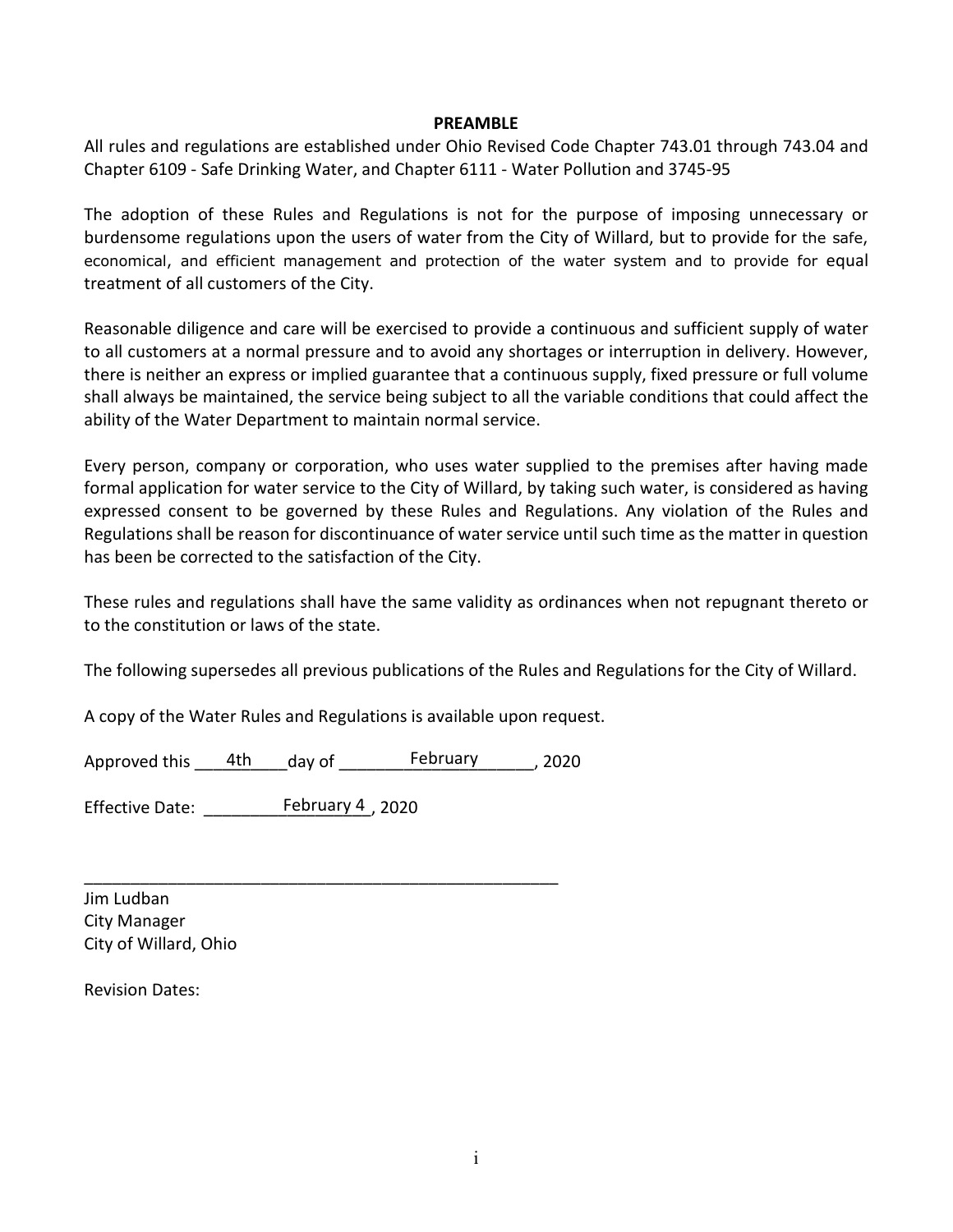## PREAMBLE

All rules and regulations are established under Ohio Revised Code Chapter 743.01 through 743.04 and Chapter 6109 - Safe Drinking Water, and Chapter 6111 - Water Pollution and 3745-95

The adoption of these Rules and Regulations is not for the purpose of imposing unnecessary or burdensome regulations upon the users of water from the City of Willard, but to provide for the safe, economical, and efficient management and protection of the water system and to provide for equal treatment of all customers of the City.

Reasonable diligence and care will be exercised to provide a continuous and sufficient supply of water to all customers at a normal pressure and to avoid any shortages or interruption in delivery. However, there is neither an express or implied guarantee that a continuous supply, fixed pressure or full volume shall always be maintained, the service being subject to all the variable conditions that could affect the ability of the Water Department to maintain normal service.

Every person, company or corporation, who uses water supplied to the premises after having made formal application for water service to the City of Willard, by taking such water, is considered as having expressed consent to be governed by these Rules and Regulations. Any violation of the Rules and Regulations shall be reason for discontinuance of water service until such time as the matter in question has been be corrected to the satisfaction of the City.

These rules and regulations shall have the same validity as ordinances when not repugnant thereto or to the constitution or laws of the state.

The following supersedes all previous publications of the Rules and Regulations for the City of Willard.

A copy of the Water Rules and Regulations is available upon request.

Approved this 4th day of February, 2020

Effective Date: February 4, 2020

\_\_\_\_\_\_\_\_\_\_\_\_\_\_\_\_\_\_\_\_\_\_\_\_\_\_\_\_\_\_\_\_\_\_\_\_\_\_\_\_\_\_\_\_\_\_

Jim Ludban
City Manager
City of Willard, Ohio

Revision Dates: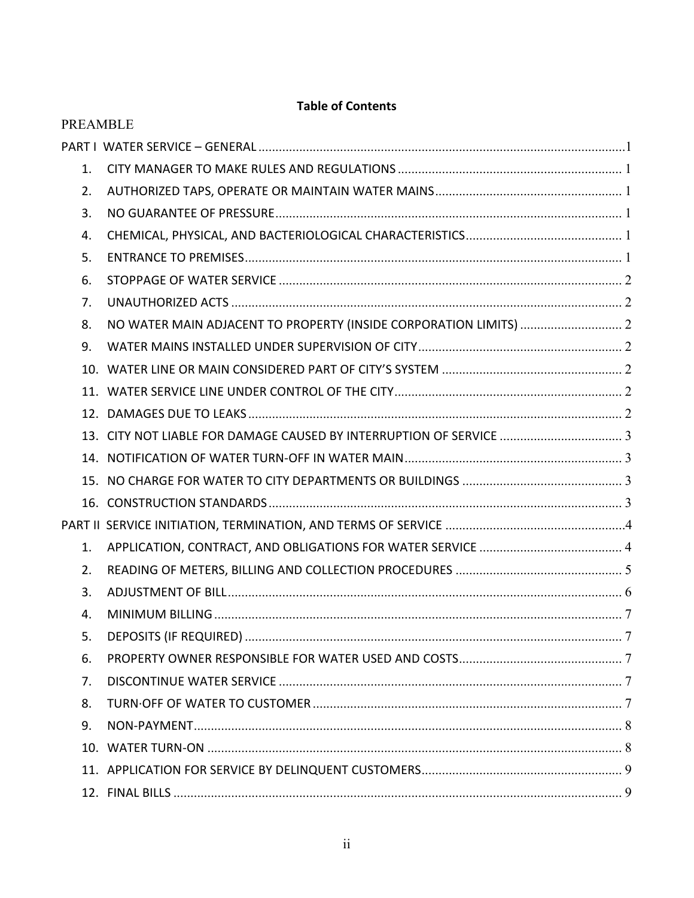**Table of Contents**

PREAMBLE

PART I WATER SERVICE – GENERAL ........ 1

1. CITY MANAGER TO MAKE RULES AND REGULATIONS ........ 1
2. AUTHORIZED TAPS, OPERATE OR MAINTAIN WATER MAINS ........ 1
3. NO GUARANTEE OF PRESSURE ........ 1
4. CHEMICAL, PHYSICAL, AND BACTERIOLOGICAL CHARACTERISTICS ........ 1
5. ENTRANCE TO PREMISES ........ 1
6. STOPPAGE OF WATER SERVICE ........ 2
7. UNAUTHORIZED ACTS ........ 2
8. NO WATER MAIN ADJACENT TO PROPERTY (INSIDE CORPORATION LIMITS) ........ 2
9. WATER MAINS INSTALLED UNDER SUPERVISION OF CITY ........ 2
10. WATER LINE OR MAIN CONSIDERED PART OF CITY'S SYSTEM ........ 2
11. WATER SERVICE LINE UNDER CONTROL OF THE CITY ........ 2
12. DAMAGES DUE TO LEAKS ........ 2
13. CITY NOT LIABLE FOR DAMAGE CAUSED BY INTERRUPTION OF SERVICE ........ 3
14. NOTIFICATION OF WATER TURN-OFF IN WATER MAIN ........ 3
15. NO CHARGE FOR WATER TO CITY DEPARTMENTS OR BUILDINGS ........ 3
16. CONSTRUCTION STANDARDS ........ 3

PART II SERVICE INITIATION, TERMINATION, AND TERMS OF SERVICE ........ 4

1. APPLICATION, CONTRACT, AND OBLIGATIONS FOR WATER SERVICE ........ 4
2. READING OF METERS, BILLING AND COLLECTION PROCEDURES ........ 5
3. ADJUSTMENT OF BILL ........ 6
4. MINIMUM BILLING ........ 7
5. DEPOSITS (IF REQUIRED) ........ 7
6. PROPERTY OWNER RESPONSIBLE FOR WATER USED AND COSTS ........ 7
7. DISCONTINUE WATER SERVICE ........ 7
8. TURN·OFF OF WATER TO CUSTOMER ........ 7
9. NON-PAYMENT ........ 8
10. WATER TURN-ON ........ 8
11. APPLICATION FOR SERVICE BY DELINQUENT CUSTOMERS ........ 9
12. FINAL BILLS ........ 9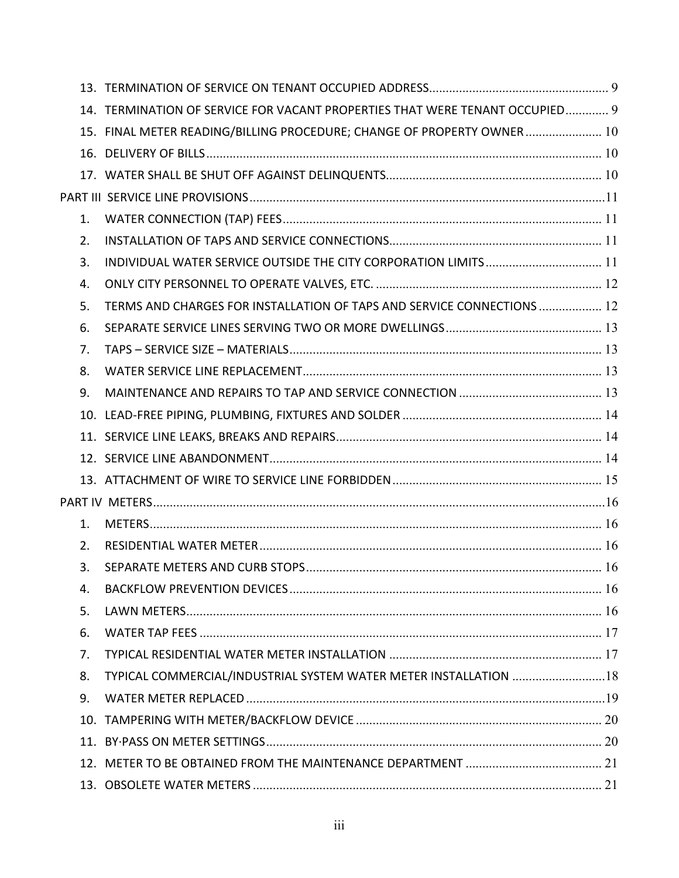13. TERMINATION OF SERVICE ON TENANT OCCUPIED ADDRESS ..... 9
14. TERMINATION OF SERVICE FOR VACANT PROPERTIES THAT WERE TENANT OCCUPIED ..... 9
15. FINAL METER READING/BILLING PROCEDURE; CHANGE OF PROPERTY OWNER ..... 10
16. DELIVERY OF BILLS ..... 10
17. WATER SHALL BE SHUT OFF AGAINST DELINQUENTS ..... 10

PART III SERVICE LINE PROVISIONS ..... 11

1. WATER CONNECTION (TAP) FEES ..... 11
2. INSTALLATION OF TAPS AND SERVICE CONNECTIONS ..... 11
3. INDIVIDUAL WATER SERVICE OUTSIDE THE CITY CORPORATION LIMITS ..... 11
4. ONLY CITY PERSONNEL TO OPERATE VALVES, ETC. ..... 12
5. TERMS AND CHARGES FOR INSTALLATION OF TAPS AND SERVICE CONNECTIONS ..... 12
6. SEPARATE SERVICE LINES SERVING TWO OR MORE DWELLINGS ..... 13
7. TAPS – SERVICE SIZE – MATERIALS ..... 13
8. WATER SERVICE LINE REPLACEMENT ..... 13
9. MAINTENANCE AND REPAIRS TO TAP AND SERVICE CONNECTION ..... 13
10. LEAD-FREE PIPING, PLUMBING, FIXTURES AND SOLDER ..... 14
11. SERVICE LINE LEAKS, BREAKS AND REPAIRS ..... 14
12. SERVICE LINE ABANDONMENT ..... 14
13. ATTACHMENT OF WIRE TO SERVICE LINE FORBIDDEN ..... 15

PART IV METERS ..... 16

1. METERS ..... 16
2. RESIDENTIAL WATER METER ..... 16
3. SEPARATE METERS AND CURB STOPS ..... 16
4. BACKFLOW PREVENTION DEVICES ..... 16
5. LAWN METERS ..... 16
6. WATER TAP FEES ..... 17
7. TYPICAL RESIDENTIAL WATER METER INSTALLATION ..... 17
8. TYPICAL COMMERCIAL/INDUSTRIAL SYSTEM WATER METER INSTALLATION ..... 18
9. WATER METER REPLACED ..... 19
10. TAMPERING WITH METER/BACKFLOW DEVICE ..... 20
11. BY·PASS ON METER SETTINGS ..... 20
12. METER TO BE OBTAINED FROM THE MAINTENANCE DEPARTMENT ..... 21
13. OBSOLETE WATER METERS ..... 21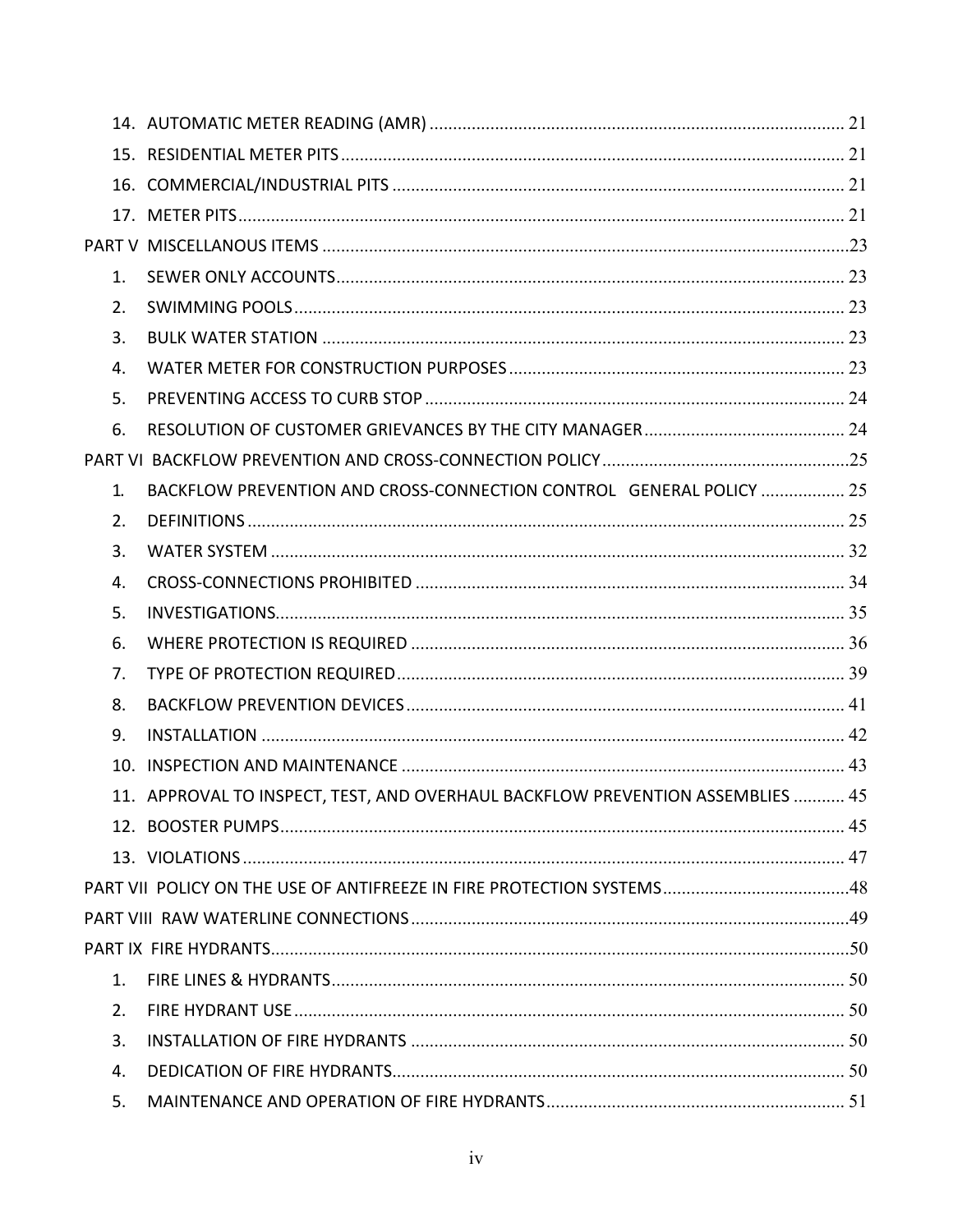14. AUTOMATIC METER READING (AMR) ........................................................................................ 21
15. RESIDENTIAL METER PITS ........................................................................................................... 21
16. COMMERCIAL/INDUSTRIAL PITS ................................................................................................ 21
17. METER PITS ................................................................................................................................. 21

PART V MISCELLANOUS ITEMS ................................................................................................................ 23

1. SEWER ONLY ACCOUNTS ............................................................................................................ 23
2. SWIMMING POOLS ..................................................................................................................... 23
3. BULK WATER STATION ............................................................................................................... 23
4. WATER METER FOR CONSTRUCTION PURPOSES ....................................................................... 23
5. PREVENTING ACCESS TO CURB STOP .......................................................................................... 24
6. RESOLUTION OF CUSTOMER GRIEVANCES BY THE CITY MANAGER ........................................... 24

PART VI BACKFLOW PREVENTION AND CROSS-CONNECTION POLICY ..................................................... 25

1. BACKFLOW PREVENTION AND CROSS-CONNECTION CONTROL GENERAL POLICY .................. 25
2. DEFINITIONS ............................................................................................................................... 25
3. WATER SYSTEM .......................................................................................................................... 32
4. CROSS-CONNECTIONS PROHIBITED ............................................................................................ 34
5. INVESTIGATIONS ......................................................................................................................... 35
6. WHERE PROTECTION IS REQUIRED ............................................................................................. 36
7. TYPE OF PROTECTION REQUIRED ................................................................................................ 39
8. BACKFLOW PREVENTION DEVICES ............................................................................................. 41
9. INSTALLATION ............................................................................................................................ 42
10. INSPECTION AND MAINTENANCE ............................................................................................... 43
11. APPROVAL TO INSPECT, TEST, AND OVERHAUL BACKFLOW PREVENTION ASSEMBLIES ........... 45
12. BOOSTER PUMPS ........................................................................................................................ 45
13. VIOLATIONS ................................................................................................................................ 47

PART VII POLICY ON THE USE OF ANTIFREEZE IN FIRE PROTECTION SYSTEMS ........................................ 48

PART VIII RAW WATERLINE CONNECTIONS ............................................................................................. 49

PART IX FIRE HYDRANTS ........................................................................................................................... 50

1. FIRE LINES & HYDRANTS ............................................................................................................. 50
2. FIRE HYDRANT USE ...................................................................................................................... 50
3. INSTALLATION OF FIRE HYDRANTS ............................................................................................. 50
4. DEDICATION OF FIRE HYDRANTS ................................................................................................ 50
5. MAINTENANCE AND OPERATION OF FIRE HYDRANTS ................................................................ 51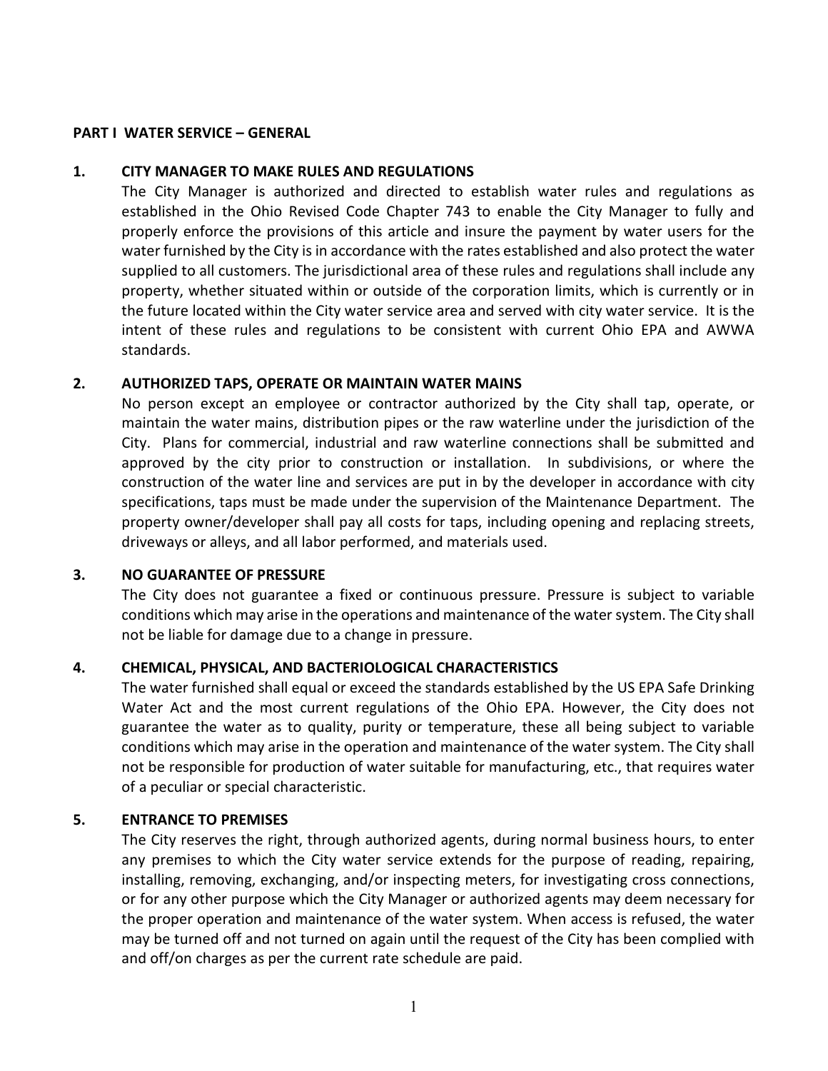## PART I WATER SERVICE – GENERAL

### 1. CITY MANAGER TO MAKE RULES AND REGULATIONS

The City Manager is authorized and directed to establish water rules and regulations as established in the Ohio Revised Code Chapter 743 to enable the City Manager to fully and properly enforce the provisions of this article and insure the payment by water users for the water furnished by the City is in accordance with the rates established and also protect the water supplied to all customers. The jurisdictional area of these rules and regulations shall include any property, whether situated within or outside of the corporation limits, which is currently or in the future located within the City water service area and served with city water service. It is the intent of these rules and regulations to be consistent with current Ohio EPA and AWWA standards.

### 2. AUTHORIZED TAPS, OPERATE OR MAINTAIN WATER MAINS

No person except an employee or contractor authorized by the City shall tap, operate, or maintain the water mains, distribution pipes or the raw waterline under the jurisdiction of the City. Plans for commercial, industrial and raw waterline connections shall be submitted and approved by the city prior to construction or installation. In subdivisions, or where the construction of the water line and services are put in by the developer in accordance with city specifications, taps must be made under the supervision of the Maintenance Department. The property owner/developer shall pay all costs for taps, including opening and replacing streets, driveways or alleys, and all labor performed, and materials used.

### 3. NO GUARANTEE OF PRESSURE

The City does not guarantee a fixed or continuous pressure. Pressure is subject to variable conditions which may arise in the operations and maintenance of the water system. The City shall not be liable for damage due to a change in pressure.

### 4. CHEMICAL, PHYSICAL, AND BACTERIOLOGICAL CHARACTERISTICS

The water furnished shall equal or exceed the standards established by the US EPA Safe Drinking Water Act and the most current regulations of the Ohio EPA. However, the City does not guarantee the water as to quality, purity or temperature, these all being subject to variable conditions which may arise in the operation and maintenance of the water system. The City shall not be responsible for production of water suitable for manufacturing, etc., that requires water of a peculiar or special characteristic.

### 5. ENTRANCE TO PREMISES

The City reserves the right, through authorized agents, during normal business hours, to enter any premises to which the City water service extends for the purpose of reading, repairing, installing, removing, exchanging, and/or inspecting meters, for investigating cross connections, or for any other purpose which the City Manager or authorized agents may deem necessary for the proper operation and maintenance of the water system. When access is refused, the water may be turned off and not turned on again until the request of the City has been complied with and off/on charges as per the current rate schedule are paid.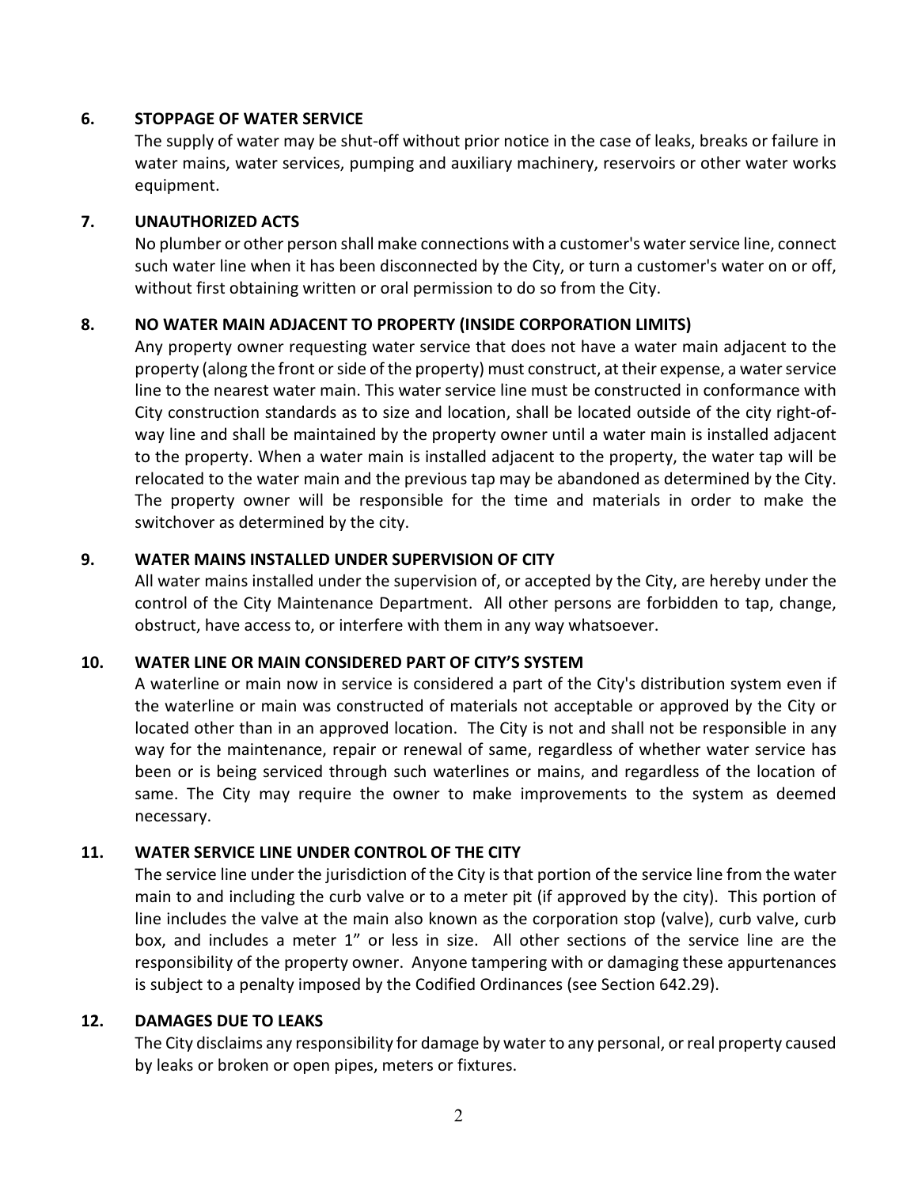**6. STOPPAGE OF WATER SERVICE**

The supply of water may be shut-off without prior notice in the case of leaks, breaks or failure in water mains, water services, pumping and auxiliary machinery, reservoirs or other water works equipment.

**7. UNAUTHORIZED ACTS**

No plumber or other person shall make connections with a customer's water service line, connect such water line when it has been disconnected by the City, or turn a customer's water on or off, without first obtaining written or oral permission to do so from the City.

**8. NO WATER MAIN ADJACENT TO PROPERTY (INSIDE CORPORATION LIMITS)**

Any property owner requesting water service that does not have a water main adjacent to the property (along the front or side of the property) must construct, at their expense, a water service line to the nearest water main. This water service line must be constructed in conformance with City construction standards as to size and location, shall be located outside of the city right-of-way line and shall be maintained by the property owner until a water main is installed adjacent to the property. When a water main is installed adjacent to the property, the water tap will be relocated to the water main and the previous tap may be abandoned as determined by the City. The property owner will be responsible for the time and materials in order to make the switchover as determined by the city.

**9. WATER MAINS INSTALLED UNDER SUPERVISION OF CITY**

All water mains installed under the supervision of, or accepted by the City, are hereby under the control of the City Maintenance Department. All other persons are forbidden to tap, change, obstruct, have access to, or interfere with them in any way whatsoever.

**10. WATER LINE OR MAIN CONSIDERED PART OF CITY'S SYSTEM**

A waterline or main now in service is considered a part of the City's distribution system even if the waterline or main was constructed of materials not acceptable or approved by the City or located other than in an approved location. The City is not and shall not be responsible in any way for the maintenance, repair or renewal of same, regardless of whether water service has been or is being serviced through such waterlines or mains, and regardless of the location of same. The City may require the owner to make improvements to the system as deemed necessary.

**11. WATER SERVICE LINE UNDER CONTROL OF THE CITY**

The service line under the jurisdiction of the City is that portion of the service line from the water main to and including the curb valve or to a meter pit (if approved by the city). This portion of line includes the valve at the main also known as the corporation stop (valve), curb valve, curb box, and includes a meter 1" or less in size. All other sections of the service line are the responsibility of the property owner. Anyone tampering with or damaging these appurtenances is subject to a penalty imposed by the Codified Ordinances (see Section 642.29).

**12. DAMAGES DUE TO LEAKS**

The City disclaims any responsibility for damage by water to any personal, or real property caused by leaks or broken or open pipes, meters or fixtures.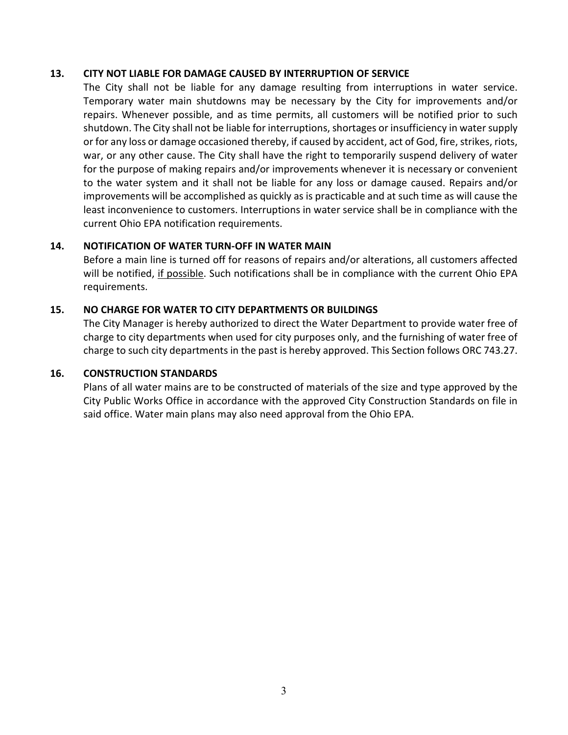**13. CITY NOT LIABLE FOR DAMAGE CAUSED BY INTERRUPTION OF SERVICE**

The City shall not be liable for any damage resulting from interruptions in water service. Temporary water main shutdowns may be necessary by the City for improvements and/or repairs. Whenever possible, and as time permits, all customers will be notified prior to such shutdown. The City shall not be liable for interruptions, shortages or insufficiency in water supply or for any loss or damage occasioned thereby, if caused by accident, act of God, fire, strikes, riots, war, or any other cause. The City shall have the right to temporarily suspend delivery of water for the purpose of making repairs and/or improvements whenever it is necessary or convenient to the water system and it shall not be liable for any loss or damage caused. Repairs and/or improvements will be accomplished as quickly as is practicable and at such time as will cause the least inconvenience to customers. Interruptions in water service shall be in compliance with the current Ohio EPA notification requirements.

**14. NOTIFICATION OF WATER TURN-OFF IN WATER MAIN**

Before a main line is turned off for reasons of repairs and/or alterations, all customers affected will be notified, <u>if possible</u>. Such notifications shall be in compliance with the current Ohio EPA requirements.

**15. NO CHARGE FOR WATER TO CITY DEPARTMENTS OR BUILDINGS**

The City Manager is hereby authorized to direct the Water Department to provide water free of charge to city departments when used for city purposes only, and the furnishing of water free of charge to such city departments in the past is hereby approved. This Section follows ORC 743.27.

**16. CONSTRUCTION STANDARDS**

Plans of all water mains are to be constructed of materials of the size and type approved by the City Public Works Office in accordance with the approved City Construction Standards on file in said office. Water main plans may also need approval from the Ohio EPA.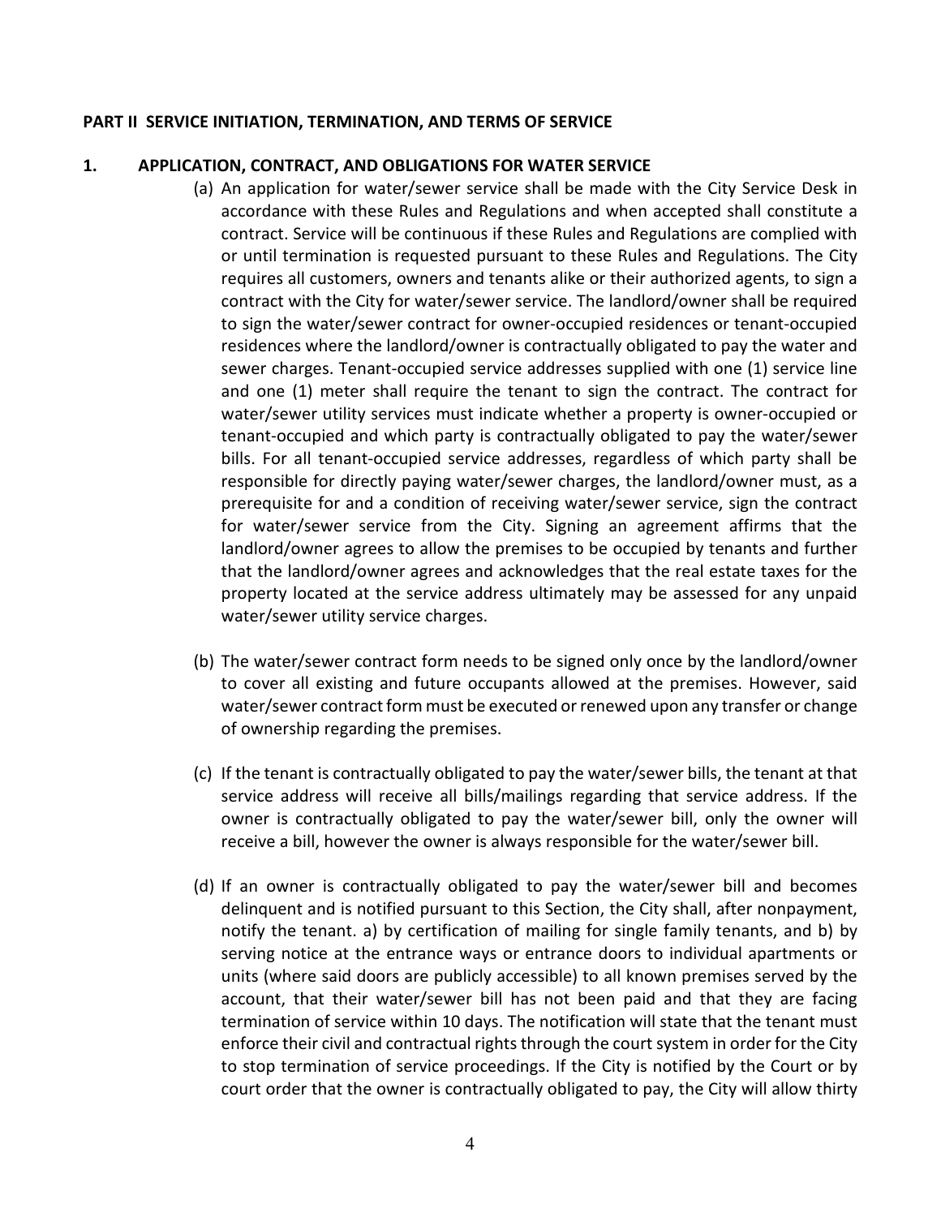**PART II SERVICE INITIATION, TERMINATION, AND TERMS OF SERVICE**

**1. APPLICATION, CONTRACT, AND OBLIGATIONS FOR WATER SERVICE**

(a) An application for water/sewer service shall be made with the City Service Desk in accordance with these Rules and Regulations and when accepted shall constitute a contract. Service will be continuous if these Rules and Regulations are complied with or until termination is requested pursuant to these Rules and Regulations. The City requires all customers, owners and tenants alike or their authorized agents, to sign a contract with the City for water/sewer service. The landlord/owner shall be required to sign the water/sewer contract for owner-occupied residences or tenant-occupied residences where the landlord/owner is contractually obligated to pay the water and sewer charges. Tenant-occupied service addresses supplied with one (1) service line and one (1) meter shall require the tenant to sign the contract. The contract for water/sewer utility services must indicate whether a property is owner-occupied or tenant-occupied and which party is contractually obligated to pay the water/sewer bills. For all tenant-occupied service addresses, regardless of which party shall be responsible for directly paying water/sewer charges, the landlord/owner must, as a prerequisite for and a condition of receiving water/sewer service, sign the contract for water/sewer service from the City. Signing an agreement affirms that the landlord/owner agrees to allow the premises to be occupied by tenants and further that the landlord/owner agrees and acknowledges that the real estate taxes for the property located at the service address ultimately may be assessed for any unpaid water/sewer utility service charges.

(b) The water/sewer contract form needs to be signed only once by the landlord/owner to cover all existing and future occupants allowed at the premises. However, said water/sewer contract form must be executed or renewed upon any transfer or change of ownership regarding the premises.

(c) If the tenant is contractually obligated to pay the water/sewer bills, the tenant at that service address will receive all bills/mailings regarding that service address. If the owner is contractually obligated to pay the water/sewer bill, only the owner will receive a bill, however the owner is always responsible for the water/sewer bill.

(d) If an owner is contractually obligated to pay the water/sewer bill and becomes delinquent and is notified pursuant to this Section, the City shall, after nonpayment, notify the tenant. a) by certification of mailing for single family tenants, and b) by serving notice at the entrance ways or entrance doors to individual apartments or units (where said doors are publicly accessible) to all known premises served by the account, that their water/sewer bill has not been paid and that they are facing termination of service within 10 days. The notification will state that the tenant must enforce their civil and contractual rights through the court system in order for the City to stop termination of service proceedings. If the City is notified by the Court or by court order that the owner is contractually obligated to pay, the City will allow thirty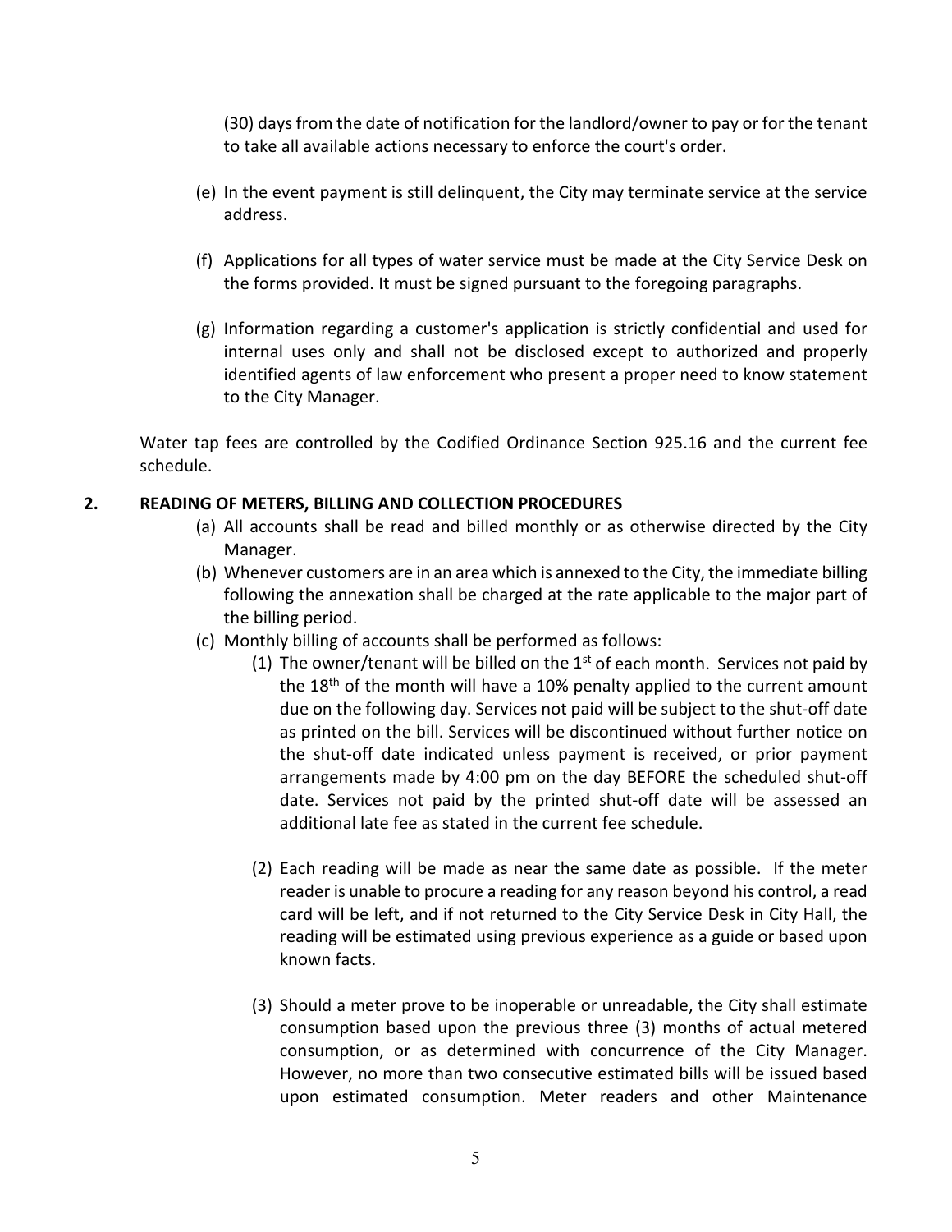(30) days from the date of notification for the landlord/owner to pay or for the tenant to take all available actions necessary to enforce the court's order.

(e) In the event payment is still delinquent, the City may terminate service at the service address.

(f) Applications for all types of water service must be made at the City Service Desk on the forms provided. It must be signed pursuant to the foregoing paragraphs.

(g) Information regarding a customer's application is strictly confidential and used for internal uses only and shall not be disclosed except to authorized and properly identified agents of law enforcement who present a proper need to know statement to the City Manager.

Water tap fees are controlled by the Codified Ordinance Section 925.16 and the current fee schedule.

**2. READING OF METERS, BILLING AND COLLECTION PROCEDURES**

(a) All accounts shall be read and billed monthly or as otherwise directed by the City Manager.

(b) Whenever customers are in an area which is annexed to the City, the immediate billing following the annexation shall be charged at the rate applicable to the major part of the billing period.

(c) Monthly billing of accounts shall be performed as follows:

(1) The owner/tenant will be billed on the 1st of each month. Services not paid by the 18th of the month will have a 10% penalty applied to the current amount due on the following day. Services not paid will be subject to the shut-off date as printed on the bill. Services will be discontinued without further notice on the shut-off date indicated unless payment is received, or prior payment arrangements made by 4:00 pm on the day BEFORE the scheduled shut-off date. Services not paid by the printed shut-off date will be assessed an additional late fee as stated in the current fee schedule.

(2) Each reading will be made as near the same date as possible. If the meter reader is unable to procure a reading for any reason beyond his control, a read card will be left, and if not returned to the City Service Desk in City Hall, the reading will be estimated using previous experience as a guide or based upon known facts.

(3) Should a meter prove to be inoperable or unreadable, the City shall estimate consumption based upon the previous three (3) months of actual metered consumption, or as determined with concurrence of the City Manager. However, no more than two consecutive estimated bills will be issued based upon estimated consumption. Meter readers and other Maintenance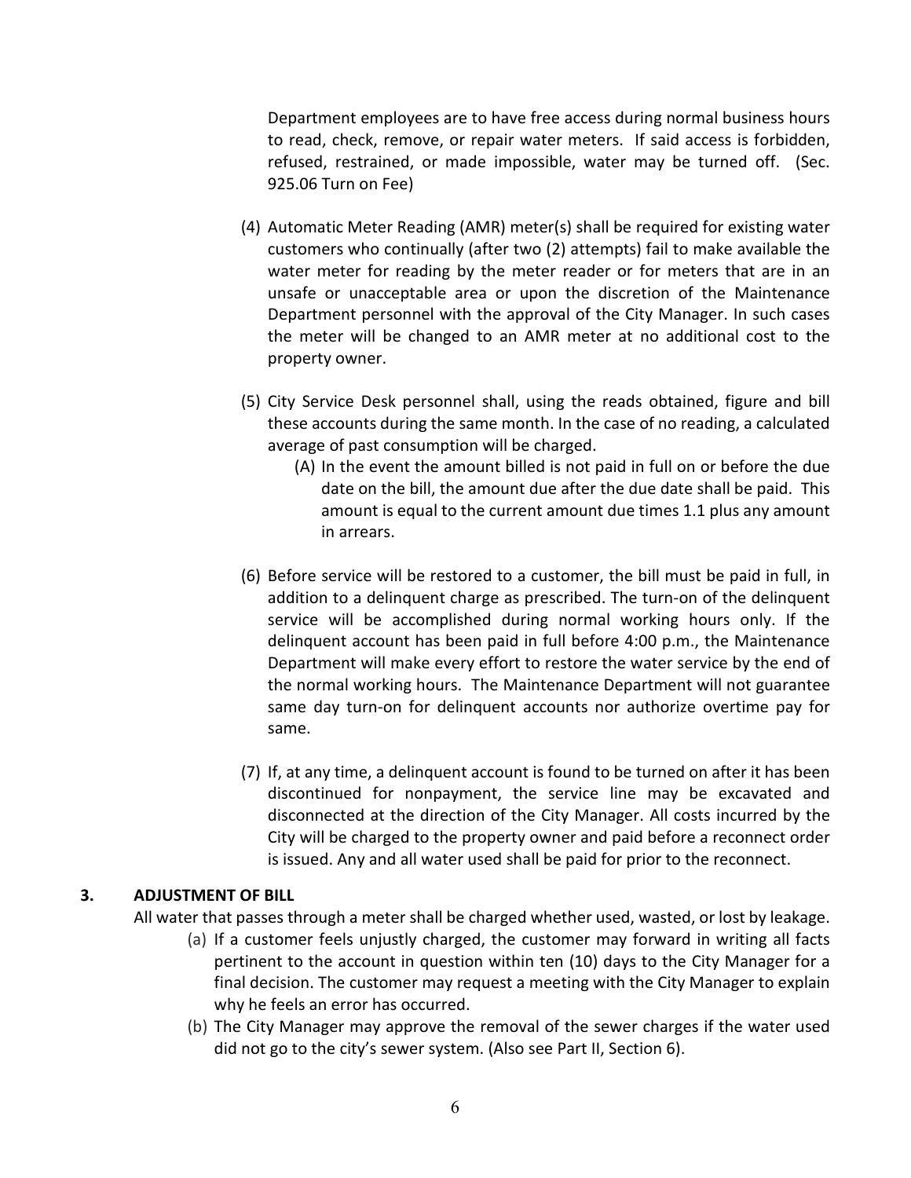Department employees are to have free access during normal business hours to read, check, remove, or repair water meters. If said access is forbidden, refused, restrained, or made impossible, water may be turned off. (Sec. 925.06 Turn on Fee)

(4) Automatic Meter Reading (AMR) meter(s) shall be required for existing water customers who continually (after two (2) attempts) fail to make available the water meter for reading by the meter reader or for meters that are in an unsafe or unacceptable area or upon the discretion of the Maintenance Department personnel with the approval of the City Manager. In such cases the meter will be changed to an AMR meter at no additional cost to the property owner.

(5) City Service Desk personnel shall, using the reads obtained, figure and bill these accounts during the same month. In the case of no reading, a calculated average of past consumption will be charged.

   (A) In the event the amount billed is not paid in full on or before the due date on the bill, the amount due after the due date shall be paid. This amount is equal to the current amount due times 1.1 plus any amount in arrears.

(6) Before service will be restored to a customer, the bill must be paid in full, in addition to a delinquent charge as prescribed. The turn-on of the delinquent service will be accomplished during normal working hours only. If the delinquent account has been paid in full before 4:00 p.m., the Maintenance Department will make every effort to restore the water service by the end of the normal working hours. The Maintenance Department will not guarantee same day turn-on for delinquent accounts nor authorize overtime pay for same.

(7) If, at any time, a delinquent account is found to be turned on after it has been discontinued for nonpayment, the service line may be excavated and disconnected at the direction of the City Manager. All costs incurred by the City will be charged to the property owner and paid before a reconnect order is issued. Any and all water used shall be paid for prior to the reconnect.

## 3. ADJUSTMENT OF BILL

All water that passes through a meter shall be charged whether used, wasted, or lost by leakage.

(a) If a customer feels unjustly charged, the customer may forward in writing all facts pertinent to the account in question within ten (10) days to the City Manager for a final decision. The customer may request a meeting with the City Manager to explain why he feels an error has occurred.

(b) The City Manager may approve the removal of the sewer charges if the water used did not go to the city's sewer system. (Also see Part II, Section 6).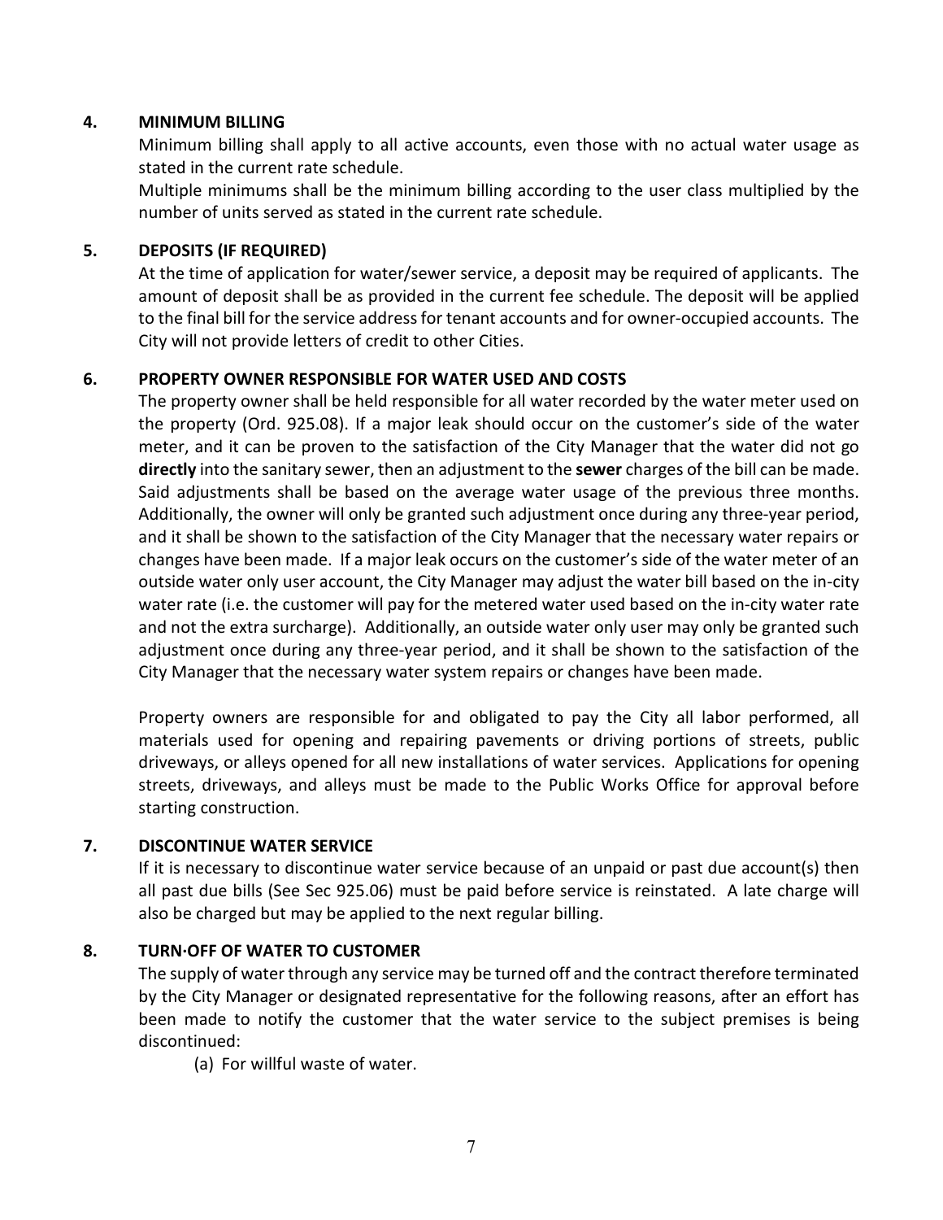## 4. MINIMUM BILLING

Minimum billing shall apply to all active accounts, even those with no actual water usage as stated in the current rate schedule.

Multiple minimums shall be the minimum billing according to the user class multiplied by the number of units served as stated in the current rate schedule.

## 5. DEPOSITS (IF REQUIRED)

At the time of application for water/sewer service, a deposit may be required of applicants. The amount of deposit shall be as provided in the current fee schedule. The deposit will be applied to the final bill for the service address for tenant accounts and for owner-occupied accounts. The City will not provide letters of credit to other Cities.

## 6. PROPERTY OWNER RESPONSIBLE FOR WATER USED AND COSTS

The property owner shall be held responsible for all water recorded by the water meter used on the property (Ord. 925.08). If a major leak should occur on the customer's side of the water meter, and it can be proven to the satisfaction of the City Manager that the water did not go **directly** into the sanitary sewer, then an adjustment to the **sewer** charges of the bill can be made. Said adjustments shall be based on the average water usage of the previous three months. Additionally, the owner will only be granted such adjustment once during any three-year period, and it shall be shown to the satisfaction of the City Manager that the necessary water repairs or changes have been made. If a major leak occurs on the customer's side of the water meter of an outside water only user account, the City Manager may adjust the water bill based on the in-city water rate (i.e. the customer will pay for the metered water used based on the in-city water rate and not the extra surcharge). Additionally, an outside water only user may only be granted such adjustment once during any three-year period, and it shall be shown to the satisfaction of the City Manager that the necessary water system repairs or changes have been made.

Property owners are responsible for and obligated to pay the City all labor performed, all materials used for opening and repairing pavements or driving portions of streets, public driveways, or alleys opened for all new installations of water services. Applications for opening streets, driveways, and alleys must be made to the Public Works Office for approval before starting construction.

## 7. DISCONTINUE WATER SERVICE

If it is necessary to discontinue water service because of an unpaid or past due account(s) then all past due bills (See Sec 925.06) must be paid before service is reinstated. A late charge will also be charged but may be applied to the next regular billing.

## 8. TURN·OFF OF WATER TO CUSTOMER

The supply of water through any service may be turned off and the contract therefore terminated by the City Manager or designated representative for the following reasons, after an effort has been made to notify the customer that the water service to the subject premises is being discontinued:

(a) For willful waste of water.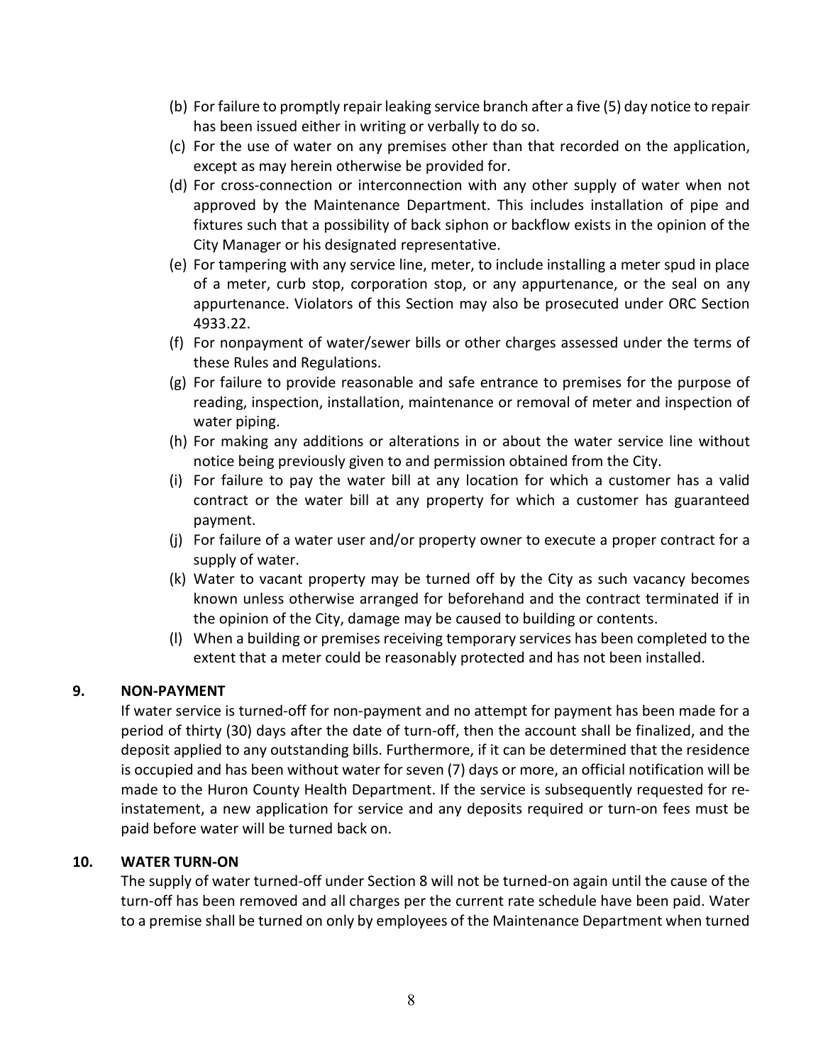(b) For failure to promptly repair leaking service branch after a five (5) day notice to repair has been issued either in writing or verbally to do so.

(c) For the use of water on any premises other than that recorded on the application, except as may herein otherwise be provided for.

(d) For cross-connection or interconnection with any other supply of water when not approved by the Maintenance Department. This includes installation of pipe and fixtures such that a possibility of back siphon or backflow exists in the opinion of the City Manager or his designated representative.

(e) For tampering with any service line, meter, to include installing a meter spud in place of a meter, curb stop, corporation stop, or any appurtenance, or the seal on any appurtenance. Violators of this Section may also be prosecuted under ORC Section 4933.22.

(f) For nonpayment of water/sewer bills or other charges assessed under the terms of these Rules and Regulations.

(g) For failure to provide reasonable and safe entrance to premises for the purpose of reading, inspection, installation, maintenance or removal of meter and inspection of water piping.

(h) For making any additions or alterations in or about the water service line without notice being previously given to and permission obtained from the City.

(i) For failure to pay the water bill at any location for which a customer has a valid contract or the water bill at any property for which a customer has guaranteed payment.

(j) For failure of a water user and/or property owner to execute a proper contract for a supply of water.

(k) Water to vacant property may be turned off by the City as such vacancy becomes known unless otherwise arranged for beforehand and the contract terminated if in the opinion of the City, damage may be caused to building or contents.

(l) When a building or premises receiving temporary services has been completed to the extent that a meter could be reasonably protected and has not been installed.

## 9. NON-PAYMENT

If water service is turned-off for non-payment and no attempt for payment has been made for a period of thirty (30) days after the date of turn-off, then the account shall be finalized, and the deposit applied to any outstanding bills. Furthermore, if it can be determined that the residence is occupied and has been without water for seven (7) days or more, an official notification will be made to the Huron County Health Department. If the service is subsequently requested for re-instatement, a new application for service and any deposits required or turn-on fees must be paid before water will be turned back on.

## 10. WATER TURN-ON

The supply of water turned-off under Section 8 will not be turned-on again until the cause of the turn-off has been removed and all charges per the current rate schedule have been paid. Water to a premise shall be turned on only by employees of the Maintenance Department when turned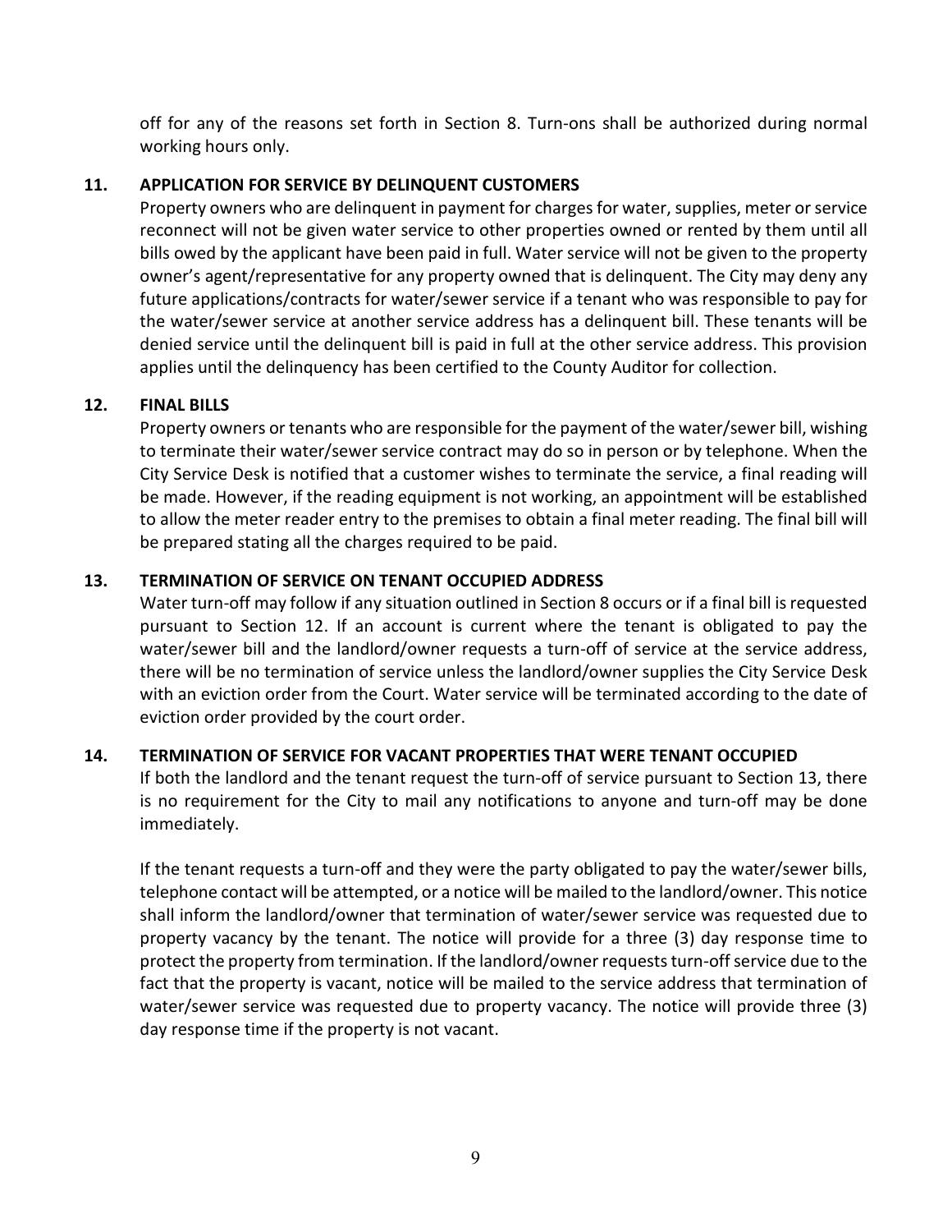off for any of the reasons set forth in Section 8. Turn-ons shall be authorized during normal working hours only.

## 11. APPLICATION FOR SERVICE BY DELINQUENT CUSTOMERS

Property owners who are delinquent in payment for charges for water, supplies, meter or service reconnect will not be given water service to other properties owned or rented by them until all bills owed by the applicant have been paid in full. Water service will not be given to the property owner's agent/representative for any property owned that is delinquent. The City may deny any future applications/contracts for water/sewer service if a tenant who was responsible to pay for the water/sewer service at another service address has a delinquent bill. These tenants will be denied service until the delinquent bill is paid in full at the other service address. This provision applies until the delinquency has been certified to the County Auditor for collection.

## 12. FINAL BILLS

Property owners or tenants who are responsible for the payment of the water/sewer bill, wishing to terminate their water/sewer service contract may do so in person or by telephone. When the City Service Desk is notified that a customer wishes to terminate the service, a final reading will be made. However, if the reading equipment is not working, an appointment will be established to allow the meter reader entry to the premises to obtain a final meter reading. The final bill will be prepared stating all the charges required to be paid.

## 13. TERMINATION OF SERVICE ON TENANT OCCUPIED ADDRESS

Water turn-off may follow if any situation outlined in Section 8 occurs or if a final bill is requested pursuant to Section 12. If an account is current where the tenant is obligated to pay the water/sewer bill and the landlord/owner requests a turn-off of service at the service address, there will be no termination of service unless the landlord/owner supplies the City Service Desk with an eviction order from the Court. Water service will be terminated according to the date of eviction order provided by the court order.

## 14. TERMINATION OF SERVICE FOR VACANT PROPERTIES THAT WERE TENANT OCCUPIED

If both the landlord and the tenant request the turn-off of service pursuant to Section 13, there is no requirement for the City to mail any notifications to anyone and turn-off may be done immediately.

If the tenant requests a turn-off and they were the party obligated to pay the water/sewer bills, telephone contact will be attempted, or a notice will be mailed to the landlord/owner. This notice shall inform the landlord/owner that termination of water/sewer service was requested due to property vacancy by the tenant. The notice will provide for a three (3) day response time to protect the property from termination. If the landlord/owner requests turn-off service due to the fact that the property is vacant, notice will be mailed to the service address that termination of water/sewer service was requested due to property vacancy. The notice will provide three (3) day response time if the property is not vacant.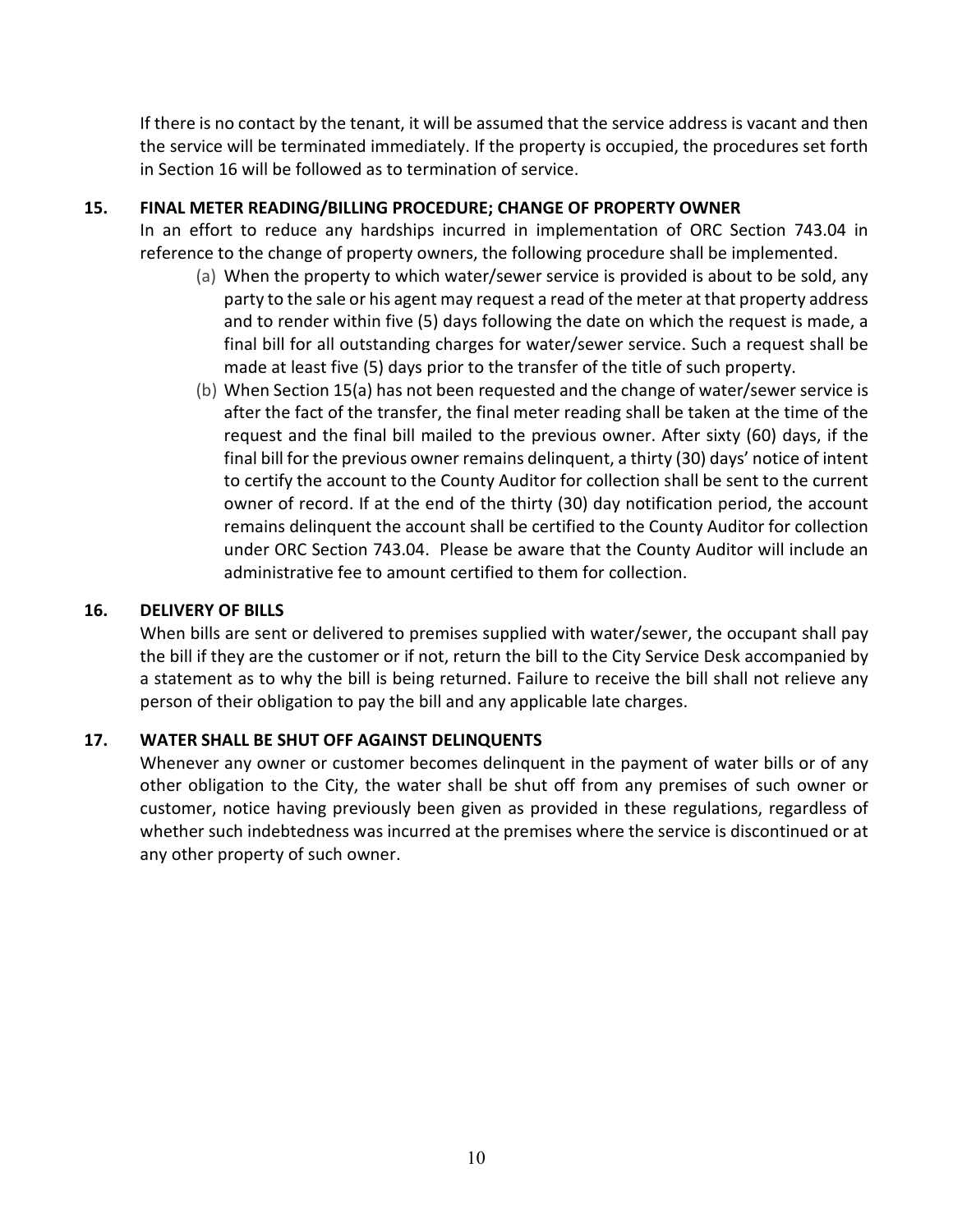If there is no contact by the tenant, it will be assumed that the service address is vacant and then the service will be terminated immediately. If the property is occupied, the procedures set forth in Section 16 will be followed as to termination of service.

## 15. FINAL METER READING/BILLING PROCEDURE; CHANGE OF PROPERTY OWNER

In an effort to reduce any hardships incurred in implementation of ORC Section 743.04 in reference to the change of property owners, the following procedure shall be implemented.

(a) When the property to which water/sewer service is provided is about to be sold, any party to the sale or his agent may request a read of the meter at that property address and to render within five (5) days following the date on which the request is made, a final bill for all outstanding charges for water/sewer service. Such a request shall be made at least five (5) days prior to the transfer of the title of such property.

(b) When Section 15(a) has not been requested and the change of water/sewer service is after the fact of the transfer, the final meter reading shall be taken at the time of the request and the final bill mailed to the previous owner. After sixty (60) days, if the final bill for the previous owner remains delinquent, a thirty (30) days' notice of intent to certify the account to the County Auditor for collection shall be sent to the current owner of record. If at the end of the thirty (30) day notification period, the account remains delinquent the account shall be certified to the County Auditor for collection under ORC Section 743.04. Please be aware that the County Auditor will include an administrative fee to amount certified to them for collection.

## 16. DELIVERY OF BILLS

When bills are sent or delivered to premises supplied with water/sewer, the occupant shall pay the bill if they are the customer or if not, return the bill to the City Service Desk accompanied by a statement as to why the bill is being returned. Failure to receive the bill shall not relieve any person of their obligation to pay the bill and any applicable late charges.

## 17. WATER SHALL BE SHUT OFF AGAINST DELINQUENTS

Whenever any owner or customer becomes delinquent in the payment of water bills or of any other obligation to the City, the water shall be shut off from any premises of such owner or customer, notice having previously been given as provided in these regulations, regardless of whether such indebtedness was incurred at the premises where the service is discontinued or at any other property of such owner.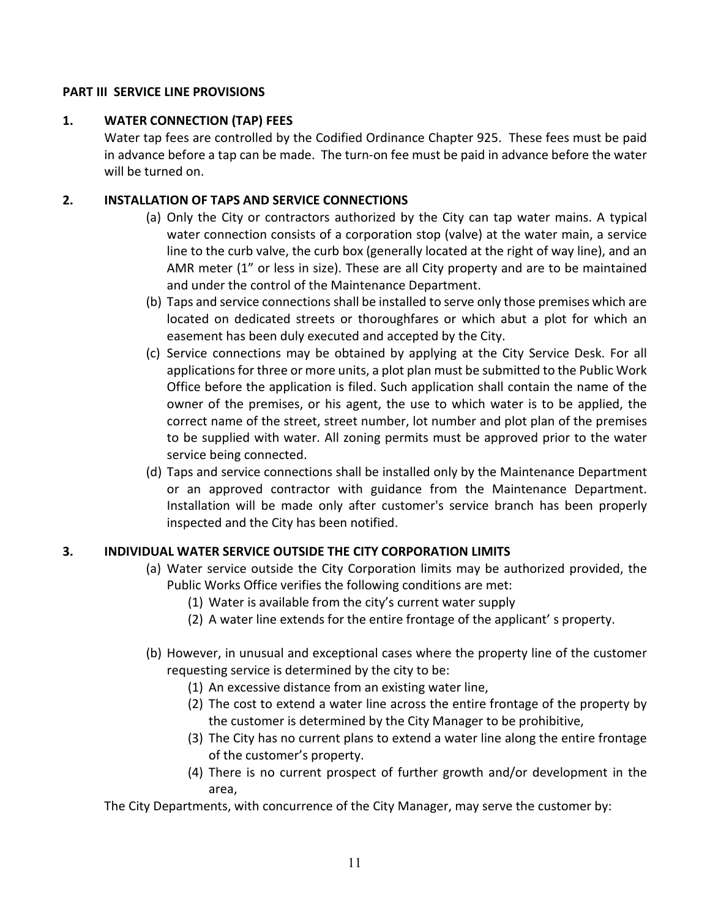**PART III SERVICE LINE PROVISIONS**

**1. WATER CONNECTION (TAP) FEES**

Water tap fees are controlled by the Codified Ordinance Chapter 925. These fees must be paid in advance before a tap can be made. The turn-on fee must be paid in advance before the water will be turned on.

**2. INSTALLATION OF TAPS AND SERVICE CONNECTIONS**

(a) Only the City or contractors authorized by the City can tap water mains. A typical water connection consists of a corporation stop (valve) at the water main, a service line to the curb valve, the curb box (generally located at the right of way line), and an AMR meter (1" or less in size). These are all City property and are to be maintained and under the control of the Maintenance Department.

(b) Taps and service connections shall be installed to serve only those premises which are located on dedicated streets or thoroughfares or which abut a plot for which an easement has been duly executed and accepted by the City.

(c) Service connections may be obtained by applying at the City Service Desk. For all applications for three or more units, a plot plan must be submitted to the Public Work Office before the application is filed. Such application shall contain the name of the owner of the premises, or his agent, the use to which water is to be applied, the correct name of the street, street number, lot number and plot plan of the premises to be supplied with water. All zoning permits must be approved prior to the water service being connected.

(d) Taps and service connections shall be installed only by the Maintenance Department or an approved contractor with guidance from the Maintenance Department. Installation will be made only after customer's service branch has been properly inspected and the City has been notified.

**3. INDIVIDUAL WATER SERVICE OUTSIDE THE CITY CORPORATION LIMITS**

(a) Water service outside the City Corporation limits may be authorized provided, the Public Works Office verifies the following conditions are met:

(1) Water is available from the city's current water supply

(2) A water line extends for the entire frontage of the applicant' s property.

(b) However, in unusual and exceptional cases where the property line of the customer requesting service is determined by the city to be:

(1) An excessive distance from an existing water line,

(2) The cost to extend a water line across the entire frontage of the property by the customer is determined by the City Manager to be prohibitive,

(3) The City has no current plans to extend a water line along the entire frontage of the customer's property.

(4) There is no current prospect of further growth and/or development in the area,

The City Departments, with concurrence of the City Manager, may serve the customer by: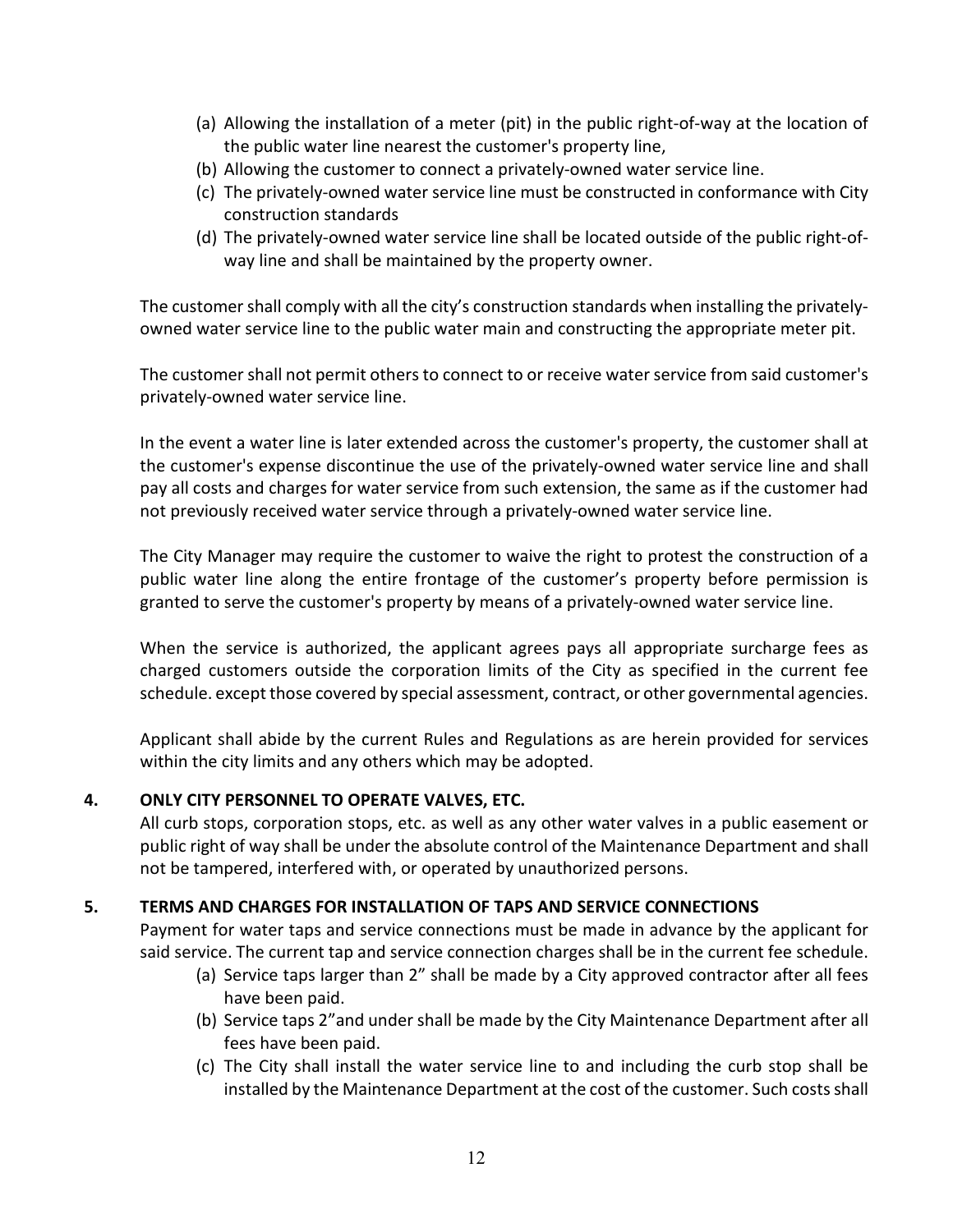(a) Allowing the installation of a meter (pit) in the public right-of-way at the location of the public water line nearest the customer's property line,
(b) Allowing the customer to connect a privately-owned water service line.
(c) The privately-owned water service line must be constructed in conformance with City construction standards
(d) The privately-owned water service line shall be located outside of the public right-of-way line and shall be maintained by the property owner.

The customer shall comply with all the city's construction standards when installing the privately-owned water service line to the public water main and constructing the appropriate meter pit.

The customer shall not permit others to connect to or receive water service from said customer's privately-owned water service line.

In the event a water line is later extended across the customer's property, the customer shall at the customer's expense discontinue the use of the privately-owned water service line and shall pay all costs and charges for water service from such extension, the same as if the customer had not previously received water service through a privately-owned water service line.

The City Manager may require the customer to waive the right to protest the construction of a public water line along the entire frontage of the customer's property before permission is granted to serve the customer's property by means of a privately-owned water service line.

When the service is authorized, the applicant agrees pays all appropriate surcharge fees as charged customers outside the corporation limits of the City as specified in the current fee schedule. except those covered by special assessment, contract, or other governmental agencies.

Applicant shall abide by the current Rules and Regulations as are herein provided for services within the city limits and any others which may be adopted.

**4. ONLY CITY PERSONNEL TO OPERATE VALVES, ETC.**

All curb stops, corporation stops, etc. as well as any other water valves in a public easement or public right of way shall be under the absolute control of the Maintenance Department and shall not be tampered, interfered with, or operated by unauthorized persons.

**5. TERMS AND CHARGES FOR INSTALLATION OF TAPS AND SERVICE CONNECTIONS**

Payment for water taps and service connections must be made in advance by the applicant for said service. The current tap and service connection charges shall be in the current fee schedule.

(a) Service taps larger than 2" shall be made by a City approved contractor after all fees have been paid.
(b) Service taps 2"and under shall be made by the City Maintenance Department after all fees have been paid.
(c) The City shall install the water service line to and including the curb stop shall be installed by the Maintenance Department at the cost of the customer. Such costs shall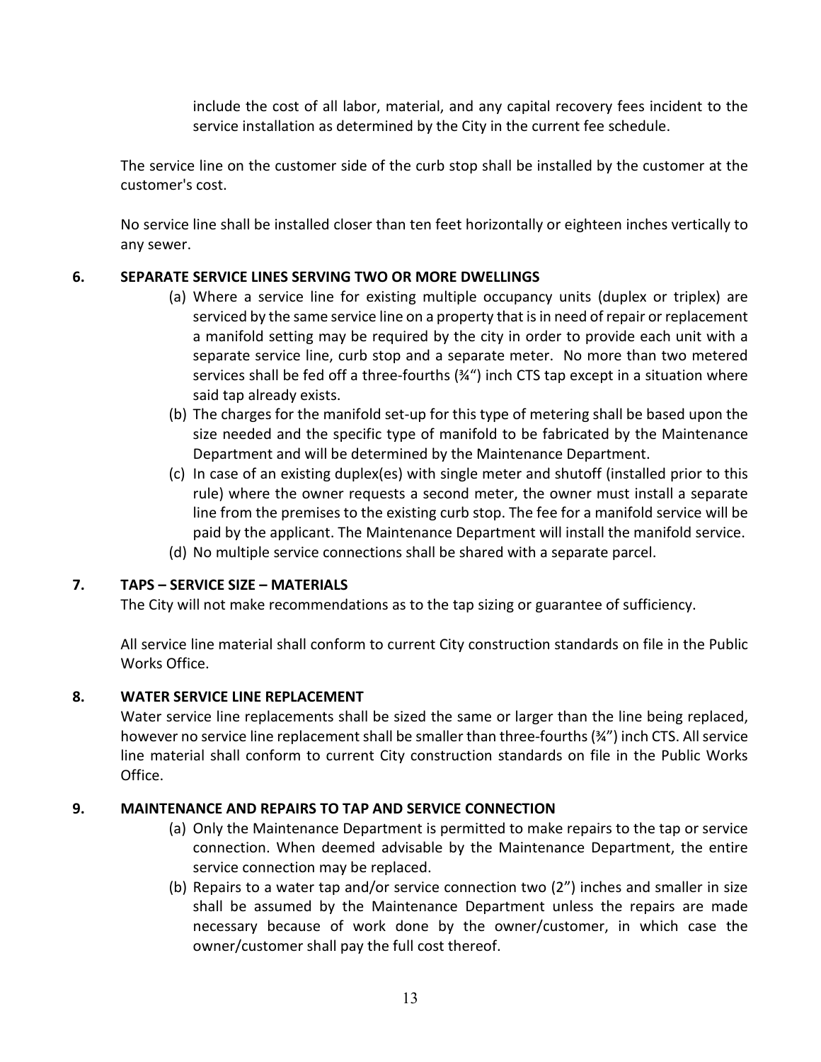include the cost of all labor, material, and any capital recovery fees incident to the service installation as determined by the City in the current fee schedule.

The service line on the customer side of the curb stop shall be installed by the customer at the customer's cost.

No service line shall be installed closer than ten feet horizontally or eighteen inches vertically to any sewer.

**6. SEPARATE SERVICE LINES SERVING TWO OR MORE DWELLINGS**

(a) Where a service line for existing multiple occupancy units (duplex or triplex) are serviced by the same service line on a property that is in need of repair or replacement a manifold setting may be required by the city in order to provide each unit with a separate service line, curb stop and a separate meter. No more than two metered services shall be fed off a three-fourths (¾") inch CTS tap except in a situation where said tap already exists.

(b) The charges for the manifold set-up for this type of metering shall be based upon the size needed and the specific type of manifold to be fabricated by the Maintenance Department and will be determined by the Maintenance Department.

(c) In case of an existing duplex(es) with single meter and shutoff (installed prior to this rule) where the owner requests a second meter, the owner must install a separate line from the premises to the existing curb stop. The fee for a manifold service will be paid by the applicant. The Maintenance Department will install the manifold service.

(d) No multiple service connections shall be shared with a separate parcel.

**7. TAPS – SERVICE SIZE – MATERIALS**

The City will not make recommendations as to the tap sizing or guarantee of sufficiency.

All service line material shall conform to current City construction standards on file in the Public Works Office.

**8. WATER SERVICE LINE REPLACEMENT**

Water service line replacements shall be sized the same or larger than the line being replaced, however no service line replacement shall be smaller than three-fourths (¾") inch CTS. All service line material shall conform to current City construction standards on file in the Public Works Office.

**9. MAINTENANCE AND REPAIRS TO TAP AND SERVICE CONNECTION**

(a) Only the Maintenance Department is permitted to make repairs to the tap or service connection. When deemed advisable by the Maintenance Department, the entire service connection may be replaced.

(b) Repairs to a water tap and/or service connection two (2") inches and smaller in size shall be assumed by the Maintenance Department unless the repairs are made necessary because of work done by the owner/customer, in which case the owner/customer shall pay the full cost thereof.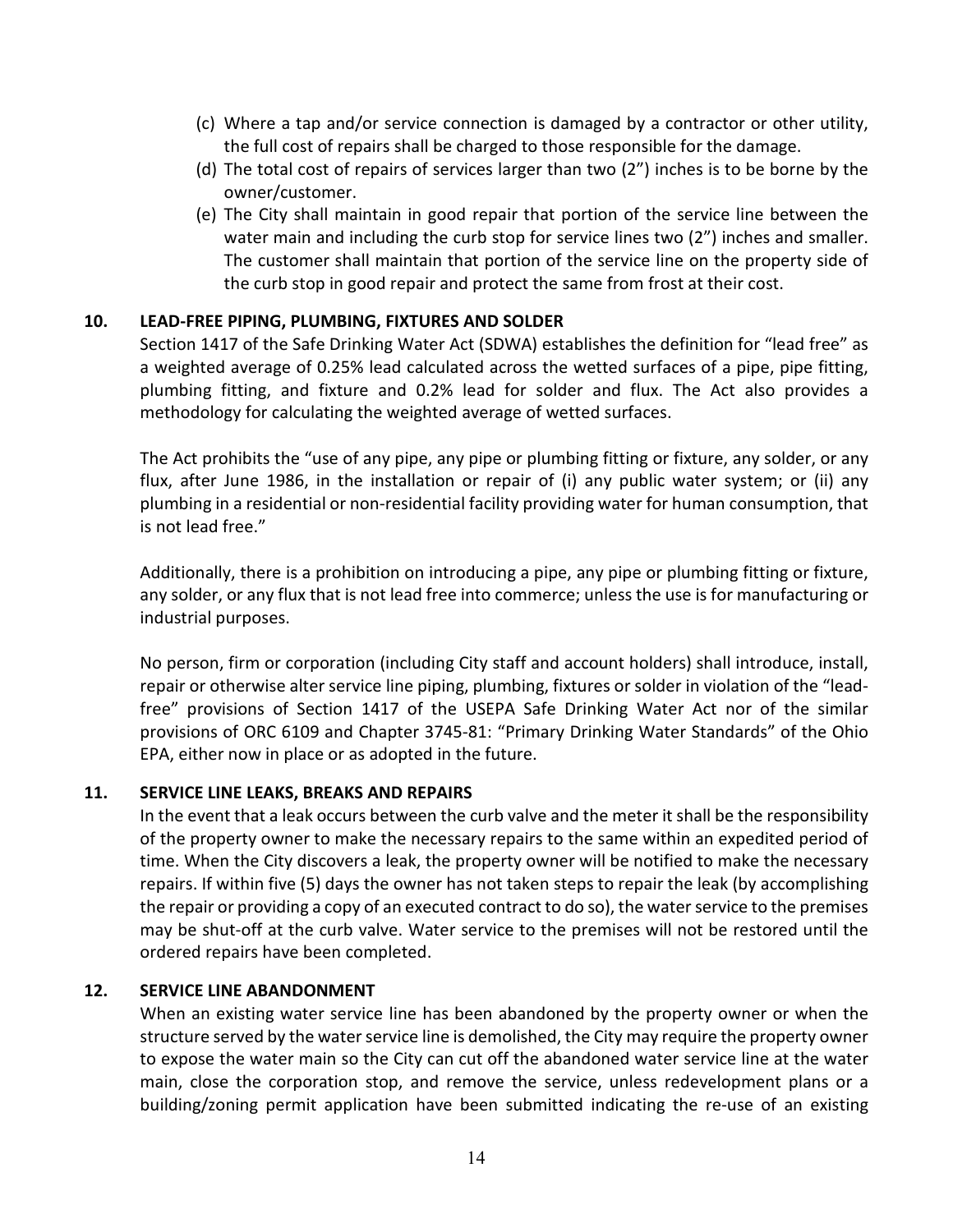(c) Where a tap and/or service connection is damaged by a contractor or other utility, the full cost of repairs shall be charged to those responsible for the damage.

(d) The total cost of repairs of services larger than two (2") inches is to be borne by the owner/customer.

(e) The City shall maintain in good repair that portion of the service line between the water main and including the curb stop for service lines two (2") inches and smaller. The customer shall maintain that portion of the service line on the property side of the curb stop in good repair and protect the same from frost at their cost.

**10. LEAD-FREE PIPING, PLUMBING, FIXTURES AND SOLDER**

Section 1417 of the Safe Drinking Water Act (SDWA) establishes the definition for "lead free" as a weighted average of 0.25% lead calculated across the wetted surfaces of a pipe, pipe fitting, plumbing fitting, and fixture and 0.2% lead for solder and flux. The Act also provides a methodology for calculating the weighted average of wetted surfaces.

The Act prohibits the "use of any pipe, any pipe or plumbing fitting or fixture, any solder, or any flux, after June 1986, in the installation or repair of (i) any public water system; or (ii) any plumbing in a residential or non-residential facility providing water for human consumption, that is not lead free."

Additionally, there is a prohibition on introducing a pipe, any pipe or plumbing fitting or fixture, any solder, or any flux that is not lead free into commerce; unless the use is for manufacturing or industrial purposes.

No person, firm or corporation (including City staff and account holders) shall introduce, install, repair or otherwise alter service line piping, plumbing, fixtures or solder in violation of the "lead-free" provisions of Section 1417 of the USEPA Safe Drinking Water Act nor of the similar provisions of ORC 6109 and Chapter 3745-81: "Primary Drinking Water Standards" of the Ohio EPA, either now in place or as adopted in the future.

**11. SERVICE LINE LEAKS, BREAKS AND REPAIRS**

In the event that a leak occurs between the curb valve and the meter it shall be the responsibility of the property owner to make the necessary repairs to the same within an expedited period of time. When the City discovers a leak, the property owner will be notified to make the necessary repairs. If within five (5) days the owner has not taken steps to repair the leak (by accomplishing the repair or providing a copy of an executed contract to do so), the water service to the premises may be shut-off at the curb valve. Water service to the premises will not be restored until the ordered repairs have been completed.

**12. SERVICE LINE ABANDONMENT**

When an existing water service line has been abandoned by the property owner or when the structure served by the water service line is demolished, the City may require the property owner to expose the water main so the City can cut off the abandoned water service line at the water main, close the corporation stop, and remove the service, unless redevelopment plans or a building/zoning permit application have been submitted indicating the re-use of an existing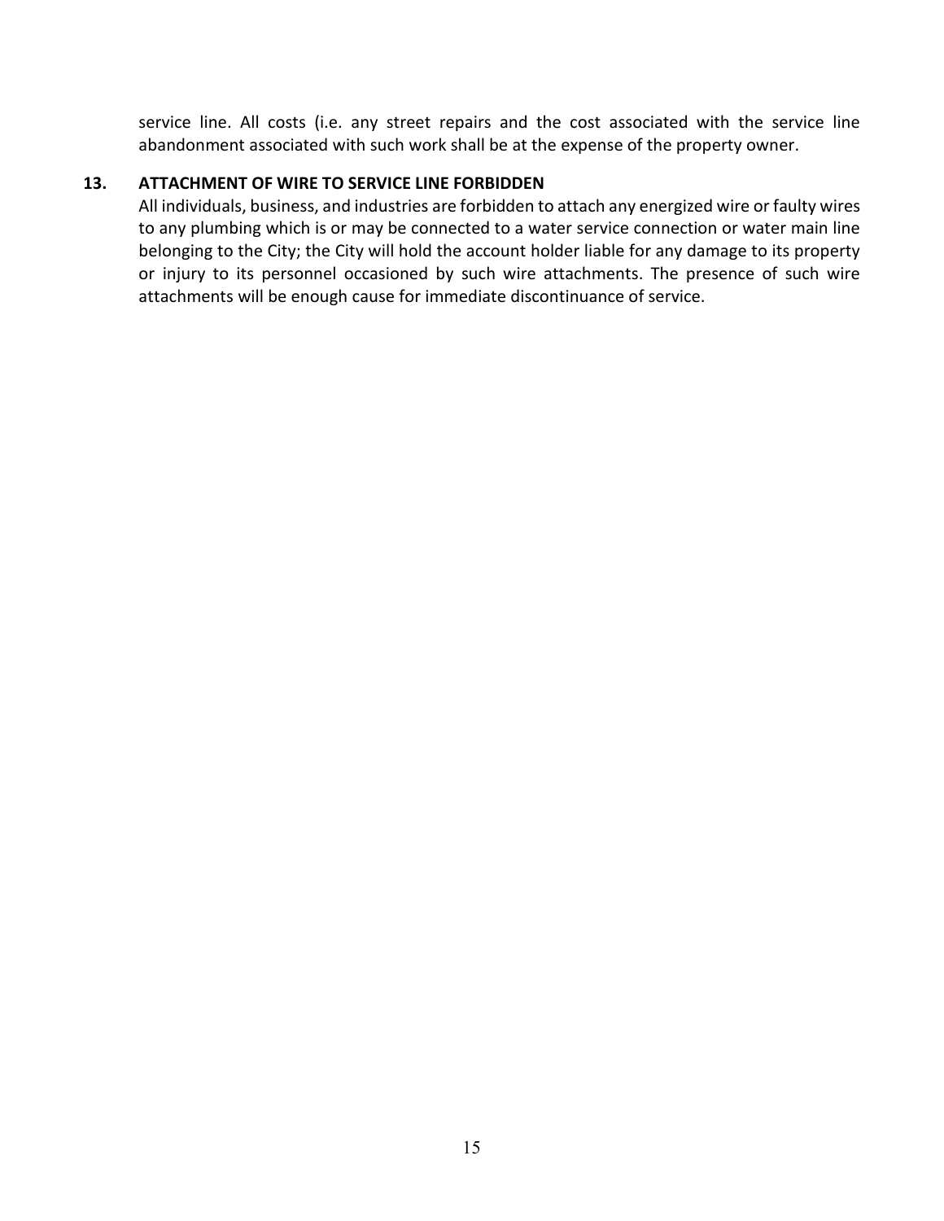service line. All costs (i.e. any street repairs and the cost associated with the service line abandonment associated with such work shall be at the expense of the property owner.

**13. ATTACHMENT OF WIRE TO SERVICE LINE FORBIDDEN**

All individuals, business, and industries are forbidden to attach any energized wire or faulty wires to any plumbing which is or may be connected to a water service connection or water main line belonging to the City; the City will hold the account holder liable for any damage to its property or injury to its personnel occasioned by such wire attachments. The presence of such wire attachments will be enough cause for immediate discontinuance of service.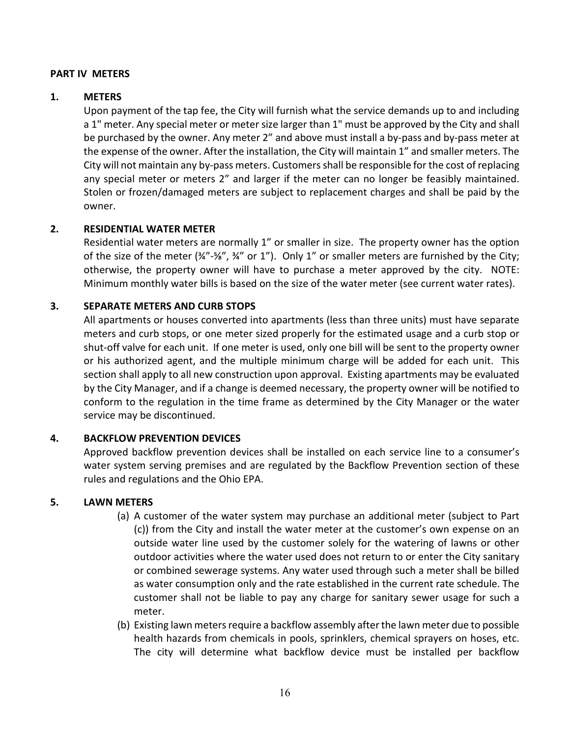**PART IV METERS**

**1. METERS**

Upon payment of the tap fee, the City will furnish what the service demands up to and including a 1" meter. Any special meter or meter size larger than 1" must be approved by the City and shall be purchased by the owner. Any meter 2" and above must install a by-pass and by-pass meter at the expense of the owner. After the installation, the City will maintain 1" and smaller meters. The City will not maintain any by-pass meters. Customers shall be responsible for the cost of replacing any special meter or meters 2" and larger if the meter can no longer be feasibly maintained. Stolen or frozen/damaged meters are subject to replacement charges and shall be paid by the owner.

**2. RESIDENTIAL WATER METER**

Residential water meters are normally 1" or smaller in size. The property owner has the option of the size of the meter (¾"-⅝", ¾" or 1"). Only 1" or smaller meters are furnished by the City; otherwise, the property owner will have to purchase a meter approved by the city. NOTE: Minimum monthly water bills is based on the size of the water meter (see current water rates).

**3. SEPARATE METERS AND CURB STOPS**

All apartments or houses converted into apartments (less than three units) must have separate meters and curb stops, or one meter sized properly for the estimated usage and a curb stop or shut-off valve for each unit. If one meter is used, only one bill will be sent to the property owner or his authorized agent, and the multiple minimum charge will be added for each unit. This section shall apply to all new construction upon approval. Existing apartments may be evaluated by the City Manager, and if a change is deemed necessary, the property owner will be notified to conform to the regulation in the time frame as determined by the City Manager or the water service may be discontinued.

**4. BACKFLOW PREVENTION DEVICES**

Approved backflow prevention devices shall be installed on each service line to a consumer's water system serving premises and are regulated by the Backflow Prevention section of these rules and regulations and the Ohio EPA.

**5. LAWN METERS**

(a) A customer of the water system may purchase an additional meter (subject to Part (c)) from the City and install the water meter at the customer's own expense on an outside water line used by the customer solely for the watering of lawns or other outdoor activities where the water used does not return to or enter the City sanitary or combined sewerage systems. Any water used through such a meter shall be billed as water consumption only and the rate established in the current rate schedule. The customer shall not be liable to pay any charge for sanitary sewer usage for such a meter.

(b) Existing lawn meters require a backflow assembly after the lawn meter due to possible health hazards from chemicals in pools, sprinklers, chemical sprayers on hoses, etc. The city will determine what backflow device must be installed per backflow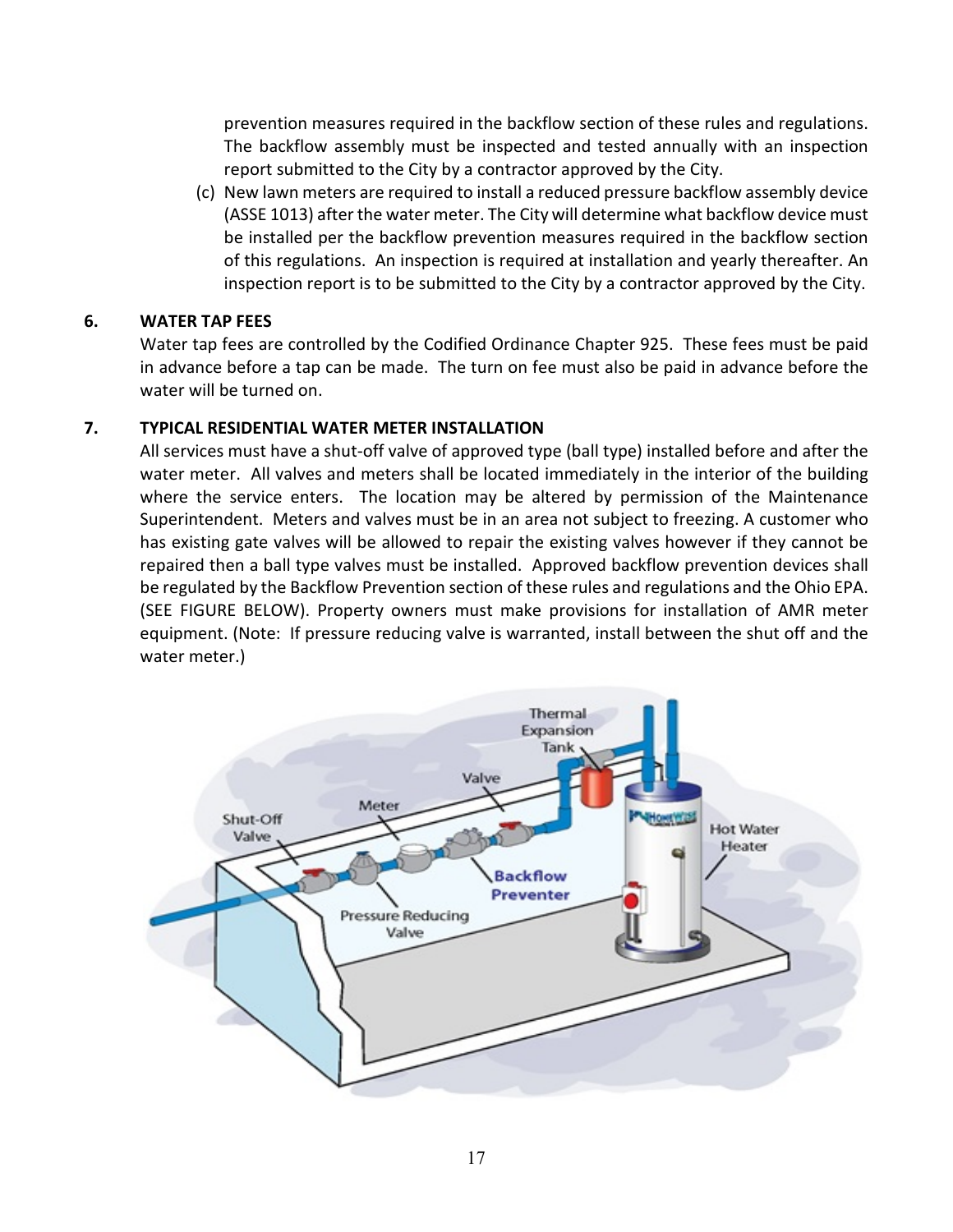prevention measures required in the backflow section of these rules and regulations. The backflow assembly must be inspected and tested annually with an inspection report submitted to the City by a contractor approved by the City.

(c) New lawn meters are required to install a reduced pressure backflow assembly device (ASSE 1013) after the water meter. The City will determine what backflow device must be installed per the backflow prevention measures required in the backflow section of this regulations. An inspection is required at installation and yearly thereafter. An inspection report is to be submitted to the City by a contractor approved by the City.

**6. WATER TAP FEES**

Water tap fees are controlled by the Codified Ordinance Chapter 925. These fees must be paid in advance before a tap can be made. The turn on fee must also be paid in advance before the water will be turned on.

**7. TYPICAL RESIDENTIAL WATER METER INSTALLATION**

All services must have a shut-off valve of approved type (ball type) installed before and after the water meter. All valves and meters shall be located immediately in the interior of the building where the service enters. The location may be altered by permission of the Maintenance Superintendent. Meters and valves must be in an area not subject to freezing. A customer who has existing gate valves will be allowed to repair the existing valves however if they cannot be repaired then a ball type valves must be installed. Approved backflow prevention devices shall be regulated by the Backflow Prevention section of these rules and regulations and the Ohio EPA. (SEE FIGURE BELOW). Property owners must make provisions for installation of AMR meter equipment. (Note: If pressure reducing valve is warranted, install between the shut off and the water meter.)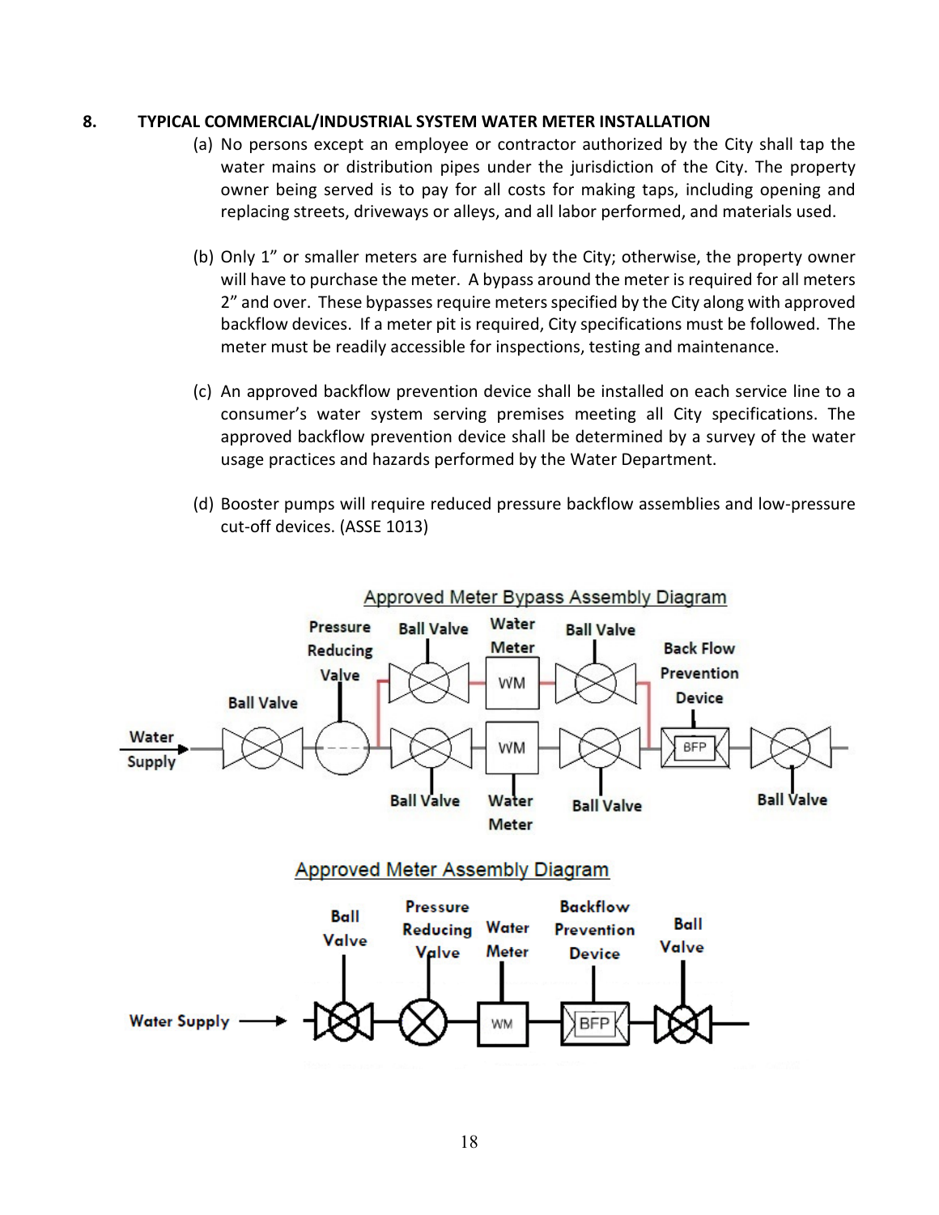## 8. TYPICAL COMMERCIAL/INDUSTRIAL SYSTEM WATER METER INSTALLATION

(a) No persons except an employee or contractor authorized by the City shall tap the water mains or distribution pipes under the jurisdiction of the City. The property owner being served is to pay for all costs for making taps, including opening and replacing streets, driveways or alleys, and all labor performed, and materials used.

(b) Only 1" or smaller meters are furnished by the City; otherwise, the property owner will have to purchase the meter. A bypass around the meter is required for all meters 2" and over. These bypasses require meters specified by the City along with approved backflow devices. If a meter pit is required, City specifications must be followed. The meter must be readily accessible for inspections, testing and maintenance.

(c) An approved backflow prevention device shall be installed on each service line to a consumer's water system serving premises meeting all City specifications. The approved backflow prevention device shall be determined by a survey of the water usage practices and hazards performed by the Water Department.

(d) Booster pumps will require reduced pressure backflow assemblies and low-pressure cut-off devices. (ASSE 1013)

Approved Meter Bypass Assembly Diagram

Water Supply → Ball Valve → Pressure Reducing Valve → Ball Valve → Water Meter (WM) → Ball Valve → Back Flow Prevention Device (BFP) → Ball Valve

Bypass: Ball Valve → Water Meter (WM) → Ball Valve

Approved Meter Assembly Diagram

Water Supply → Ball Valve → Pressure Reducing Valve → Water Meter (WM) → Backflow Prevention Device (BFP) → Ball Valve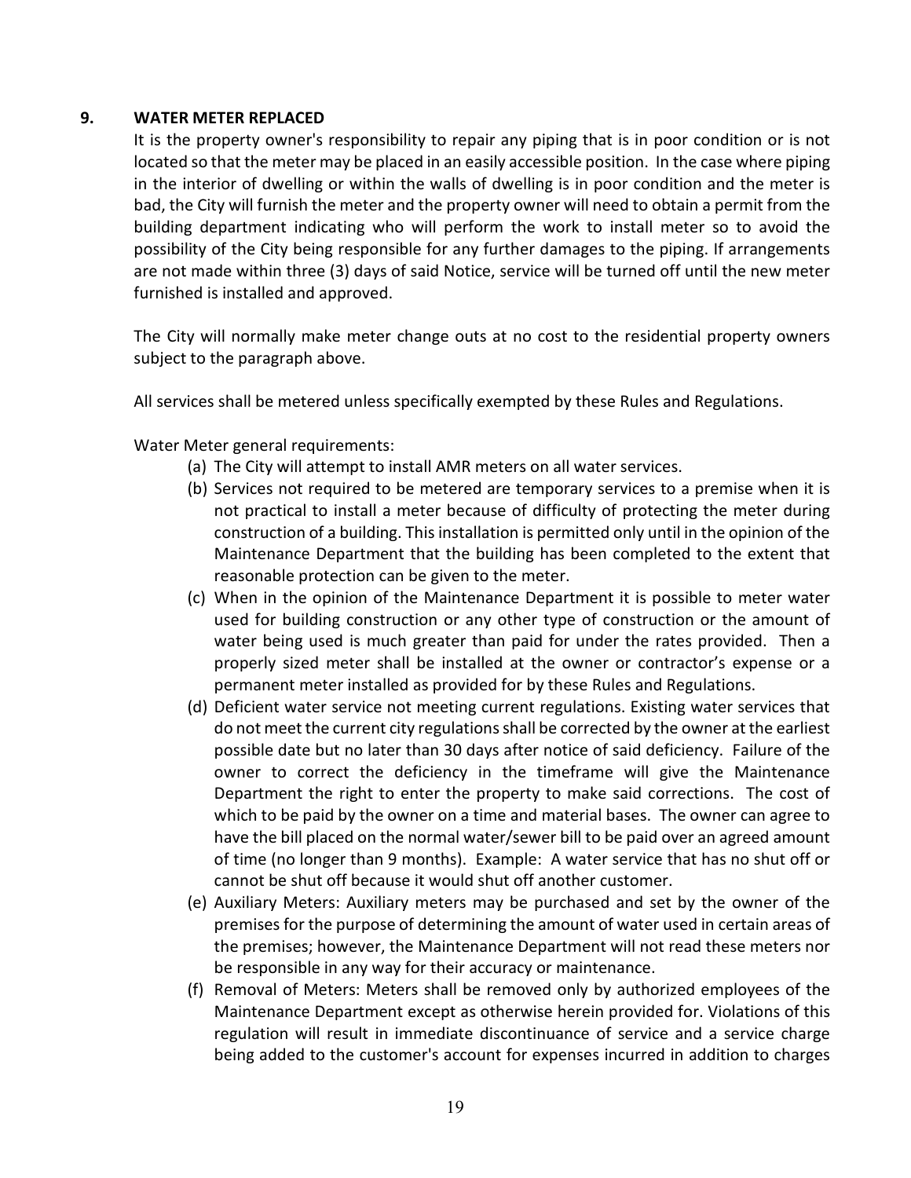## 9. WATER METER REPLACED

It is the property owner's responsibility to repair any piping that is in poor condition or is not located so that the meter may be placed in an easily accessible position. In the case where piping in the interior of dwelling or within the walls of dwelling is in poor condition and the meter is bad, the City will furnish the meter and the property owner will need to obtain a permit from the building department indicating who will perform the work to install meter so to avoid the possibility of the City being responsible for any further damages to the piping. If arrangements are not made within three (3) days of said Notice, service will be turned off until the new meter furnished is installed and approved.

The City will normally make meter change outs at no cost to the residential property owners subject to the paragraph above.

All services shall be metered unless specifically exempted by these Rules and Regulations.

Water Meter general requirements:

(a) The City will attempt to install AMR meters on all water services.

(b) Services not required to be metered are temporary services to a premise when it is not practical to install a meter because of difficulty of protecting the meter during construction of a building. This installation is permitted only until in the opinion of the Maintenance Department that the building has been completed to the extent that reasonable protection can be given to the meter.

(c) When in the opinion of the Maintenance Department it is possible to meter water used for building construction or any other type of construction or the amount of water being used is much greater than paid for under the rates provided. Then a properly sized meter shall be installed at the owner or contractor's expense or a permanent meter installed as provided for by these Rules and Regulations.

(d) Deficient water service not meeting current regulations. Existing water services that do not meet the current city regulations shall be corrected by the owner at the earliest possible date but no later than 30 days after notice of said deficiency. Failure of the owner to correct the deficiency in the timeframe will give the Maintenance Department the right to enter the property to make said corrections. The cost of which to be paid by the owner on a time and material bases. The owner can agree to have the bill placed on the normal water/sewer bill to be paid over an agreed amount of time (no longer than 9 months). Example: A water service that has no shut off or cannot be shut off because it would shut off another customer.

(e) Auxiliary Meters: Auxiliary meters may be purchased and set by the owner of the premises for the purpose of determining the amount of water used in certain areas of the premises; however, the Maintenance Department will not read these meters nor be responsible in any way for their accuracy or maintenance.

(f) Removal of Meters: Meters shall be removed only by authorized employees of the Maintenance Department except as otherwise herein provided for. Violations of this regulation will result in immediate discontinuance of service and a service charge being added to the customer's account for expenses incurred in addition to charges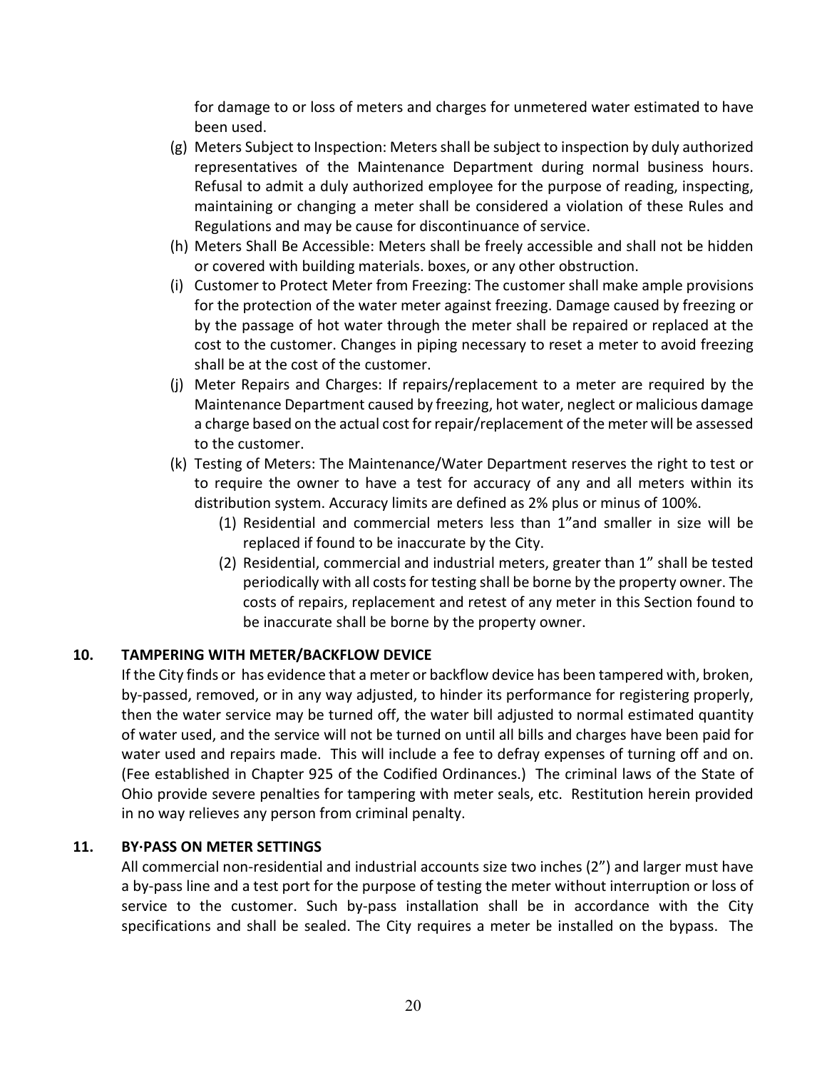for damage to or loss of meters and charges for unmetered water estimated to have been used.

(g) Meters Subject to Inspection: Meters shall be subject to inspection by duly authorized representatives of the Maintenance Department during normal business hours. Refusal to admit a duly authorized employee for the purpose of reading, inspecting, maintaining or changing a meter shall be considered a violation of these Rules and Regulations and may be cause for discontinuance of service.

(h) Meters Shall Be Accessible: Meters shall be freely accessible and shall not be hidden or covered with building materials. boxes, or any other obstruction.

(i) Customer to Protect Meter from Freezing: The customer shall make ample provisions for the protection of the water meter against freezing. Damage caused by freezing or by the passage of hot water through the meter shall be repaired or replaced at the cost to the customer. Changes in piping necessary to reset a meter to avoid freezing shall be at the cost of the customer.

(j) Meter Repairs and Charges: If repairs/replacement to a meter are required by the Maintenance Department caused by freezing, hot water, neglect or malicious damage a charge based on the actual cost for repair/replacement of the meter will be assessed to the customer.

(k) Testing of Meters: The Maintenance/Water Department reserves the right to test or to require the owner to have a test for accuracy of any and all meters within its distribution system. Accuracy limits are defined as 2% plus or minus of 100%.

   (1) Residential and commercial meters less than 1"and smaller in size will be replaced if found to be inaccurate by the City.

   (2) Residential, commercial and industrial meters, greater than 1" shall be tested periodically with all costs for testing shall be borne by the property owner. The costs of repairs, replacement and retest of any meter in this Section found to be inaccurate shall be borne by the property owner.

## 10. TAMPERING WITH METER/BACKFLOW DEVICE

If the City finds or has evidence that a meter or backflow device has been tampered with, broken, by-passed, removed, or in any way adjusted, to hinder its performance for registering properly, then the water service may be turned off, the water bill adjusted to normal estimated quantity of water used, and the service will not be turned on until all bills and charges have been paid for water used and repairs made. This will include a fee to defray expenses of turning off and on. (Fee established in Chapter 925 of the Codified Ordinances.) The criminal laws of the State of Ohio provide severe penalties for tampering with meter seals, etc. Restitution herein provided in no way relieves any person from criminal penalty.

## 11. BY·PASS ON METER SETTINGS

All commercial non-residential and industrial accounts size two inches (2") and larger must have a by-pass line and a test port for the purpose of testing the meter without interruption or loss of service to the customer. Such by-pass installation shall be in accordance with the City specifications and shall be sealed. The City requires a meter be installed on the bypass. The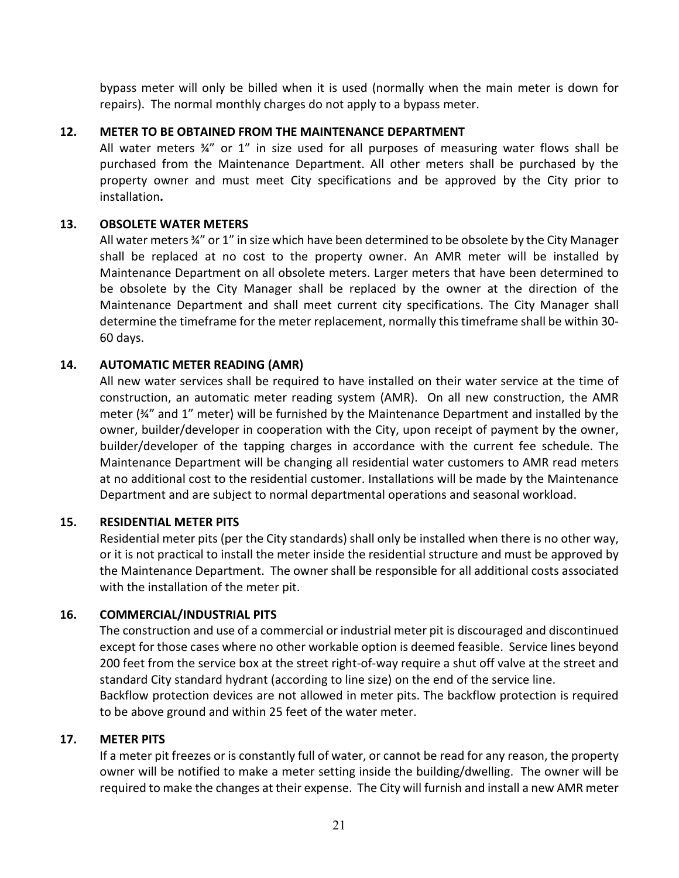bypass meter will only be billed when it is used (normally when the main meter is down for repairs). The normal monthly charges do not apply to a bypass meter.

**12. METER TO BE OBTAINED FROM THE MAINTENANCE DEPARTMENT**

All water meters ¾" or 1" in size used for all purposes of measuring water flows shall be purchased from the Maintenance Department. All other meters shall be purchased by the property owner and must meet City specifications and be approved by the City prior to installation**.**

**13. OBSOLETE WATER METERS**

All water meters ¾" or 1" in size which have been determined to be obsolete by the City Manager shall be replaced at no cost to the property owner. An AMR meter will be installed by Maintenance Department on all obsolete meters. Larger meters that have been determined to be obsolete by the City Manager shall be replaced by the owner at the direction of the Maintenance Department and shall meet current city specifications. The City Manager shall determine the timeframe for the meter replacement, normally this timeframe shall be within 30-60 days.

**14. AUTOMATIC METER READING (AMR)**

All new water services shall be required to have installed on their water service at the time of construction, an automatic meter reading system (AMR). On all new construction, the AMR meter (¾" and 1" meter) will be furnished by the Maintenance Department and installed by the owner, builder/developer in cooperation with the City, upon receipt of payment by the owner, builder/developer of the tapping charges in accordance with the current fee schedule. The Maintenance Department will be changing all residential water customers to AMR read meters at no additional cost to the residential customer. Installations will be made by the Maintenance Department and are subject to normal departmental operations and seasonal workload.

**15. RESIDENTIAL METER PITS**

Residential meter pits (per the City standards) shall only be installed when there is no other way, or it is not practical to install the meter inside the residential structure and must be approved by the Maintenance Department. The owner shall be responsible for all additional costs associated with the installation of the meter pit.

**16. COMMERCIAL/INDUSTRIAL PITS**

The construction and use of a commercial or industrial meter pit is discouraged and discontinued except for those cases where no other workable option is deemed feasible. Service lines beyond 200 feet from the service box at the street right-of-way require a shut off valve at the street and standard City standard hydrant (according to line size) on the end of the service line.

Backflow protection devices are not allowed in meter pits. The backflow protection is required to be above ground and within 25 feet of the water meter.

**17. METER PITS**

If a meter pit freezes or is constantly full of water, or cannot be read for any reason, the property owner will be notified to make a meter setting inside the building/dwelling. The owner will be required to make the changes at their expense. The City will furnish and install a new AMR meter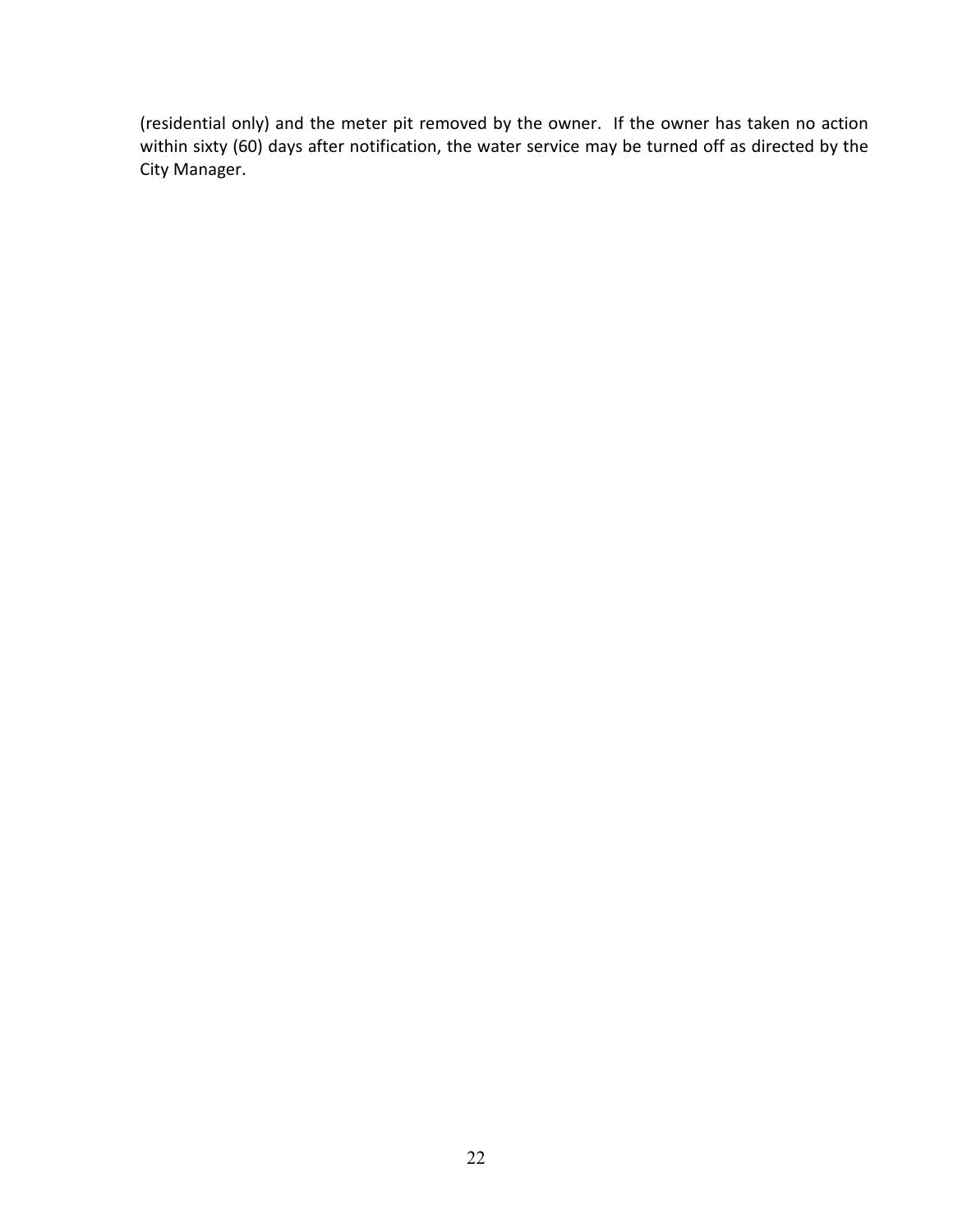(residential only) and the meter pit removed by the owner.  If the owner has taken no action within sixty (60) days after notification, the water service may be turned off as directed by the City Manager.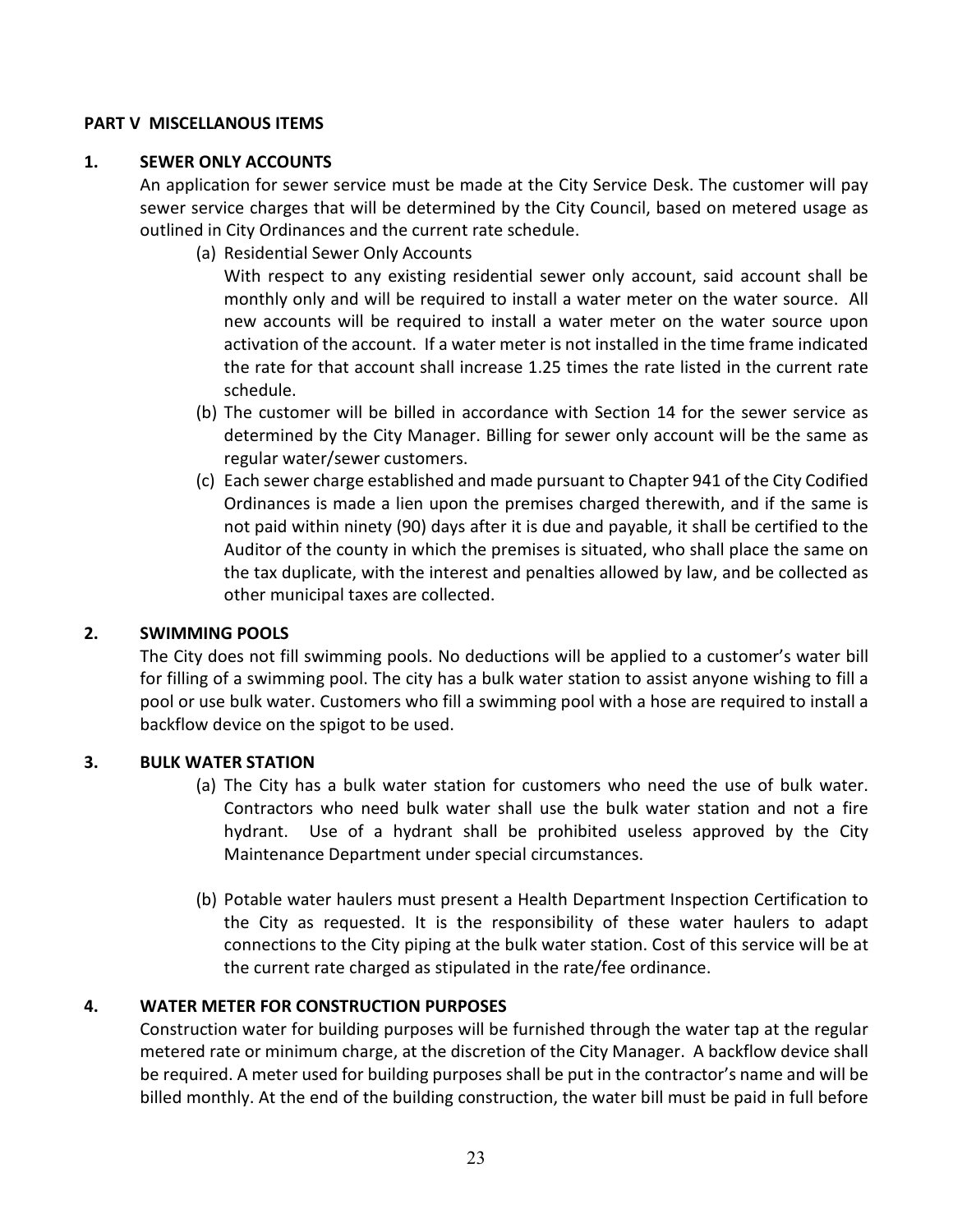**PART V MISCELLANOUS ITEMS**

**1. SEWER ONLY ACCOUNTS**

An application for sewer service must be made at the City Service Desk. The customer will pay sewer service charges that will be determined by the City Council, based on metered usage as outlined in City Ordinances and the current rate schedule.

(a) Residential Sewer Only Accounts

With respect to any existing residential sewer only account, said account shall be monthly only and will be required to install a water meter on the water source. All new accounts will be required to install a water meter on the water source upon activation of the account. If a water meter is not installed in the time frame indicated the rate for that account shall increase 1.25 times the rate listed in the current rate schedule.

(b) The customer will be billed in accordance with Section 14 for the sewer service as determined by the City Manager. Billing for sewer only account will be the same as regular water/sewer customers.

(c) Each sewer charge established and made pursuant to Chapter 941 of the City Codified Ordinances is made a lien upon the premises charged therewith, and if the same is not paid within ninety (90) days after it is due and payable, it shall be certified to the Auditor of the county in which the premises is situated, who shall place the same on the tax duplicate, with the interest and penalties allowed by law, and be collected as other municipal taxes are collected.

**2. SWIMMING POOLS**

The City does not fill swimming pools. No deductions will be applied to a customer's water bill for filling of a swimming pool. The city has a bulk water station to assist anyone wishing to fill a pool or use bulk water. Customers who fill a swimming pool with a hose are required to install a backflow device on the spigot to be used.

**3. BULK WATER STATION**

(a) The City has a bulk water station for customers who need the use of bulk water. Contractors who need bulk water shall use the bulk water station and not a fire hydrant. Use of a hydrant shall be prohibited useless approved by the City Maintenance Department under special circumstances.

(b) Potable water haulers must present a Health Department Inspection Certification to the City as requested. It is the responsibility of these water haulers to adapt connections to the City piping at the bulk water station. Cost of this service will be at the current rate charged as stipulated in the rate/fee ordinance.

**4. WATER METER FOR CONSTRUCTION PURPOSES**

Construction water for building purposes will be furnished through the water tap at the regular metered rate or minimum charge, at the discretion of the City Manager. A backflow device shall be required. A meter used for building purposes shall be put in the contractor's name and will be billed monthly. At the end of the building construction, the water bill must be paid in full before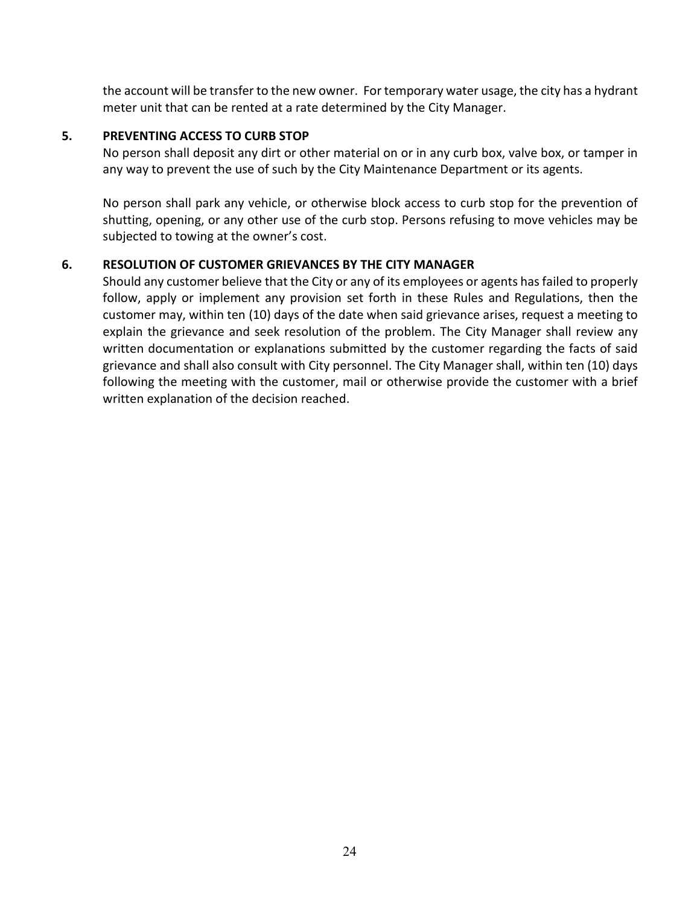the account will be transfer to the new owner. For temporary water usage, the city has a hydrant meter unit that can be rented at a rate determined by the City Manager.

**5. PREVENTING ACCESS TO CURB STOP**

No person shall deposit any dirt or other material on or in any curb box, valve box, or tamper in any way to prevent the use of such by the City Maintenance Department or its agents.

No person shall park any vehicle, or otherwise block access to curb stop for the prevention of shutting, opening, or any other use of the curb stop. Persons refusing to move vehicles may be subjected to towing at the owner's cost.

**6. RESOLUTION OF CUSTOMER GRIEVANCES BY THE CITY MANAGER**

Should any customer believe that the City or any of its employees or agents has failed to properly follow, apply or implement any provision set forth in these Rules and Regulations, then the customer may, within ten (10) days of the date when said grievance arises, request a meeting to explain the grievance and seek resolution of the problem. The City Manager shall review any written documentation or explanations submitted by the customer regarding the facts of said grievance and shall also consult with City personnel. The City Manager shall, within ten (10) days following the meeting with the customer, mail or otherwise provide the customer with a brief written explanation of the decision reached.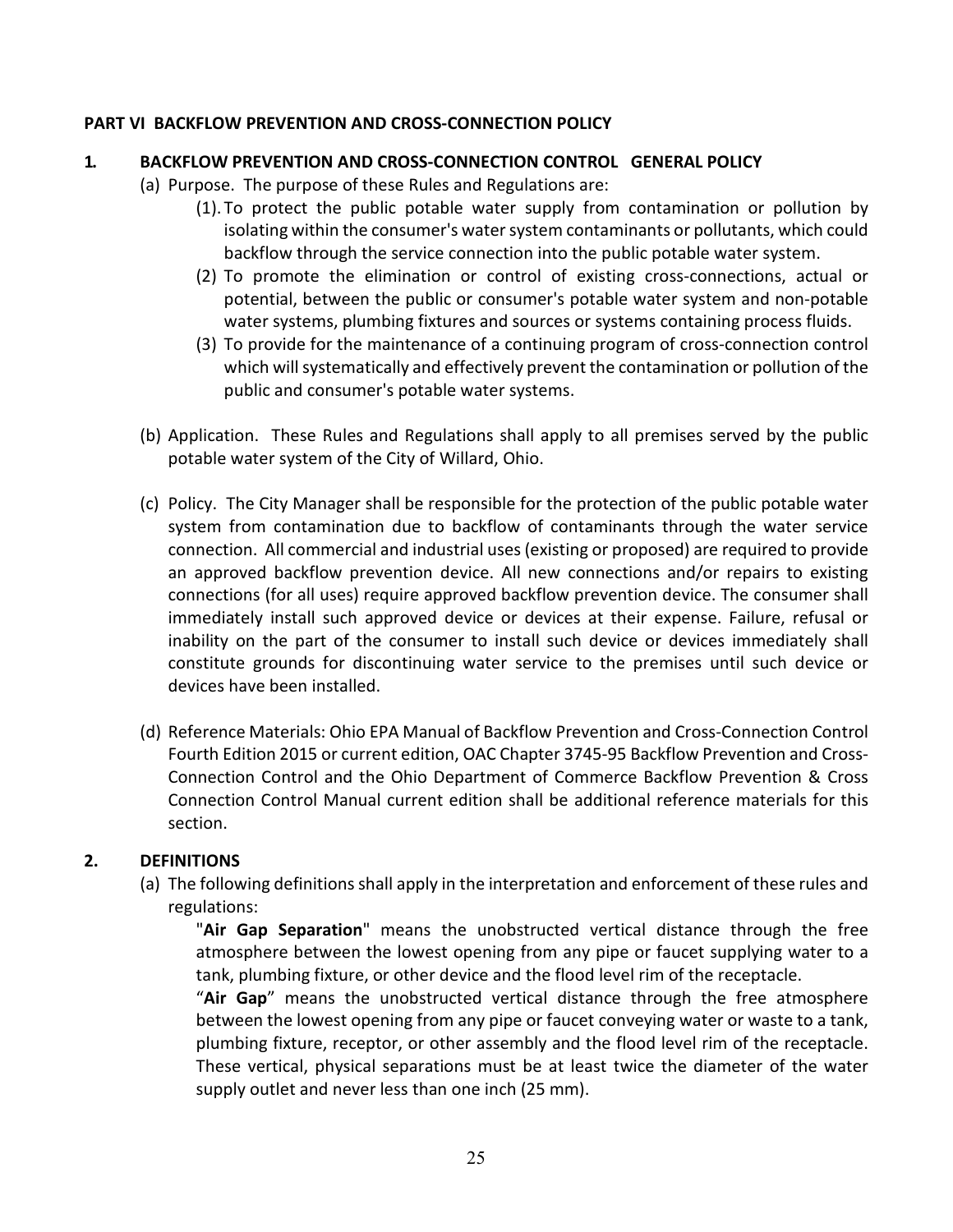**PART VI BACKFLOW PREVENTION AND CROSS-CONNECTION POLICY**

**1. BACKFLOW PREVENTION AND CROSS-CONNECTION CONTROL GENERAL POLICY**

(a) Purpose. The purpose of these Rules and Regulations are:

(1). To protect the public potable water supply from contamination or pollution by isolating within the consumer's water system contaminants or pollutants, which could backflow through the service connection into the public potable water system.

(2) To promote the elimination or control of existing cross-connections, actual or potential, between the public or consumer's potable water system and non-potable water systems, plumbing fixtures and sources or systems containing process fluids.

(3) To provide for the maintenance of a continuing program of cross-connection control which will systematically and effectively prevent the contamination or pollution of the public and consumer's potable water systems.

(b) Application. These Rules and Regulations shall apply to all premises served by the public potable water system of the City of Willard, Ohio.

(c) Policy. The City Manager shall be responsible for the protection of the public potable water system from contamination due to backflow of contaminants through the water service connection. All commercial and industrial uses (existing or proposed) are required to provide an approved backflow prevention device. All new connections and/or repairs to existing connections (for all uses) require approved backflow prevention device. The consumer shall immediately install such approved device or devices at their expense. Failure, refusal or inability on the part of the consumer to install such device or devices immediately shall constitute grounds for discontinuing water service to the premises until such device or devices have been installed.

(d) Reference Materials: Ohio EPA Manual of Backflow Prevention and Cross-Connection Control Fourth Edition 2015 or current edition, OAC Chapter 3745-95 Backflow Prevention and Cross-Connection Control and the Ohio Department of Commerce Backflow Prevention & Cross Connection Control Manual current edition shall be additional reference materials for this section.

**2. DEFINITIONS**

(a) The following definitions shall apply in the interpretation and enforcement of these rules and regulations:

"**Air Gap Separation**" means the unobstructed vertical distance through the free atmosphere between the lowest opening from any pipe or faucet supplying water to a tank, plumbing fixture, or other device and the flood level rim of the receptacle.

"**Air Gap**" means the unobstructed vertical distance through the free atmosphere between the lowest opening from any pipe or faucet conveying water or waste to a tank, plumbing fixture, receptor, or other assembly and the flood level rim of the receptacle. These vertical, physical separations must be at least twice the diameter of the water supply outlet and never less than one inch (25 mm).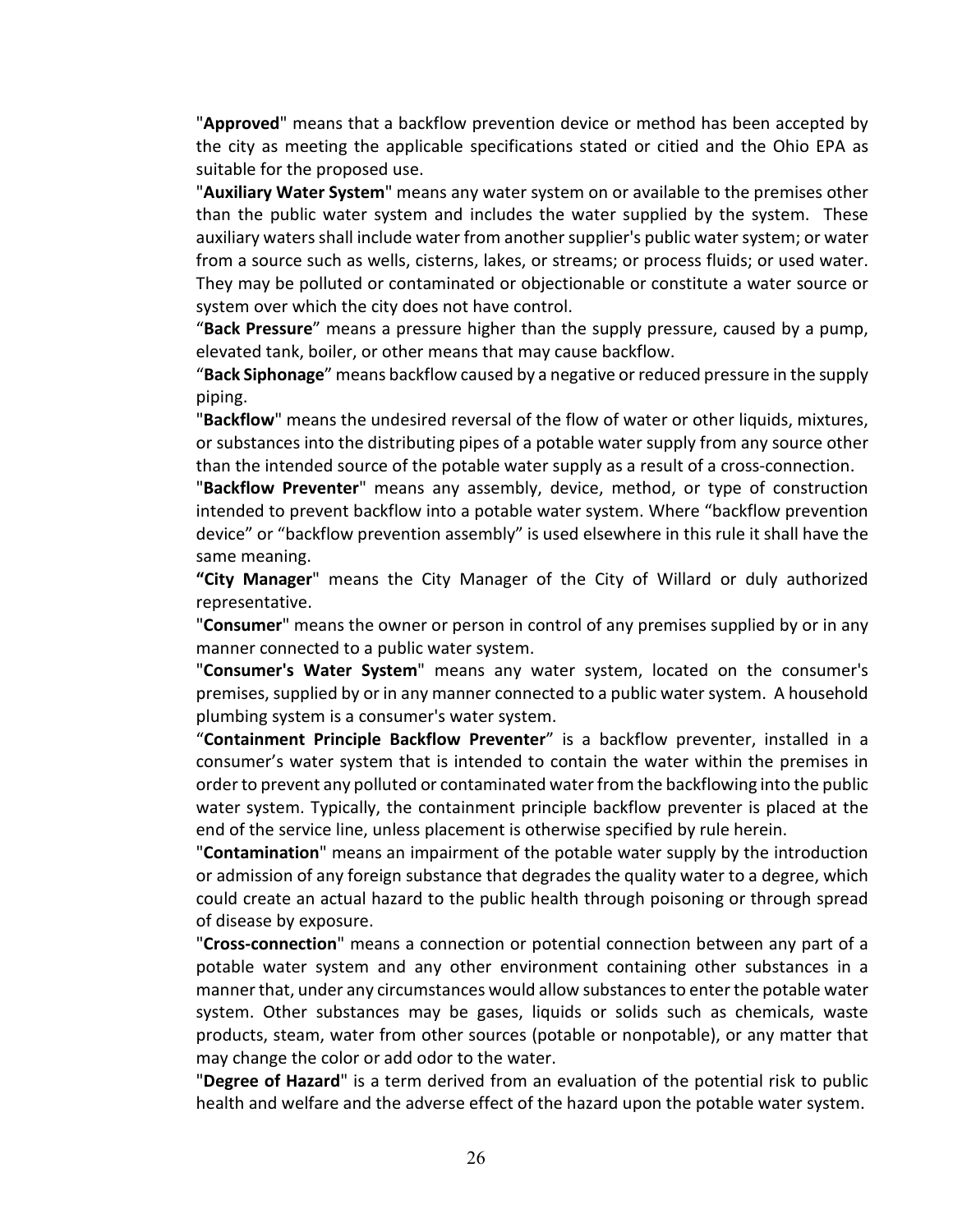"**Approved**" means that a backflow prevention device or method has been accepted by the city as meeting the applicable specifications stated or citied and the Ohio EPA as suitable for the proposed use.

"**Auxiliary Water System**" means any water system on or available to the premises other than the public water system and includes the water supplied by the system. These auxiliary waters shall include water from another supplier's public water system; or water from a source such as wells, cisterns, lakes, or streams; or process fluids; or used water. They may be polluted or contaminated or objectionable or constitute a water source or system over which the city does not have control.

"**Back Pressure**" means a pressure higher than the supply pressure, caused by a pump, elevated tank, boiler, or other means that may cause backflow.

"**Back Siphonage**" means backflow caused by a negative or reduced pressure in the supply piping.

"**Backflow**" means the undesired reversal of the flow of water or other liquids, mixtures, or substances into the distributing pipes of a potable water supply from any source other than the intended source of the potable water supply as a result of a cross-connection.

"**Backflow Preventer**" means any assembly, device, method, or type of construction intended to prevent backflow into a potable water system. Where "backflow prevention device" or "backflow prevention assembly" is used elsewhere in this rule it shall have the same meaning.

**"City Manager**" means the City Manager of the City of Willard or duly authorized representative.

"**Consumer**" means the owner or person in control of any premises supplied by or in any manner connected to a public water system.

"**Consumer's Water System**" means any water system, located on the consumer's premises, supplied by or in any manner connected to a public water system. A household plumbing system is a consumer's water system.

"**Containment Principle Backflow Preventer**" is a backflow preventer, installed in a consumer's water system that is intended to contain the water within the premises in order to prevent any polluted or contaminated water from the backflowing into the public water system. Typically, the containment principle backflow preventer is placed at the end of the service line, unless placement is otherwise specified by rule herein.

"**Contamination**" means an impairment of the potable water supply by the introduction or admission of any foreign substance that degrades the quality water to a degree, which could create an actual hazard to the public health through poisoning or through spread of disease by exposure.

"**Cross-connection**" means a connection or potential connection between any part of a potable water system and any other environment containing other substances in a manner that, under any circumstances would allow substances to enter the potable water system. Other substances may be gases, liquids or solids such as chemicals, waste products, steam, water from other sources (potable or nonpotable), or any matter that may change the color or add odor to the water.

"**Degree of Hazard**" is a term derived from an evaluation of the potential risk to public health and welfare and the adverse effect of the hazard upon the potable water system.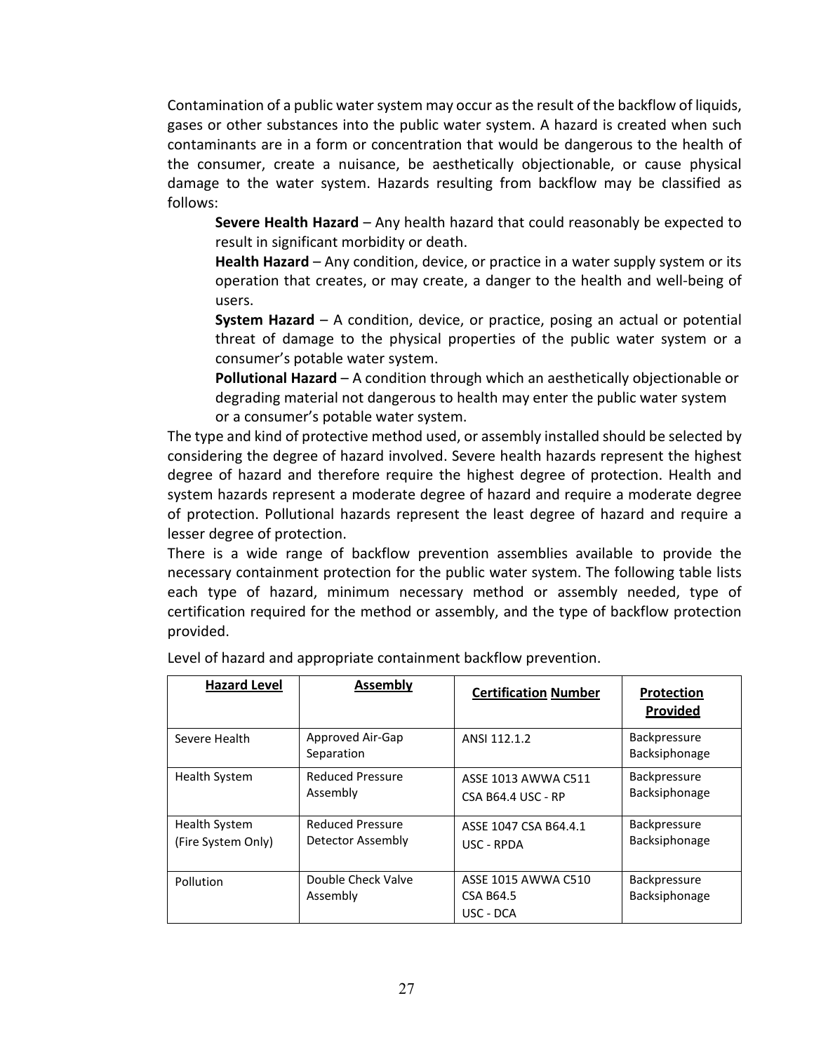Contamination of a public water system may occur as the result of the backflow of liquids, gases or other substances into the public water system. A hazard is created when such contaminants are in a form or concentration that would be dangerous to the health of the consumer, create a nuisance, be aesthetically objectionable, or cause physical damage to the water system. Hazards resulting from backflow may be classified as follows:

> **Severe Health Hazard** – Any health hazard that could reasonably be expected to result in significant morbidity or death.
>
> **Health Hazard** – Any condition, device, or practice in a water supply system or its operation that creates, or may create, a danger to the health and well-being of users.
>
> **System Hazard** – A condition, device, or practice, posing an actual or potential threat of damage to the physical properties of the public water system or a consumer's potable water system.
>
> **Pollutional Hazard** – A condition through which an aesthetically objectionable or degrading material not dangerous to health may enter the public water system or a consumer's potable water system.

The type and kind of protective method used, or assembly installed should be selected by considering the degree of hazard involved. Severe health hazards represent the highest degree of hazard and therefore require the highest degree of protection. Health and system hazards represent a moderate degree of hazard and require a moderate degree of protection. Pollutional hazards represent the least degree of hazard and require a lesser degree of protection.

There is a wide range of backflow prevention assemblies available to provide the necessary containment protection for the public water system. The following table lists each type of hazard, minimum necessary method or assembly needed, type of certification required for the method or assembly, and the type of backflow protection provided.

Level of hazard and appropriate containment backflow prevention.

| **Hazard Level** | **Assembly** | **Certification Number** | **Protection Provided** |
|---|---|---|---|
| Severe Health | Approved Air-Gap Separation | ANSI 112.1.2 | Backpressure Backsiphonage |
| Health System | Reduced Pressure Assembly | ASSE 1013 AWWA C511 CSA B64.4 USC - RP | Backpressure Backsiphonage |
| Health System (Fire System Only) | Reduced Pressure Detector Assembly | ASSE 1047 CSA B64.4.1 USC - RPDA | Backpressure Backsiphonage |
| Pollution | Double Check Valve Assembly | ASSE 1015 AWWA C510 CSA B64.5 USC - DCA | Backpressure Backsiphonage |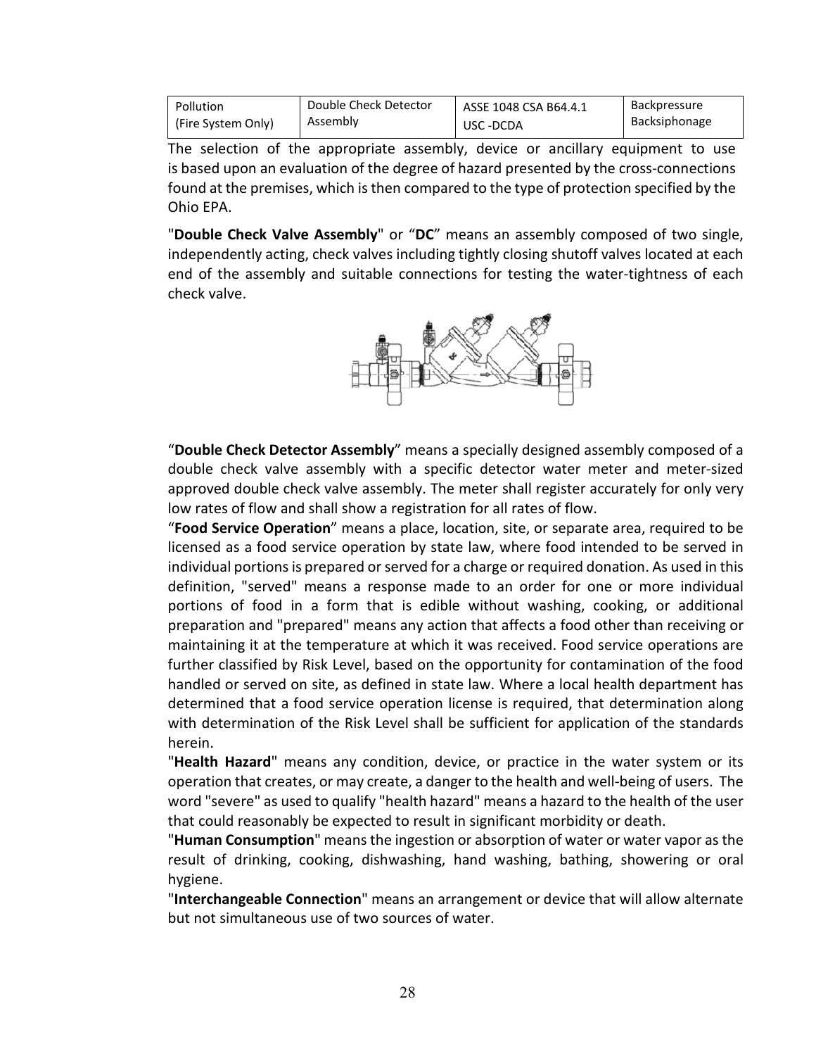| Pollution (Fire System Only) | Double Check Detector Assembly | ASSE 1048 CSA B64.4.1 USC -DCDA | Backpressure Backsiphonage |
|---|---|---|---|

The selection of the appropriate assembly, device or ancillary equipment to use is based upon an evaluation of the degree of hazard presented by the cross-connections found at the premises, which is then compared to the type of protection specified by the Ohio EPA.

"**Double Check Valve Assembly**" or "**DC**" means an assembly composed of two single, independently acting, check valves including tightly closing shutoff valves located at each end of the assembly and suitable connections for testing the water-tightness of each check valve.

"**Double Check Detector Assembly**" means a specially designed assembly composed of a double check valve assembly with a specific detector water meter and meter-sized approved double check valve assembly. The meter shall register accurately for only very low rates of flow and shall show a registration for all rates of flow.

"**Food Service Operation**" means a place, location, site, or separate area, required to be licensed as a food service operation by state law, where food intended to be served in individual portions is prepared or served for a charge or required donation. As used in this definition, "served" means a response made to an order for one or more individual portions of food in a form that is edible without washing, cooking, or additional preparation and "prepared" means any action that affects a food other than receiving or maintaining it at the temperature at which it was received. Food service operations are further classified by Risk Level, based on the opportunity for contamination of the food handled or served on site, as defined in state law. Where a local health department has determined that a food service operation license is required, that determination along with determination of the Risk Level shall be sufficient for application of the standards herein.

"**Health Hazard**" means any condition, device, or practice in the water system or its operation that creates, or may create, a danger to the health and well-being of users. The word "severe" as used to qualify "health hazard" means a hazard to the health of the user that could reasonably be expected to result in significant morbidity or death.

"**Human Consumption**" means the ingestion or absorption of water or water vapor as the result of drinking, cooking, dishwashing, hand washing, bathing, showering or oral hygiene.

"**Interchangeable Connection**" means an arrangement or device that will allow alternate but not simultaneous use of two sources of water.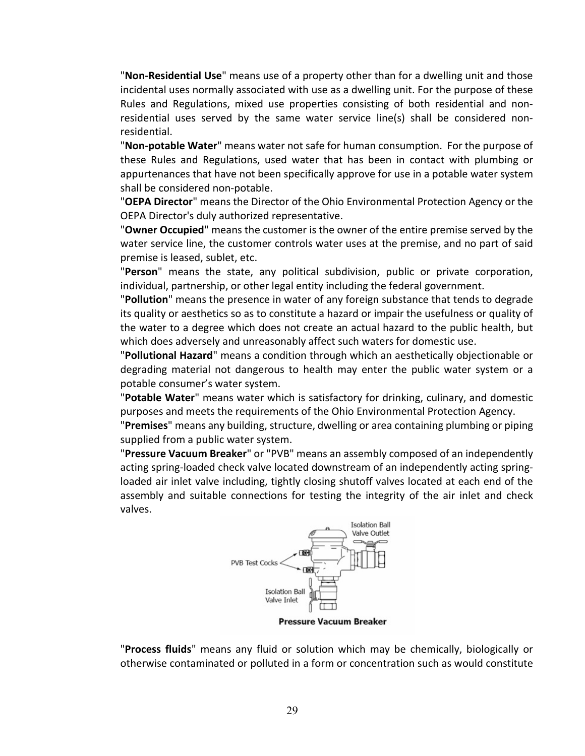"**Non-Residential Use**" means use of a property other than for a dwelling unit and those incidental uses normally associated with use as a dwelling unit. For the purpose of these Rules and Regulations, mixed use properties consisting of both residential and non-residential uses served by the same water service line(s) shall be considered non-residential.

"**Non-potable Water**" means water not safe for human consumption. For the purpose of these Rules and Regulations, used water that has been in contact with plumbing or appurtenances that have not been specifically approve for use in a potable water system shall be considered non-potable.

"**OEPA Director**" means the Director of the Ohio Environmental Protection Agency or the OEPA Director's duly authorized representative.

"**Owner Occupied**" means the customer is the owner of the entire premise served by the water service line, the customer controls water uses at the premise, and no part of said premise is leased, sublet, etc.

"**Person**" means the state, any political subdivision, public or private corporation, individual, partnership, or other legal entity including the federal government.

"**Pollution**" means the presence in water of any foreign substance that tends to degrade its quality or aesthetics so as to constitute a hazard or impair the usefulness or quality of the water to a degree which does not create an actual hazard to the public health, but which does adversely and unreasonably affect such waters for domestic use.

"**Pollutional Hazard**" means a condition through which an aesthetically objectionable or degrading material not dangerous to health may enter the public water system or a potable consumer's water system.

"**Potable Water**" means water which is satisfactory for drinking, culinary, and domestic purposes and meets the requirements of the Ohio Environmental Protection Agency.

"**Premises**" means any building, structure, dwelling or area containing plumbing or piping supplied from a public water system.

"**Pressure Vacuum Breaker**" or "PVB" means an assembly composed of an independently acting spring-loaded check valve located downstream of an independently acting spring-loaded air inlet valve including, tightly closing shutoff valves located at each end of the assembly and suitable connections for testing the integrity of the air inlet and check valves.

**Pressure Vacuum Breaker**

"**Process fluids**" means any fluid or solution which may be chemically, biologically or otherwise contaminated or polluted in a form or concentration such as would constitute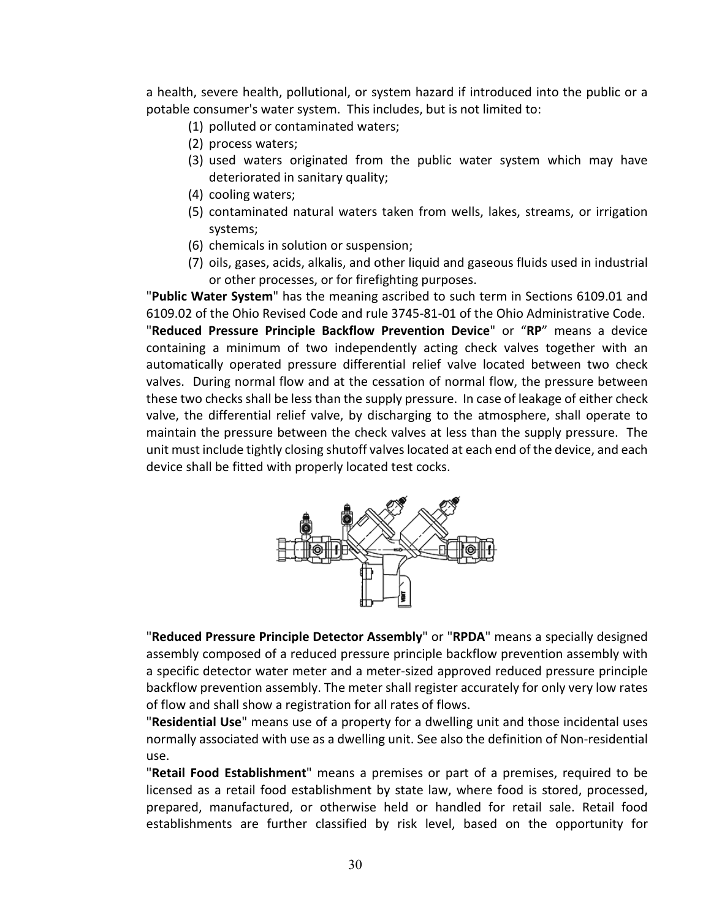a health, severe health, pollutional, or system hazard if introduced into the public or a potable consumer's water system. This includes, but is not limited to:

(1) polluted or contaminated waters;
(2) process waters;
(3) used waters originated from the public water system which may have deteriorated in sanitary quality;
(4) cooling waters;
(5) contaminated natural waters taken from wells, lakes, streams, or irrigation systems;
(6) chemicals in solution or suspension;
(7) oils, gases, acids, alkalis, and other liquid and gaseous fluids used in industrial or other processes, or for firefighting purposes.

"**Public Water System**" has the meaning ascribed to such term in Sections 6109.01 and 6109.02 of the Ohio Revised Code and rule 3745-81-01 of the Ohio Administrative Code.

"**Reduced Pressure Principle Backflow Prevention Device**" or "**RP**" means a device containing a minimum of two independently acting check valves together with an automatically operated pressure differential relief valve located between two check valves. During normal flow and at the cessation of normal flow, the pressure between these two checks shall be less than the supply pressure. In case of leakage of either check valve, the differential relief valve, by discharging to the atmosphere, shall operate to maintain the pressure between the check valves at less than the supply pressure. The unit must include tightly closing shutoff valves located at each end of the device, and each device shall be fitted with properly located test cocks.

"**Reduced Pressure Principle Detector Assembly**" or "**RPDA**" means a specially designed assembly composed of a reduced pressure principle backflow prevention assembly with a specific detector water meter and a meter-sized approved reduced pressure principle backflow prevention assembly. The meter shall register accurately for only very low rates of flow and shall show a registration for all rates of flows.

"**Residential Use**" means use of a property for a dwelling unit and those incidental uses normally associated with use as a dwelling unit. See also the definition of Non-residential use.

"**Retail Food Establishment**" means a premises or part of a premises, required to be licensed as a retail food establishment by state law, where food is stored, processed, prepared, manufactured, or otherwise held or handled for retail sale. Retail food establishments are further classified by risk level, based on the opportunity for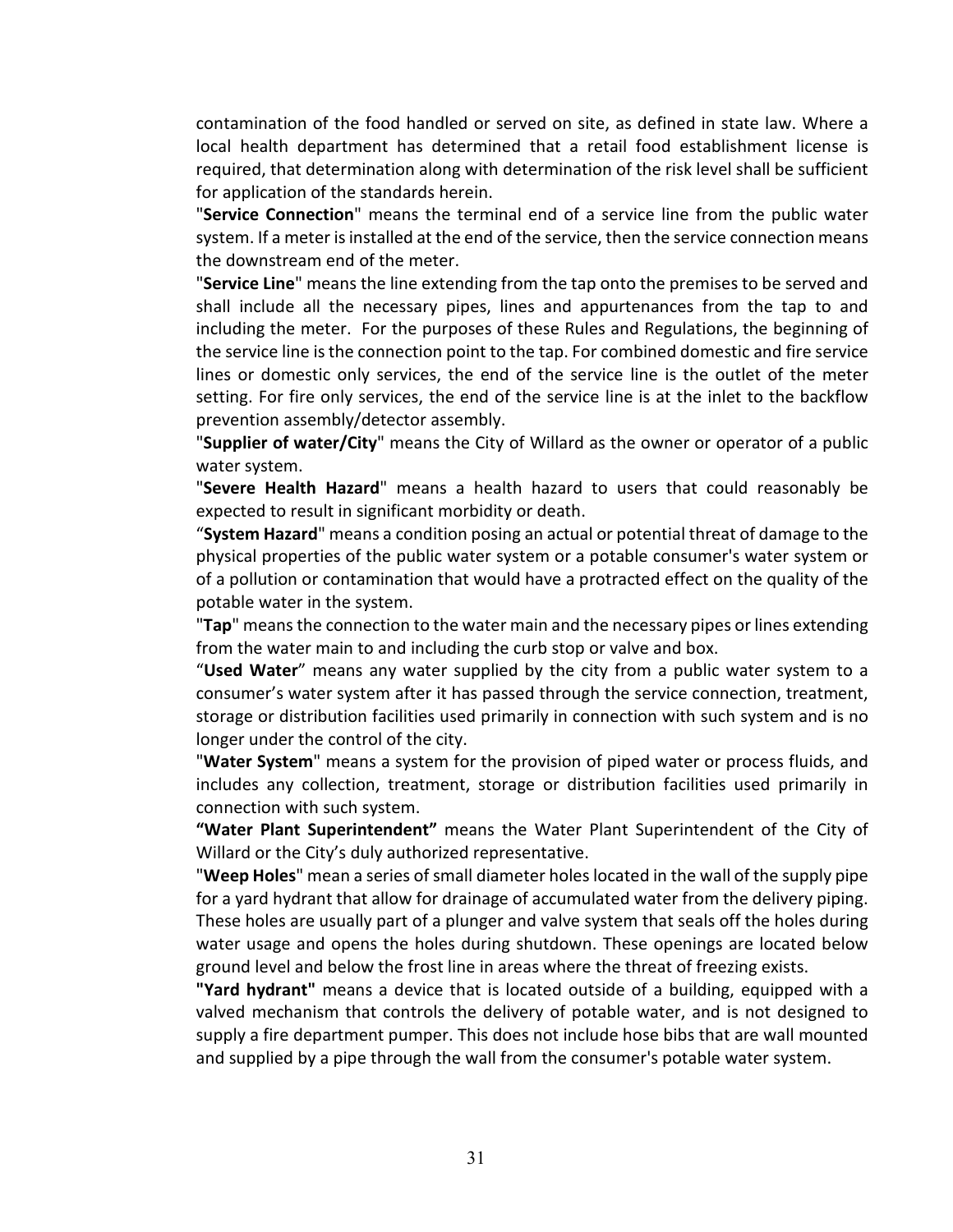contamination of the food handled or served on site, as defined in state law. Where a local health department has determined that a retail food establishment license is required, that determination along with determination of the risk level shall be sufficient for application of the standards herein.

"**Service Connection**" means the terminal end of a service line from the public water system. If a meter is installed at the end of the service, then the service connection means the downstream end of the meter.

"**Service Line**" means the line extending from the tap onto the premises to be served and shall include all the necessary pipes, lines and appurtenances from the tap to and including the meter. For the purposes of these Rules and Regulations, the beginning of the service line is the connection point to the tap. For combined domestic and fire service lines or domestic only services, the end of the service line is the outlet of the meter setting. For fire only services, the end of the service line is at the inlet to the backflow prevention assembly/detector assembly.

"**Supplier of water/City**" means the City of Willard as the owner or operator of a public water system.

"**Severe Health Hazard**" means a health hazard to users that could reasonably be expected to result in significant morbidity or death.

"**System Hazard**" means a condition posing an actual or potential threat of damage to the physical properties of the public water system or a potable consumer's water system or of a pollution or contamination that would have a protracted effect on the quality of the potable water in the system.

"**Tap**" means the connection to the water main and the necessary pipes or lines extending from the water main to and including the curb stop or valve and box.

"**Used Water**" means any water supplied by the city from a public water system to a consumer's water system after it has passed through the service connection, treatment, storage or distribution facilities used primarily in connection with such system and is no longer under the control of the city.

"**Water System**" means a system for the provision of piped water or process fluids, and includes any collection, treatment, storage or distribution facilities used primarily in connection with such system.

**"Water Plant Superintendent"** means the Water Plant Superintendent of the City of Willard or the City's duly authorized representative.

"**Weep Holes**" mean a series of small diameter holes located in the wall of the supply pipe for a yard hydrant that allow for drainage of accumulated water from the delivery piping. These holes are usually part of a plunger and valve system that seals off the holes during water usage and opens the holes during shutdown. These openings are located below ground level and below the frost line in areas where the threat of freezing exists.

**"Yard hydrant"** means a device that is located outside of a building, equipped with a valved mechanism that controls the delivery of potable water, and is not designed to supply a fire department pumper. This does not include hose bibs that are wall mounted and supplied by a pipe through the wall from the consumer's potable water system.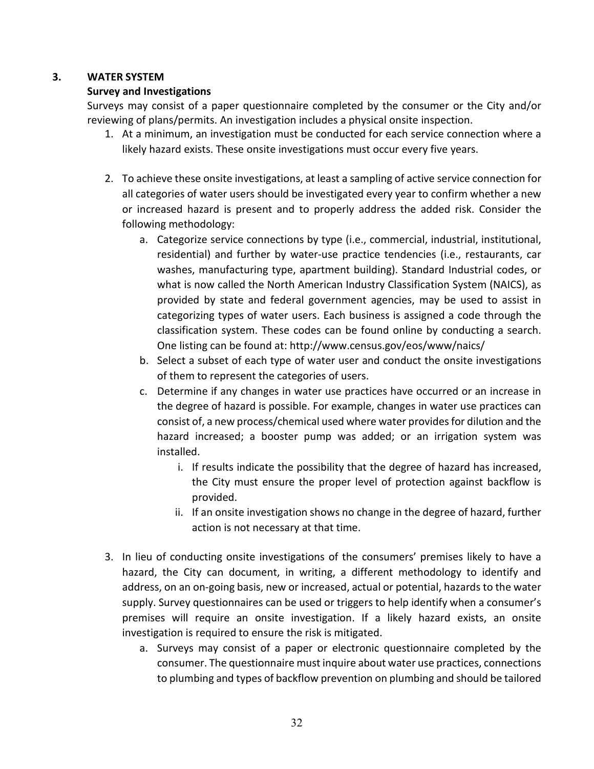## 3. WATER SYSTEM

### Survey and Investigations

Surveys may consist of a paper questionnaire completed by the consumer or the City and/or reviewing of plans/permits. An investigation includes a physical onsite inspection.

1. At a minimum, an investigation must be conducted for each service connection where a likely hazard exists. These onsite investigations must occur every five years.

2. To achieve these onsite investigations, at least a sampling of active service connection for all categories of water users should be investigated every year to confirm whether a new or increased hazard is present and to properly address the added risk. Consider the following methodology:
   a. Categorize service connections by type (i.e., commercial, industrial, institutional, residential) and further by water-use practice tendencies (i.e., restaurants, car washes, manufacturing type, apartment building). Standard Industrial codes, or what is now called the North American Industry Classification System (NAICS), as provided by state and federal government agencies, may be used to assist in categorizing types of water users. Each business is assigned a code through the classification system. These codes can be found online by conducting a search. One listing can be found at: http://www.census.gov/eos/www/naics/
   b. Select a subset of each type of water user and conduct the onsite investigations of them to represent the categories of users.
   c. Determine if any changes in water use practices have occurred or an increase in the degree of hazard is possible. For example, changes in water use practices can consist of, a new process/chemical used where water provides for dilution and the hazard increased; a booster pump was added; or an irrigation system was installed.
      i. If results indicate the possibility that the degree of hazard has increased, the City must ensure the proper level of protection against backflow is provided.
      ii. If an onsite investigation shows no change in the degree of hazard, further action is not necessary at that time.

3. In lieu of conducting onsite investigations of the consumers' premises likely to have a hazard, the City can document, in writing, a different methodology to identify and address, on an on-going basis, new or increased, actual or potential, hazards to the water supply. Survey questionnaires can be used or triggers to help identify when a consumer's premises will require an onsite investigation. If a likely hazard exists, an onsite investigation is required to ensure the risk is mitigated.
   a. Surveys may consist of a paper or electronic questionnaire completed by the consumer. The questionnaire must inquire about water use practices, connections to plumbing and types of backflow prevention on plumbing and should be tailored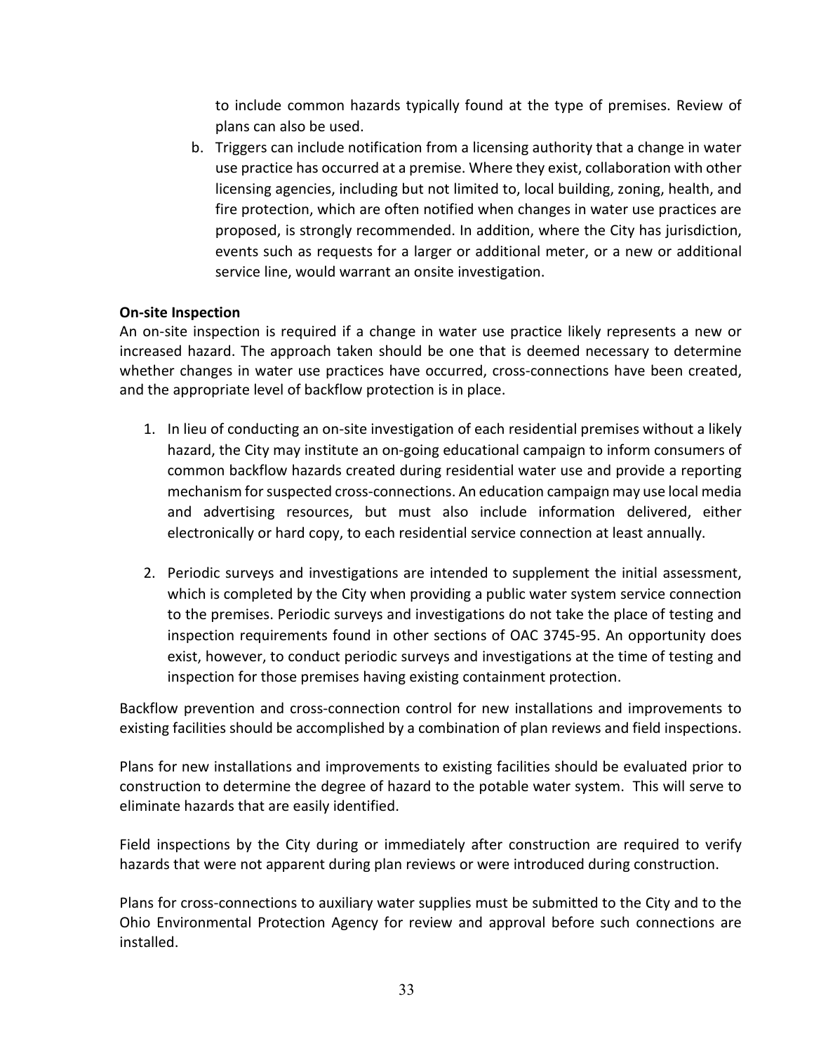to include common hazards typically found at the type of premises. Review of plans can also be used.

b. Triggers can include notification from a licensing authority that a change in water use practice has occurred at a premise. Where they exist, collaboration with other licensing agencies, including but not limited to, local building, zoning, health, and fire protection, which are often notified when changes in water use practices are proposed, is strongly recommended. In addition, where the City has jurisdiction, events such as requests for a larger or additional meter, or a new or additional service line, would warrant an onsite investigation.

**On-site Inspection**

An on-site inspection is required if a change in water use practice likely represents a new or increased hazard. The approach taken should be one that is deemed necessary to determine whether changes in water use practices have occurred, cross-connections have been created, and the appropriate level of backflow protection is in place.

1. In lieu of conducting an on-site investigation of each residential premises without a likely hazard, the City may institute an on-going educational campaign to inform consumers of common backflow hazards created during residential water use and provide a reporting mechanism for suspected cross-connections. An education campaign may use local media and advertising resources, but must also include information delivered, either electronically or hard copy, to each residential service connection at least annually.

2. Periodic surveys and investigations are intended to supplement the initial assessment, which is completed by the City when providing a public water system service connection to the premises. Periodic surveys and investigations do not take the place of testing and inspection requirements found in other sections of OAC 3745-95. An opportunity does exist, however, to conduct periodic surveys and investigations at the time of testing and inspection for those premises having existing containment protection.

Backflow prevention and cross-connection control for new installations and improvements to existing facilities should be accomplished by a combination of plan reviews and field inspections.

Plans for new installations and improvements to existing facilities should be evaluated prior to construction to determine the degree of hazard to the potable water system. This will serve to eliminate hazards that are easily identified.

Field inspections by the City during or immediately after construction are required to verify hazards that were not apparent during plan reviews or were introduced during construction.

Plans for cross-connections to auxiliary water supplies must be submitted to the City and to the Ohio Environmental Protection Agency for review and approval before such connections are installed.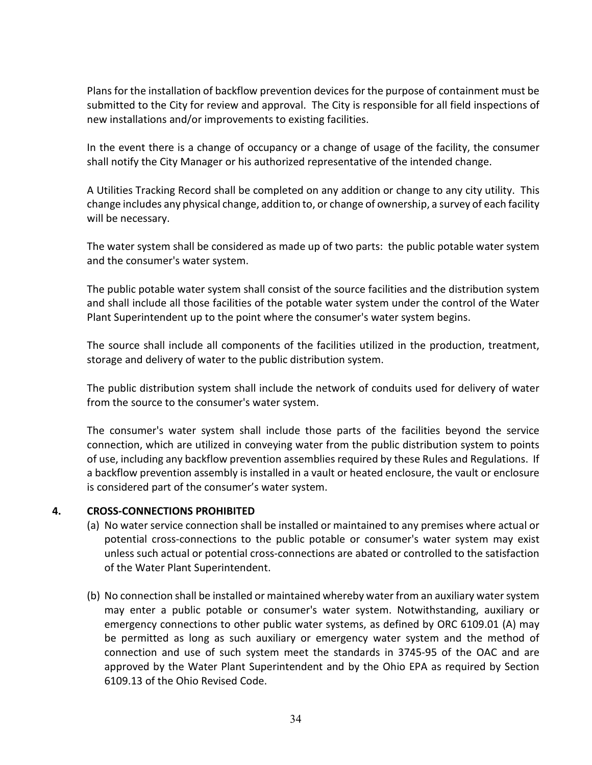Plans for the installation of backflow prevention devices for the purpose of containment must be submitted to the City for review and approval. The City is responsible for all field inspections of new installations and/or improvements to existing facilities.

In the event there is a change of occupancy or a change of usage of the facility, the consumer shall notify the City Manager or his authorized representative of the intended change.

A Utilities Tracking Record shall be completed on any addition or change to any city utility. This change includes any physical change, addition to, or change of ownership, a survey of each facility will be necessary.

The water system shall be considered as made up of two parts: the public potable water system and the consumer's water system.

The public potable water system shall consist of the source facilities and the distribution system and shall include all those facilities of the potable water system under the control of the Water Plant Superintendent up to the point where the consumer's water system begins.

The source shall include all components of the facilities utilized in the production, treatment, storage and delivery of water to the public distribution system.

The public distribution system shall include the network of conduits used for delivery of water from the source to the consumer's water system.

The consumer's water system shall include those parts of the facilities beyond the service connection, which are utilized in conveying water from the public distribution system to points of use, including any backflow prevention assemblies required by these Rules and Regulations. If a backflow prevention assembly is installed in a vault or heated enclosure, the vault or enclosure is considered part of the consumer's water system.

**4. CROSS-CONNECTIONS PROHIBITED**

(a) No water service connection shall be installed or maintained to any premises where actual or potential cross-connections to the public potable or consumer's water system may exist unless such actual or potential cross-connections are abated or controlled to the satisfaction of the Water Plant Superintendent.

(b) No connection shall be installed or maintained whereby water from an auxiliary water system may enter a public potable or consumer's water system. Notwithstanding, auxiliary or emergency connections to other public water systems, as defined by ORC 6109.01 (A) may be permitted as long as such auxiliary or emergency water system and the method of connection and use of such system meet the standards in 3745-95 of the OAC and are approved by the Water Plant Superintendent and by the Ohio EPA as required by Section 6109.13 of the Ohio Revised Code.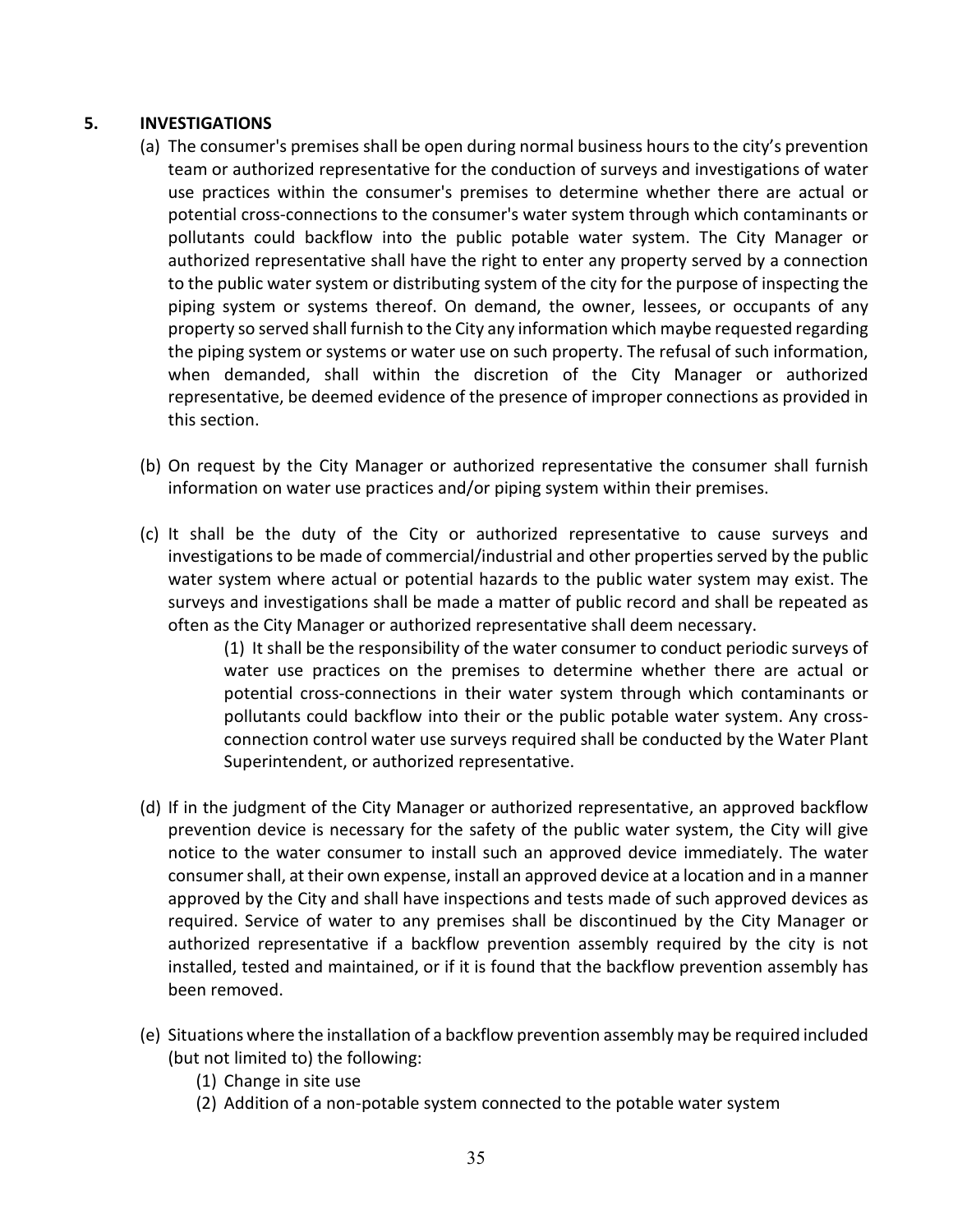## 5. INVESTIGATIONS

(a) The consumer's premises shall be open during normal business hours to the city's prevention team or authorized representative for the conduction of surveys and investigations of water use practices within the consumer's premises to determine whether there are actual or potential cross-connections to the consumer's water system through which contaminants or pollutants could backflow into the public potable water system. The City Manager or authorized representative shall have the right to enter any property served by a connection to the public water system or distributing system of the city for the purpose of inspecting the piping system or systems thereof. On demand, the owner, lessees, or occupants of any property so served shall furnish to the City any information which maybe requested regarding the piping system or systems or water use on such property. The refusal of such information, when demanded, shall within the discretion of the City Manager or authorized representative, be deemed evidence of the presence of improper connections as provided in this section.

(b) On request by the City Manager or authorized representative the consumer shall furnish information on water use practices and/or piping system within their premises.

(c) It shall be the duty of the City or authorized representative to cause surveys and investigations to be made of commercial/industrial and other properties served by the public water system where actual or potential hazards to the public water system may exist. The surveys and investigations shall be made a matter of public record and shall be repeated as often as the City Manager or authorized representative shall deem necessary.

   (1) It shall be the responsibility of the water consumer to conduct periodic surveys of water use practices on the premises to determine whether there are actual or potential cross-connections in their water system through which contaminants or pollutants could backflow into their or the public potable water system. Any cross-connection control water use surveys required shall be conducted by the Water Plant Superintendent, or authorized representative.

(d) If in the judgment of the City Manager or authorized representative, an approved backflow prevention device is necessary for the safety of the public water system, the City will give notice to the water consumer to install such an approved device immediately. The water consumer shall, at their own expense, install an approved device at a location and in a manner approved by the City and shall have inspections and tests made of such approved devices as required. Service of water to any premises shall be discontinued by the City Manager or authorized representative if a backflow prevention assembly required by the city is not installed, tested and maintained, or if it is found that the backflow prevention assembly has been removed.

(e) Situations where the installation of a backflow prevention assembly may be required included (but not limited to) the following:

   (1) Change in site use
   (2) Addition of a non-potable system connected to the potable water system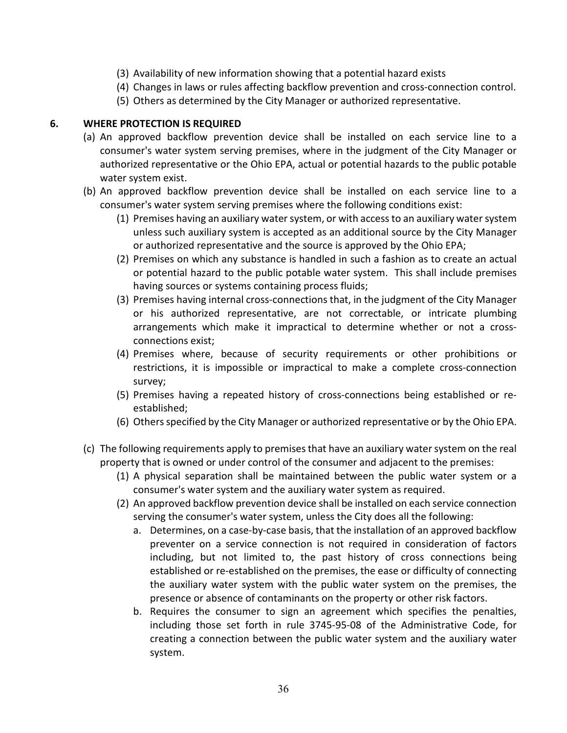(3) Availability of new information showing that a potential hazard exists
(4) Changes in laws or rules affecting backflow prevention and cross-connection control.
(5) Others as determined by the City Manager or authorized representative.

## 6. WHERE PROTECTION IS REQUIRED

(a) An approved backflow prevention device shall be installed on each service line to a consumer's water system serving premises, where in the judgment of the City Manager or authorized representative or the Ohio EPA, actual or potential hazards to the public potable water system exist.

(b) An approved backflow prevention device shall be installed on each service line to a consumer's water system serving premises where the following conditions exist:

(1) Premises having an auxiliary water system, or with access to an auxiliary water system unless such auxiliary system is accepted as an additional source by the City Manager or authorized representative and the source is approved by the Ohio EPA;

(2) Premises on which any substance is handled in such a fashion as to create an actual or potential hazard to the public potable water system. This shall include premises having sources or systems containing process fluids;

(3) Premises having internal cross-connections that, in the judgment of the City Manager or his authorized representative, are not correctable, or intricate plumbing arrangements which make it impractical to determine whether or not a cross-connections exist;

(4) Premises where, because of security requirements or other prohibitions or restrictions, it is impossible or impractical to make a complete cross-connection survey;

(5) Premises having a repeated history of cross-connections being established or re-established;

(6) Others specified by the City Manager or authorized representative or by the Ohio EPA.

(c) The following requirements apply to premises that have an auxiliary water system on the real property that is owned or under control of the consumer and adjacent to the premises:

(1) A physical separation shall be maintained between the public water system or a consumer's water system and the auxiliary water system as required.

(2) An approved backflow prevention device shall be installed on each service connection serving the consumer's water system, unless the City does all the following:

a. Determines, on a case-by-case basis, that the installation of an approved backflow preventer on a service connection is not required in consideration of factors including, but not limited to, the past history of cross connections being established or re-established on the premises, the ease or difficulty of connecting the auxiliary water system with the public water system on the premises, the presence or absence of contaminants on the property or other risk factors.

b. Requires the consumer to sign an agreement which specifies the penalties, including those set forth in rule 3745-95-08 of the Administrative Code, for creating a connection between the public water system and the auxiliary water system.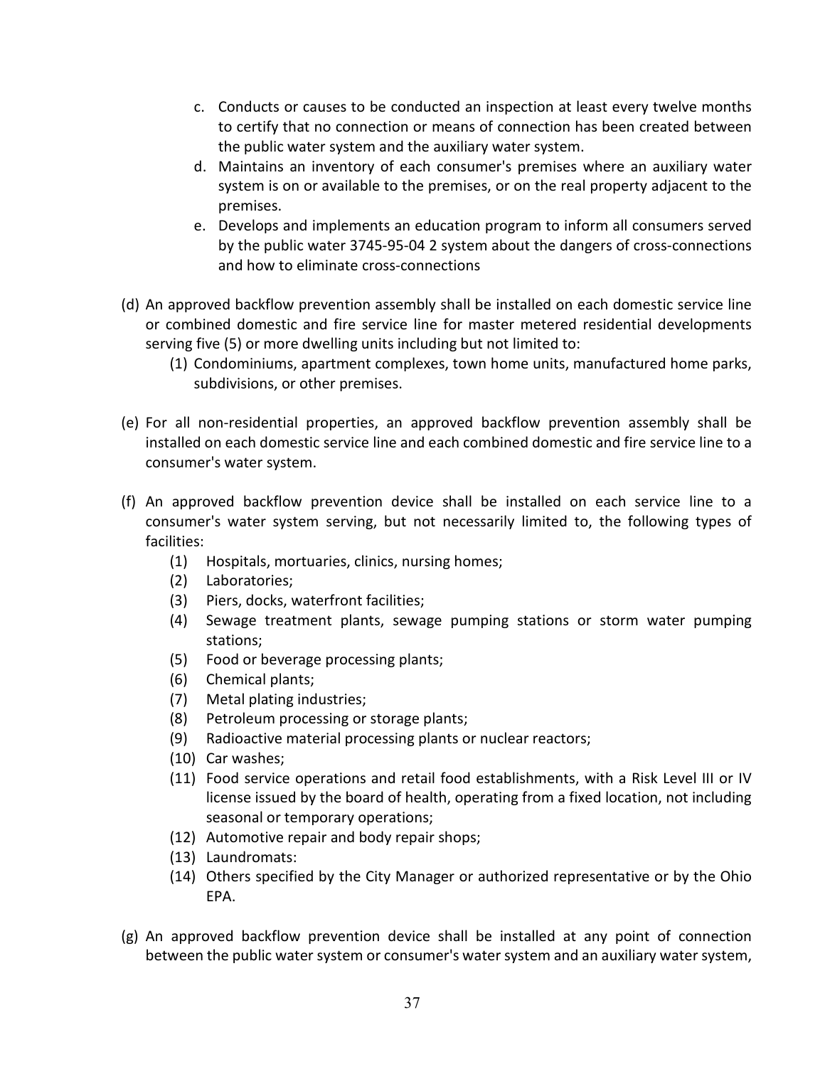c. Conducts or causes to be conducted an inspection at least every twelve months to certify that no connection or means of connection has been created between the public water system and the auxiliary water system.
d. Maintains an inventory of each consumer's premises where an auxiliary water system is on or available to the premises, or on the real property adjacent to the premises.
e. Develops and implements an education program to inform all consumers served by the public water 3745-95-04 2 system about the dangers of cross-connections and how to eliminate cross-connections

(d) An approved backflow prevention assembly shall be installed on each domestic service line or combined domestic and fire service line for master metered residential developments serving five (5) or more dwelling units including but not limited to:
   (1) Condominiums, apartment complexes, town home units, manufactured home parks, subdivisions, or other premises.

(e) For all non-residential properties, an approved backflow prevention assembly shall be installed on each domestic service line and each combined domestic and fire service line to a consumer's water system.

(f) An approved backflow prevention device shall be installed on each service line to a consumer's water system serving, but not necessarily limited to, the following types of facilities:
   (1) Hospitals, mortuaries, clinics, nursing homes;
   (2) Laboratories;
   (3) Piers, docks, waterfront facilities;
   (4) Sewage treatment plants, sewage pumping stations or storm water pumping stations;
   (5) Food or beverage processing plants;
   (6) Chemical plants;
   (7) Metal plating industries;
   (8) Petroleum processing or storage plants;
   (9) Radioactive material processing plants or nuclear reactors;
   (10) Car washes;
   (11) Food service operations and retail food establishments, with a Risk Level III or IV license issued by the board of health, operating from a fixed location, not including seasonal or temporary operations;
   (12) Automotive repair and body repair shops;
   (13) Laundromats:
   (14) Others specified by the City Manager or authorized representative or by the Ohio EPA.

(g) An approved backflow prevention device shall be installed at any point of connection between the public water system or consumer's water system and an auxiliary water system,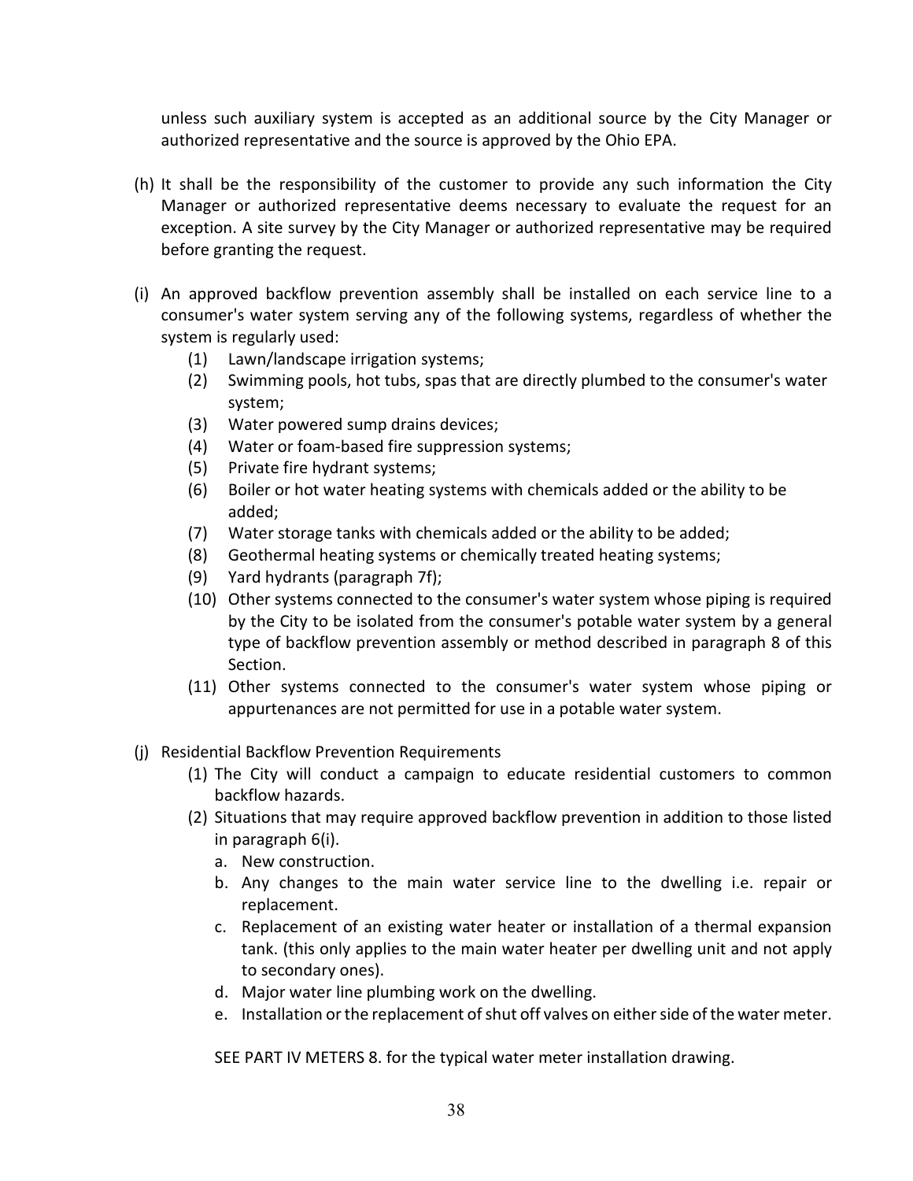unless such auxiliary system is accepted as an additional source by the City Manager or authorized representative and the source is approved by the Ohio EPA.

(h) It shall be the responsibility of the customer to provide any such information the City Manager or authorized representative deems necessary to evaluate the request for an exception. A site survey by the City Manager or authorized representative may be required before granting the request.

(i) An approved backflow prevention assembly shall be installed on each service line to a consumer's water system serving any of the following systems, regardless of whether the system is regularly used:

  (1) Lawn/landscape irrigation systems;
  (2) Swimming pools, hot tubs, spas that are directly plumbed to the consumer's water system;
  (3) Water powered sump drains devices;
  (4) Water or foam-based fire suppression systems;
  (5) Private fire hydrant systems;
  (6) Boiler or hot water heating systems with chemicals added or the ability to be added;
  (7) Water storage tanks with chemicals added or the ability to be added;
  (8) Geothermal heating systems or chemically treated heating systems;
  (9) Yard hydrants (paragraph 7f);
  (10) Other systems connected to the consumer's water system whose piping is required by the City to be isolated from the consumer's potable water system by a general type of backflow prevention assembly or method described in paragraph 8 of this Section.
  (11) Other systems connected to the consumer's water system whose piping or appurtenances are not permitted for use in a potable water system.

(j) Residential Backflow Prevention Requirements

  (1) The City will conduct a campaign to educate residential customers to common backflow hazards.
  (2) Situations that may require approved backflow prevention in addition to those listed in paragraph 6(i).
    a. New construction.
    b. Any changes to the main water service line to the dwelling i.e. repair or replacement.
    c. Replacement of an existing water heater or installation of a thermal expansion tank. (this only applies to the main water heater per dwelling unit and not apply to secondary ones).
    d. Major water line plumbing work on the dwelling.
    e. Installation or the replacement of shut off valves on either side of the water meter.

  SEE PART IV METERS 8. for the typical water meter installation drawing.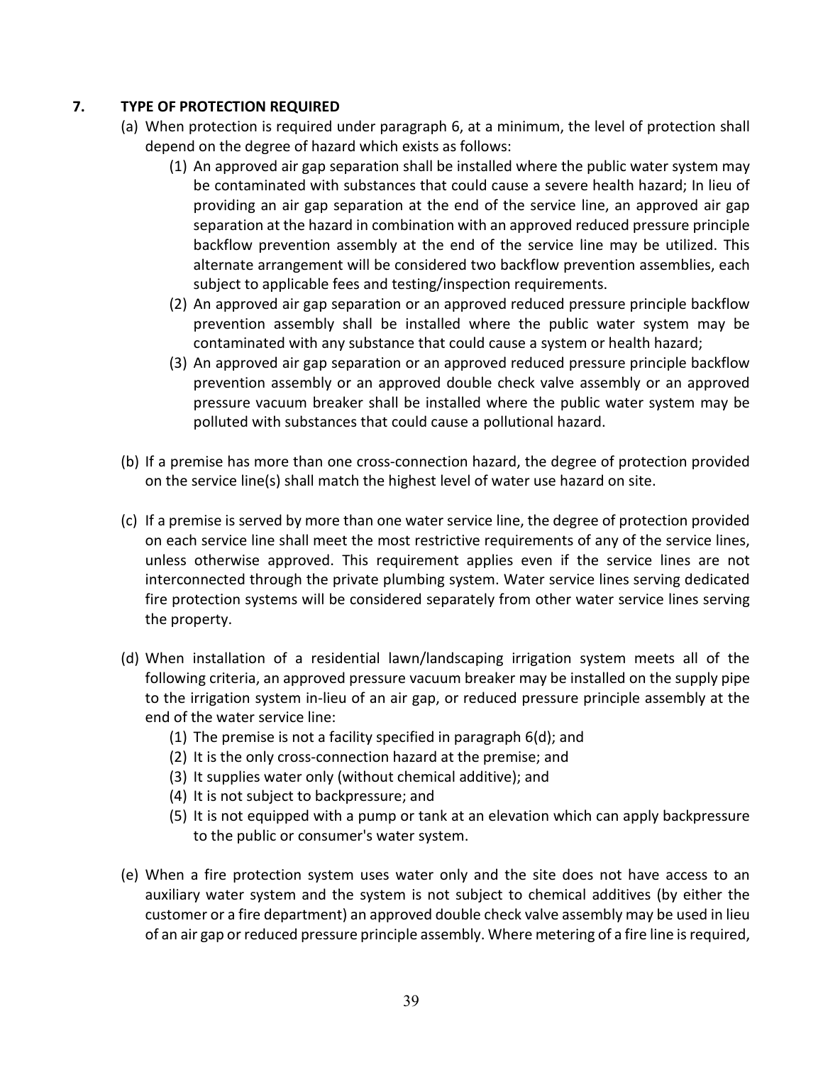## 7. TYPE OF PROTECTION REQUIRED

(a) When protection is required under paragraph 6, at a minimum, the level of protection shall depend on the degree of hazard which exists as follows:

   (1) An approved air gap separation shall be installed where the public water system may be contaminated with substances that could cause a severe health hazard; In lieu of providing an air gap separation at the end of the service line, an approved air gap separation at the hazard in combination with an approved reduced pressure principle backflow prevention assembly at the end of the service line may be utilized. This alternate arrangement will be considered two backflow prevention assemblies, each subject to applicable fees and testing/inspection requirements.

   (2) An approved air gap separation or an approved reduced pressure principle backflow prevention assembly shall be installed where the public water system may be contaminated with any substance that could cause a system or health hazard;

   (3) An approved air gap separation or an approved reduced pressure principle backflow prevention assembly or an approved double check valve assembly or an approved pressure vacuum breaker shall be installed where the public water system may be polluted with substances that could cause a pollutional hazard.

(b) If a premise has more than one cross-connection hazard, the degree of protection provided on the service line(s) shall match the highest level of water use hazard on site.

(c) If a premise is served by more than one water service line, the degree of protection provided on each service line shall meet the most restrictive requirements of any of the service lines, unless otherwise approved. This requirement applies even if the service lines are not interconnected through the private plumbing system. Water service lines serving dedicated fire protection systems will be considered separately from other water service lines serving the property.

(d) When installation of a residential lawn/landscaping irrigation system meets all of the following criteria, an approved pressure vacuum breaker may be installed on the supply pipe to the irrigation system in-lieu of an air gap, or reduced pressure principle assembly at the end of the water service line:

   (1) The premise is not a facility specified in paragraph 6(d); and
   (2) It is the only cross-connection hazard at the premise; and
   (3) It supplies water only (without chemical additive); and
   (4) It is not subject to backpressure; and
   (5) It is not equipped with a pump or tank at an elevation which can apply backpressure to the public or consumer's water system.

(e) When a fire protection system uses water only and the site does not have access to an auxiliary water system and the system is not subject to chemical additives (by either the customer or a fire department) an approved double check valve assembly may be used in lieu of an air gap or reduced pressure principle assembly. Where metering of a fire line is required,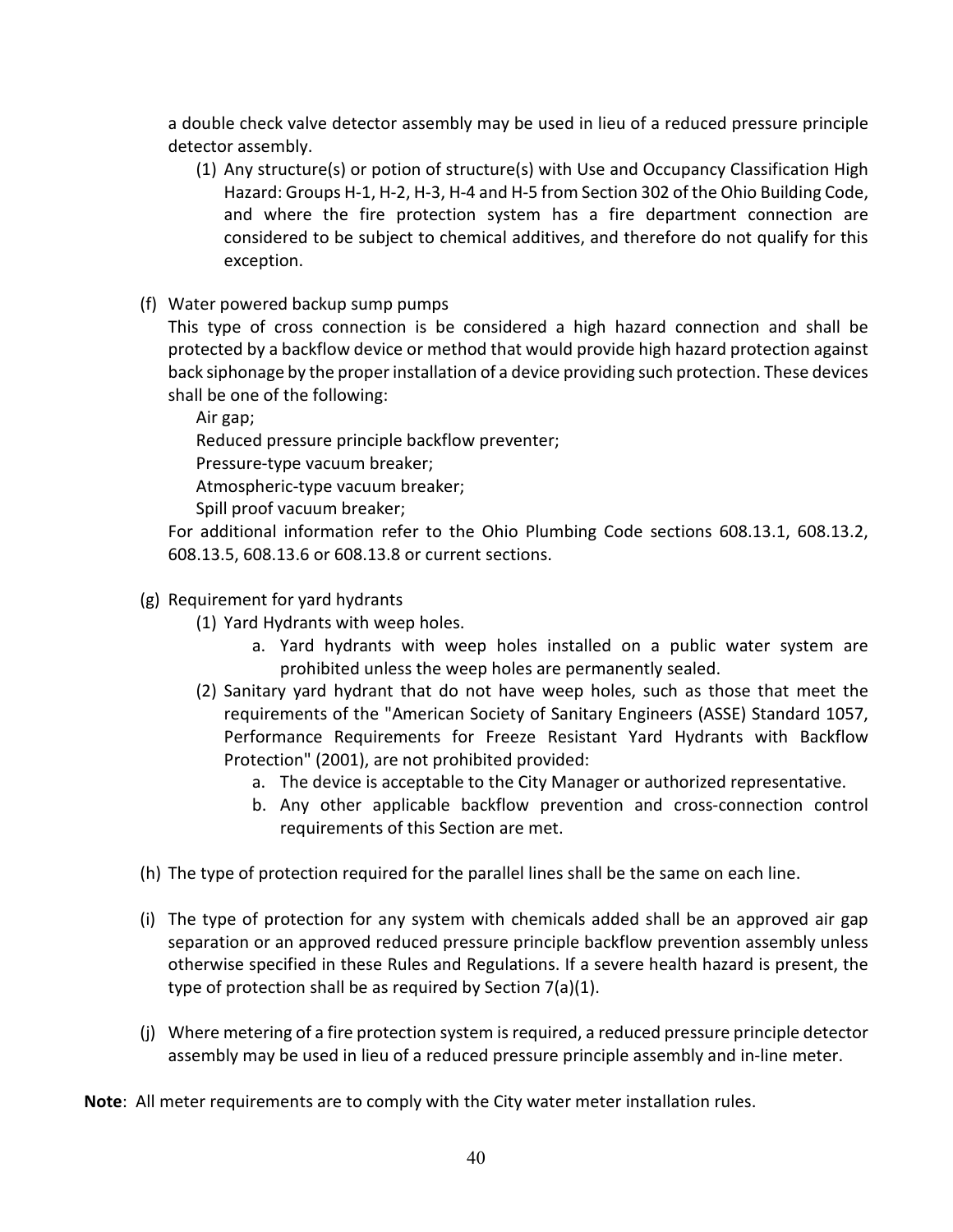a double check valve detector assembly may be used in lieu of a reduced pressure principle detector assembly.

(1) Any structure(s) or potion of structure(s) with Use and Occupancy Classification High Hazard: Groups H-1, H-2, H-3, H-4 and H-5 from Section 302 of the Ohio Building Code, and where the fire protection system has a fire department connection are considered to be subject to chemical additives, and therefore do not qualify for this exception.

(f) Water powered backup sump pumps

This type of cross connection is be considered a high hazard connection and shall be protected by a backflow device or method that would provide high hazard protection against back siphonage by the proper installation of a device providing such protection. These devices shall be one of the following:

Air gap;
Reduced pressure principle backflow preventer;
Pressure-type vacuum breaker;
Atmospheric-type vacuum breaker;
Spill proof vacuum breaker;

For additional information refer to the Ohio Plumbing Code sections 608.13.1, 608.13.2, 608.13.5, 608.13.6 or 608.13.8 or current sections.

(g) Requirement for yard hydrants

(1) Yard Hydrants with weep holes.

a. Yard hydrants with weep holes installed on a public water system are prohibited unless the weep holes are permanently sealed.

(2) Sanitary yard hydrant that do not have weep holes, such as those that meet the requirements of the "American Society of Sanitary Engineers (ASSE) Standard 1057, Performance Requirements for Freeze Resistant Yard Hydrants with Backflow Protection" (2001), are not prohibited provided:

a. The device is acceptable to the City Manager or authorized representative.

b. Any other applicable backflow prevention and cross-connection control requirements of this Section are met.

(h) The type of protection required for the parallel lines shall be the same on each line.

(i) The type of protection for any system with chemicals added shall be an approved air gap separation or an approved reduced pressure principle backflow prevention assembly unless otherwise specified in these Rules and Regulations. If a severe health hazard is present, the type of protection shall be as required by Section 7(a)(1).

(j) Where metering of a fire protection system is required, a reduced pressure principle detector assembly may be used in lieu of a reduced pressure principle assembly and in-line meter.

**Note**: All meter requirements are to comply with the City water meter installation rules.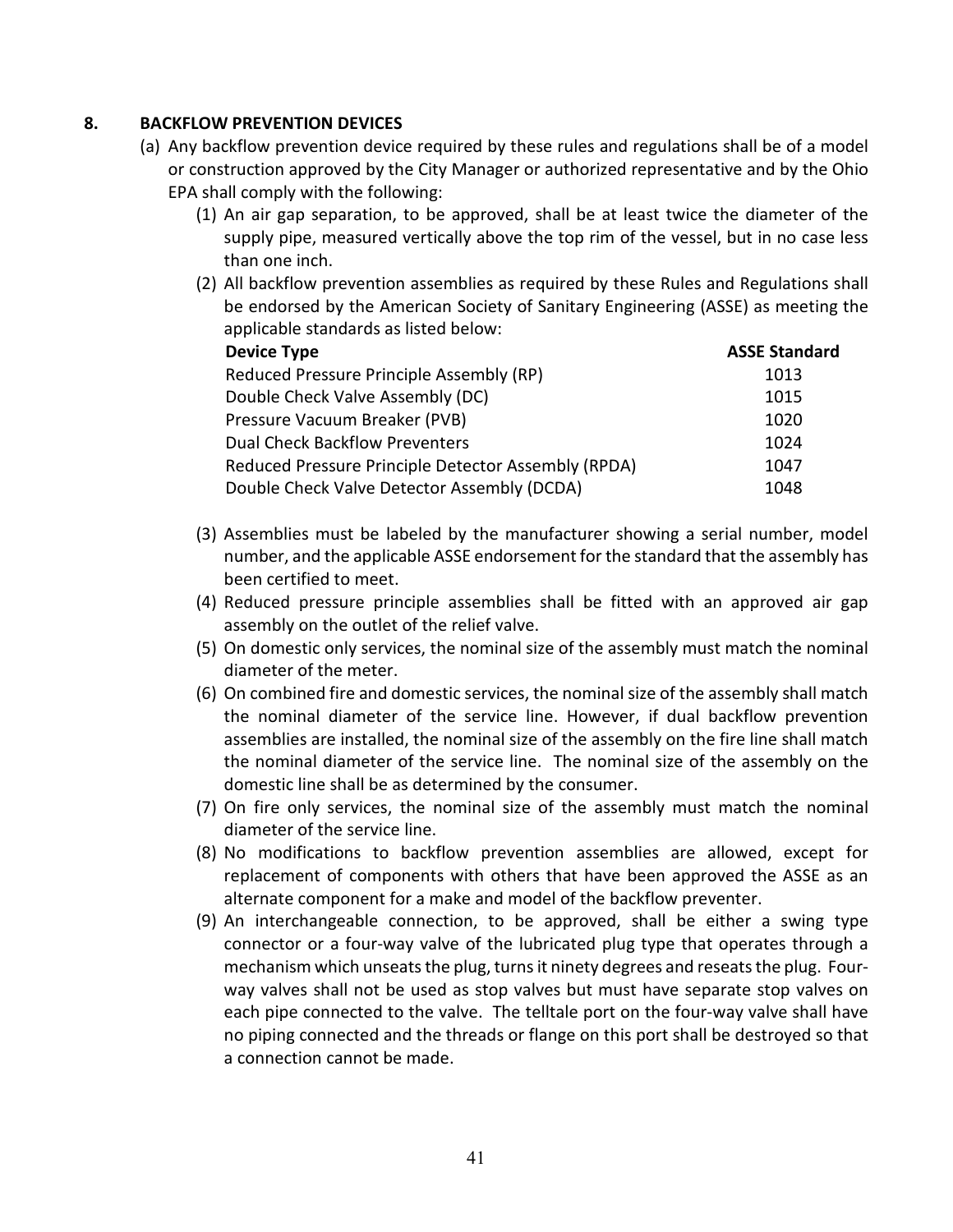## 8. BACKFLOW PREVENTION DEVICES

(a) Any backflow prevention device required by these rules and regulations shall be of a model or construction approved by the City Manager or authorized representative and by the Ohio EPA shall comply with the following:

(1) An air gap separation, to be approved, shall be at least twice the diameter of the supply pipe, measured vertically above the top rim of the vessel, but in no case less than one inch.

(2) All backflow prevention assemblies as required by these Rules and Regulations shall be endorsed by the American Society of Sanitary Engineering (ASSE) as meeting the applicable standards as listed below:

| **Device Type** | **ASSE Standard** |
|---|---|
| Reduced Pressure Principle Assembly (RP) | 1013 |
| Double Check Valve Assembly (DC) | 1015 |
| Pressure Vacuum Breaker (PVB) | 1020 |
| Dual Check Backflow Preventers | 1024 |
| Reduced Pressure Principle Detector Assembly (RPDA) | 1047 |
| Double Check Valve Detector Assembly (DCDA) | 1048 |

(3) Assemblies must be labeled by the manufacturer showing a serial number, model number, and the applicable ASSE endorsement for the standard that the assembly has been certified to meet.

(4) Reduced pressure principle assemblies shall be fitted with an approved air gap assembly on the outlet of the relief valve.

(5) On domestic only services, the nominal size of the assembly must match the nominal diameter of the meter.

(6) On combined fire and domestic services, the nominal size of the assembly shall match the nominal diameter of the service line. However, if dual backflow prevention assemblies are installed, the nominal size of the assembly on the fire line shall match the nominal diameter of the service line. The nominal size of the assembly on the domestic line shall be as determined by the consumer.

(7) On fire only services, the nominal size of the assembly must match the nominal diameter of the service line.

(8) No modifications to backflow prevention assemblies are allowed, except for replacement of components with others that have been approved the ASSE as an alternate component for a make and model of the backflow preventer.

(9) An interchangeable connection, to be approved, shall be either a swing type connector or a four-way valve of the lubricated plug type that operates through a mechanism which unseats the plug, turns it ninety degrees and reseats the plug. Four-way valves shall not be used as stop valves but must have separate stop valves on each pipe connected to the valve. The telltale port on the four-way valve shall have no piping connected and the threads or flange on this port shall be destroyed so that a connection cannot be made.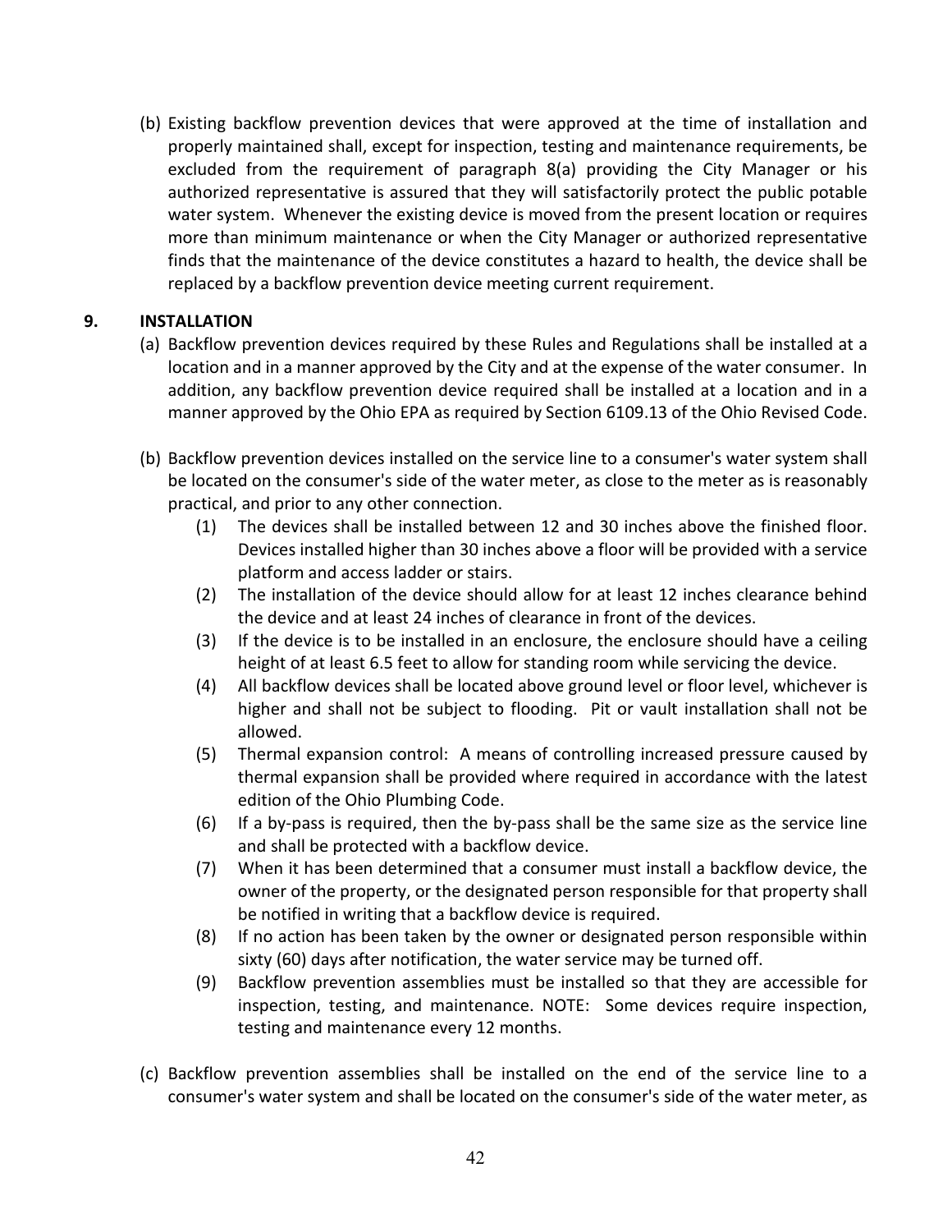(b) Existing backflow prevention devices that were approved at the time of installation and properly maintained shall, except for inspection, testing and maintenance requirements, be excluded from the requirement of paragraph 8(a) providing the City Manager or his authorized representative is assured that they will satisfactorily protect the public potable water system. Whenever the existing device is moved from the present location or requires more than minimum maintenance or when the City Manager or authorized representative finds that the maintenance of the device constitutes a hazard to health, the device shall be replaced by a backflow prevention device meeting current requirement.

## 9. INSTALLATION

(a) Backflow prevention devices required by these Rules and Regulations shall be installed at a location and in a manner approved by the City and at the expense of the water consumer. In addition, any backflow prevention device required shall be installed at a location and in a manner approved by the Ohio EPA as required by Section 6109.13 of the Ohio Revised Code.

(b) Backflow prevention devices installed on the service line to a consumer's water system shall be located on the consumer's side of the water meter, as close to the meter as is reasonably practical, and prior to any other connection.

   (1) The devices shall be installed between 12 and 30 inches above the finished floor. Devices installed higher than 30 inches above a floor will be provided with a service platform and access ladder or stairs.

   (2) The installation of the device should allow for at least 12 inches clearance behind the device and at least 24 inches of clearance in front of the devices.

   (3) If the device is to be installed in an enclosure, the enclosure should have a ceiling height of at least 6.5 feet to allow for standing room while servicing the device.

   (4) All backflow devices shall be located above ground level or floor level, whichever is higher and shall not be subject to flooding. Pit or vault installation shall not be allowed.

   (5) Thermal expansion control: A means of controlling increased pressure caused by thermal expansion shall be provided where required in accordance with the latest edition of the Ohio Plumbing Code.

   (6) If a by-pass is required, then the by-pass shall be the same size as the service line and shall be protected with a backflow device.

   (7) When it has been determined that a consumer must install a backflow device, the owner of the property, or the designated person responsible for that property shall be notified in writing that a backflow device is required.

   (8) If no action has been taken by the owner or designated person responsible within sixty (60) days after notification, the water service may be turned off.

   (9) Backflow prevention assemblies must be installed so that they are accessible for inspection, testing, and maintenance. NOTE: Some devices require inspection, testing and maintenance every 12 months.

(c) Backflow prevention assemblies shall be installed on the end of the service line to a consumer's water system and shall be located on the consumer's side of the water meter, as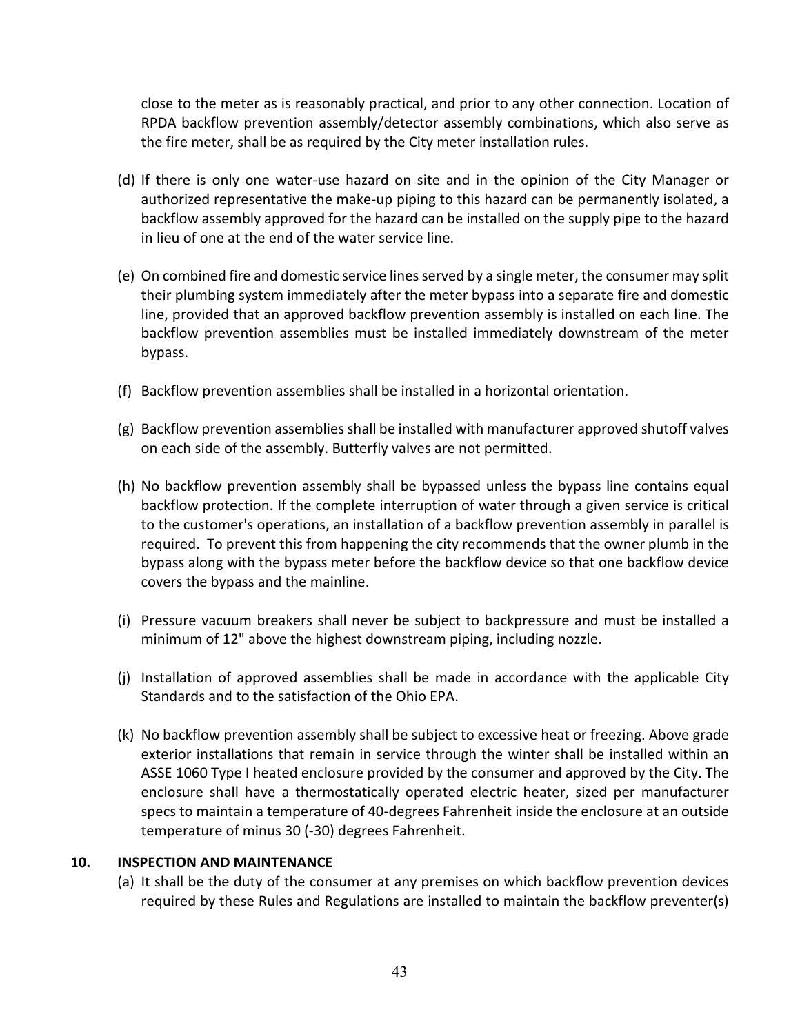close to the meter as is reasonably practical, and prior to any other connection. Location of RPDA backflow prevention assembly/detector assembly combinations, which also serve as the fire meter, shall be as required by the City meter installation rules.

(d) If there is only one water-use hazard on site and in the opinion of the City Manager or authorized representative the make-up piping to this hazard can be permanently isolated, a backflow assembly approved for the hazard can be installed on the supply pipe to the hazard in lieu of one at the end of the water service line.

(e) On combined fire and domestic service lines served by a single meter, the consumer may split their plumbing system immediately after the meter bypass into a separate fire and domestic line, provided that an approved backflow prevention assembly is installed on each line. The backflow prevention assemblies must be installed immediately downstream of the meter bypass.

(f) Backflow prevention assemblies shall be installed in a horizontal orientation.

(g) Backflow prevention assemblies shall be installed with manufacturer approved shutoff valves on each side of the assembly. Butterfly valves are not permitted.

(h) No backflow prevention assembly shall be bypassed unless the bypass line contains equal backflow protection. If the complete interruption of water through a given service is critical to the customer's operations, an installation of a backflow prevention assembly in parallel is required. To prevent this from happening the city recommends that the owner plumb in the bypass along with the bypass meter before the backflow device so that one backflow device covers the bypass and the mainline.

(i) Pressure vacuum breakers shall never be subject to backpressure and must be installed a minimum of 12" above the highest downstream piping, including nozzle.

(j) Installation of approved assemblies shall be made in accordance with the applicable City Standards and to the satisfaction of the Ohio EPA.

(k) No backflow prevention assembly shall be subject to excessive heat or freezing. Above grade exterior installations that remain in service through the winter shall be installed within an ASSE 1060 Type I heated enclosure provided by the consumer and approved by the City. The enclosure shall have a thermostatically operated electric heater, sized per manufacturer specs to maintain a temperature of 40-degrees Fahrenheit inside the enclosure at an outside temperature of minus 30 (-30) degrees Fahrenheit.

## 10. INSPECTION AND MAINTENANCE

(a) It shall be the duty of the consumer at any premises on which backflow prevention devices required by these Rules and Regulations are installed to maintain the backflow preventer(s)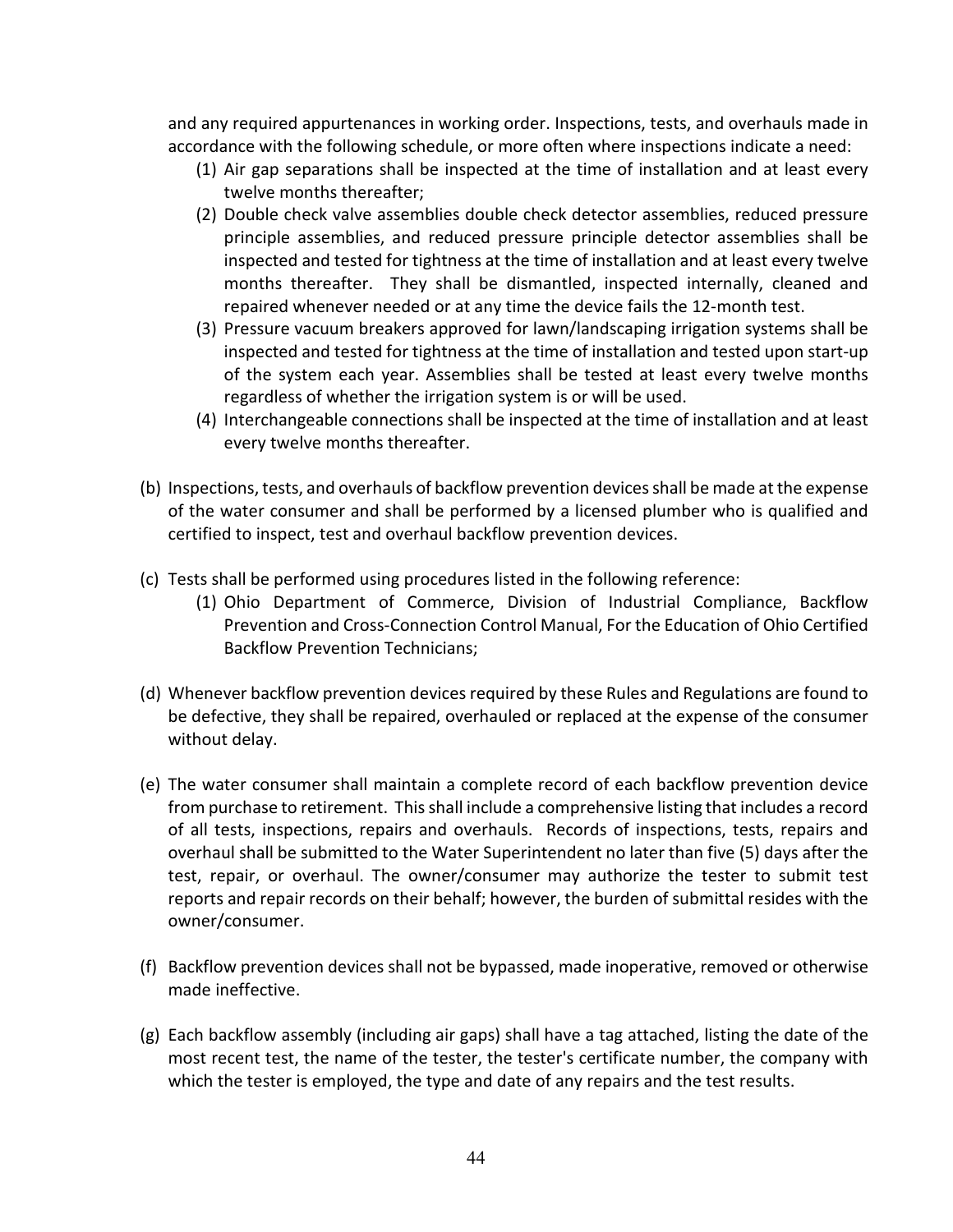and any required appurtenances in working order. Inspections, tests, and overhauls made in accordance with the following schedule, or more often where inspections indicate a need:

(1) Air gap separations shall be inspected at the time of installation and at least every twelve months thereafter;

(2) Double check valve assemblies double check detector assemblies, reduced pressure principle assemblies, and reduced pressure principle detector assemblies shall be inspected and tested for tightness at the time of installation and at least every twelve months thereafter. They shall be dismantled, inspected internally, cleaned and repaired whenever needed or at any time the device fails the 12-month test.

(3) Pressure vacuum breakers approved for lawn/landscaping irrigation systems shall be inspected and tested for tightness at the time of installation and tested upon start-up of the system each year. Assemblies shall be tested at least every twelve months regardless of whether the irrigation system is or will be used.

(4) Interchangeable connections shall be inspected at the time of installation and at least every twelve months thereafter.

(b) Inspections, tests, and overhauls of backflow prevention devices shall be made at the expense of the water consumer and shall be performed by a licensed plumber who is qualified and certified to inspect, test and overhaul backflow prevention devices.

(c) Tests shall be performed using procedures listed in the following reference:

(1) Ohio Department of Commerce, Division of Industrial Compliance, Backflow Prevention and Cross-Connection Control Manual, For the Education of Ohio Certified Backflow Prevention Technicians;

(d) Whenever backflow prevention devices required by these Rules and Regulations are found to be defective, they shall be repaired, overhauled or replaced at the expense of the consumer without delay.

(e) The water consumer shall maintain a complete record of each backflow prevention device from purchase to retirement. This shall include a comprehensive listing that includes a record of all tests, inspections, repairs and overhauls. Records of inspections, tests, repairs and overhaul shall be submitted to the Water Superintendent no later than five (5) days after the test, repair, or overhaul. The owner/consumer may authorize the tester to submit test reports and repair records on their behalf; however, the burden of submittal resides with the owner/consumer.

(f) Backflow prevention devices shall not be bypassed, made inoperative, removed or otherwise made ineffective.

(g) Each backflow assembly (including air gaps) shall have a tag attached, listing the date of the most recent test, the name of the tester, the tester's certificate number, the company with which the tester is employed, the type and date of any repairs and the test results.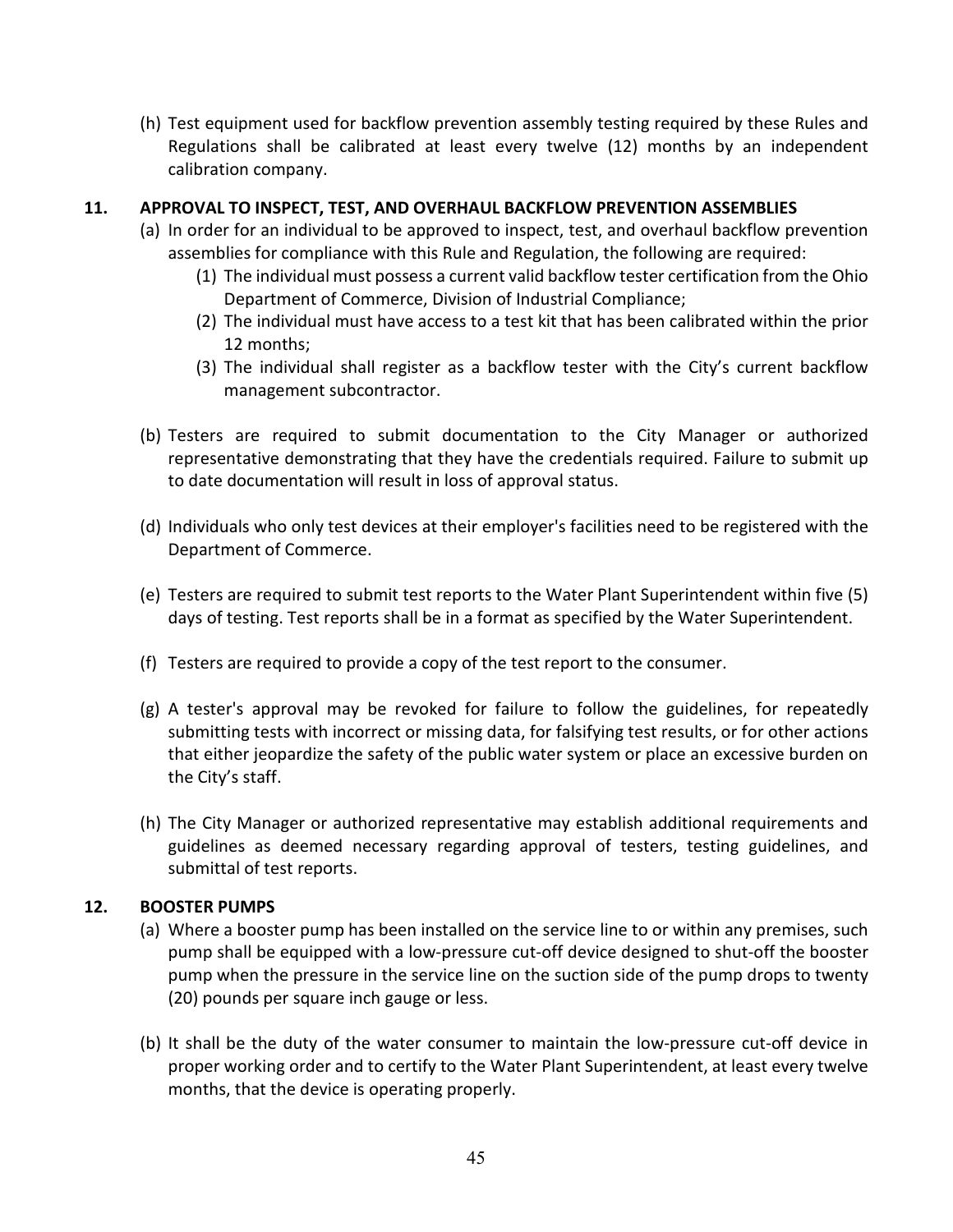(h) Test equipment used for backflow prevention assembly testing required by these Rules and Regulations shall be calibrated at least every twelve (12) months by an independent calibration company.

## 11. APPROVAL TO INSPECT, TEST, AND OVERHAUL BACKFLOW PREVENTION ASSEMBLIES

(a) In order for an individual to be approved to inspect, test, and overhaul backflow prevention assemblies for compliance with this Rule and Regulation, the following are required:

   (1) The individual must possess a current valid backflow tester certification from the Ohio Department of Commerce, Division of Industrial Compliance;

   (2) The individual must have access to a test kit that has been calibrated within the prior 12 months;

   (3) The individual shall register as a backflow tester with the City's current backflow management subcontractor.

(b) Testers are required to submit documentation to the City Manager or authorized representative demonstrating that they have the credentials required. Failure to submit up to date documentation will result in loss of approval status.

(d) Individuals who only test devices at their employer's facilities need to be registered with the Department of Commerce.

(e) Testers are required to submit test reports to the Water Plant Superintendent within five (5) days of testing. Test reports shall be in a format as specified by the Water Superintendent.

(f) Testers are required to provide a copy of the test report to the consumer.

(g) A tester's approval may be revoked for failure to follow the guidelines, for repeatedly submitting tests with incorrect or missing data, for falsifying test results, or for other actions that either jeopardize the safety of the public water system or place an excessive burden on the City's staff.

(h) The City Manager or authorized representative may establish additional requirements and guidelines as deemed necessary regarding approval of testers, testing guidelines, and submittal of test reports.

## 12. BOOSTER PUMPS

(a) Where a booster pump has been installed on the service line to or within any premises, such pump shall be equipped with a low-pressure cut-off device designed to shut-off the booster pump when the pressure in the service line on the suction side of the pump drops to twenty (20) pounds per square inch gauge or less.

(b) It shall be the duty of the water consumer to maintain the low-pressure cut-off device in proper working order and to certify to the Water Plant Superintendent, at least every twelve months, that the device is operating properly.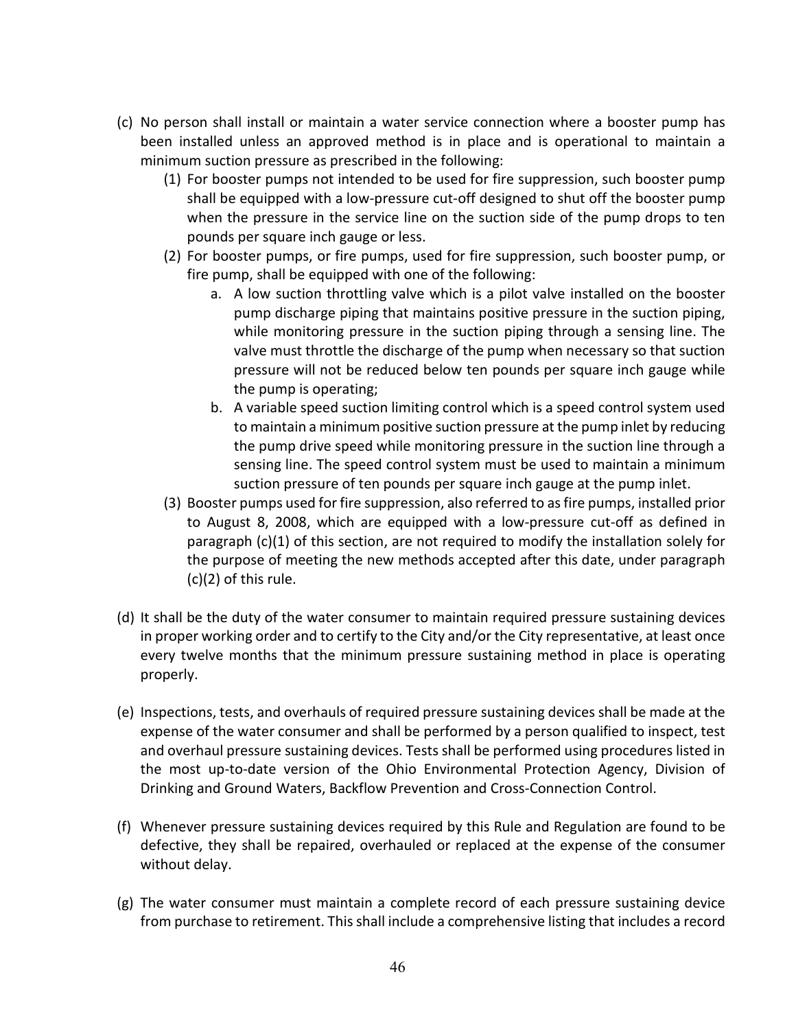(c) No person shall install or maintain a water service connection where a booster pump has been installed unless an approved method is in place and is operational to maintain a minimum suction pressure as prescribed in the following:

   (1) For booster pumps not intended to be used for fire suppression, such booster pump shall be equipped with a low-pressure cut-off designed to shut off the booster pump when the pressure in the service line on the suction side of the pump drops to ten pounds per square inch gauge or less.

   (2) For booster pumps, or fire pumps, used for fire suppression, such booster pump, or fire pump, shall be equipped with one of the following:

      a. A low suction throttling valve which is a pilot valve installed on the booster pump discharge piping that maintains positive pressure in the suction piping, while monitoring pressure in the suction piping through a sensing line. The valve must throttle the discharge of the pump when necessary so that suction pressure will not be reduced below ten pounds per square inch gauge while the pump is operating;

      b. A variable speed suction limiting control which is a speed control system used to maintain a minimum positive suction pressure at the pump inlet by reducing the pump drive speed while monitoring pressure in the suction line through a sensing line. The speed control system must be used to maintain a minimum suction pressure of ten pounds per square inch gauge at the pump inlet.

   (3) Booster pumps used for fire suppression, also referred to as fire pumps, installed prior to August 8, 2008, which are equipped with a low-pressure cut-off as defined in paragraph (c)(1) of this section, are not required to modify the installation solely for the purpose of meeting the new methods accepted after this date, under paragraph (c)(2) of this rule.

(d) It shall be the duty of the water consumer to maintain required pressure sustaining devices in proper working order and to certify to the City and/or the City representative, at least once every twelve months that the minimum pressure sustaining method in place is operating properly.

(e) Inspections, tests, and overhauls of required pressure sustaining devices shall be made at the expense of the water consumer and shall be performed by a person qualified to inspect, test and overhaul pressure sustaining devices. Tests shall be performed using procedures listed in the most up-to-date version of the Ohio Environmental Protection Agency, Division of Drinking and Ground Waters, Backflow Prevention and Cross-Connection Control.

(f) Whenever pressure sustaining devices required by this Rule and Regulation are found to be defective, they shall be repaired, overhauled or replaced at the expense of the consumer without delay.

(g) The water consumer must maintain a complete record of each pressure sustaining device from purchase to retirement. This shall include a comprehensive listing that includes a record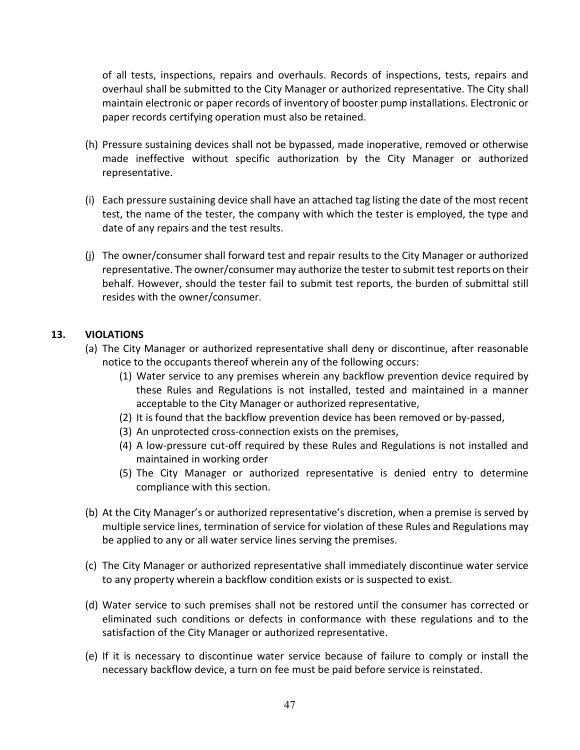of all tests, inspections, repairs and overhauls. Records of inspections, tests, repairs and overhaul shall be submitted to the City Manager or authorized representative. The City shall maintain electronic or paper records of inventory of booster pump installations. Electronic or paper records certifying operation must also be retained.

(h) Pressure sustaining devices shall not be bypassed, made inoperative, removed or otherwise made ineffective without specific authorization by the City Manager or authorized representative.

(i) Each pressure sustaining device shall have an attached tag listing the date of the most recent test, the name of the tester, the company with which the tester is employed, the type and date of any repairs and the test results.

(j) The owner/consumer shall forward test and repair results to the City Manager or authorized representative. The owner/consumer may authorize the tester to submit test reports on their behalf. However, should the tester fail to submit test reports, the burden of submittal still resides with the owner/consumer.

## 13. VIOLATIONS

(a) The City Manager or authorized representative shall deny or discontinue, after reasonable notice to the occupants thereof wherein any of the following occurs:

   (1) Water service to any premises wherein any backflow prevention device required by these Rules and Regulations is not installed, tested and maintained in a manner acceptable to the City Manager or authorized representative,

   (2) It is found that the backflow prevention device has been removed or by-passed,

   (3) An unprotected cross-connection exists on the premises,

   (4) A low-pressure cut-off required by these Rules and Regulations is not installed and maintained in working order

   (5) The City Manager or authorized representative is denied entry to determine compliance with this section.

(b) At the City Manager's or authorized representative's discretion, when a premise is served by multiple service lines, termination of service for violation of these Rules and Regulations may be applied to any or all water service lines serving the premises.

(c) The City Manager or authorized representative shall immediately discontinue water service to any property wherein a backflow condition exists or is suspected to exist.

(d) Water service to such premises shall not be restored until the consumer has corrected or eliminated such conditions or defects in conformance with these regulations and to the satisfaction of the City Manager or authorized representative.

(e) If it is necessary to discontinue water service because of failure to comply or install the necessary backflow device, a turn on fee must be paid before service is reinstated.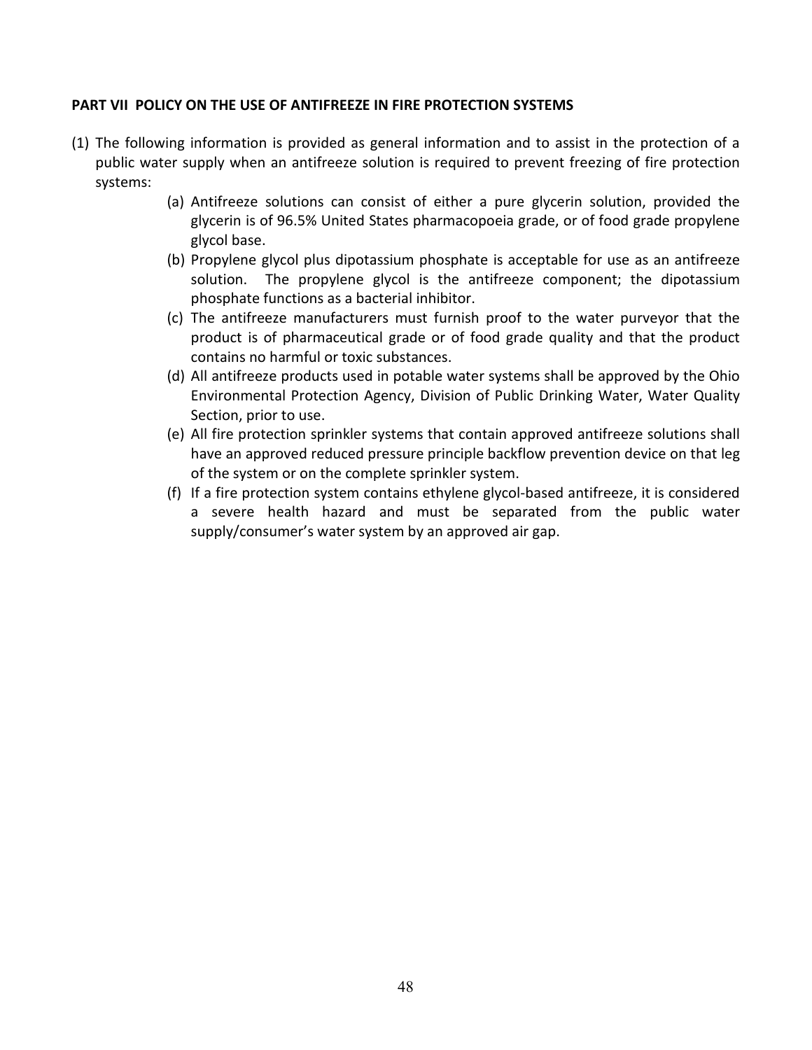## PART VII POLICY ON THE USE OF ANTIFREEZE IN FIRE PROTECTION SYSTEMS

(1) The following information is provided as general information and to assist in the protection of a public water supply when an antifreeze solution is required to prevent freezing of fire protection systems:

- (a) Antifreeze solutions can consist of either a pure glycerin solution, provided the glycerin is of 96.5% United States pharmacopoeia grade, or of food grade propylene glycol base.
- (b) Propylene glycol plus dipotassium phosphate is acceptable for use as an antifreeze solution. The propylene glycol is the antifreeze component; the dipotassium phosphate functions as a bacterial inhibitor.
- (c) The antifreeze manufacturers must furnish proof to the water purveyor that the product is of pharmaceutical grade or of food grade quality and that the product contains no harmful or toxic substances.
- (d) All antifreeze products used in potable water systems shall be approved by the Ohio Environmental Protection Agency, Division of Public Drinking Water, Water Quality Section, prior to use.
- (e) All fire protection sprinkler systems that contain approved antifreeze solutions shall have an approved reduced pressure principle backflow prevention device on that leg of the system or on the complete sprinkler system.
- (f) If a fire protection system contains ethylene glycol-based antifreeze, it is considered a severe health hazard and must be separated from the public water supply/consumer's water system by an approved air gap.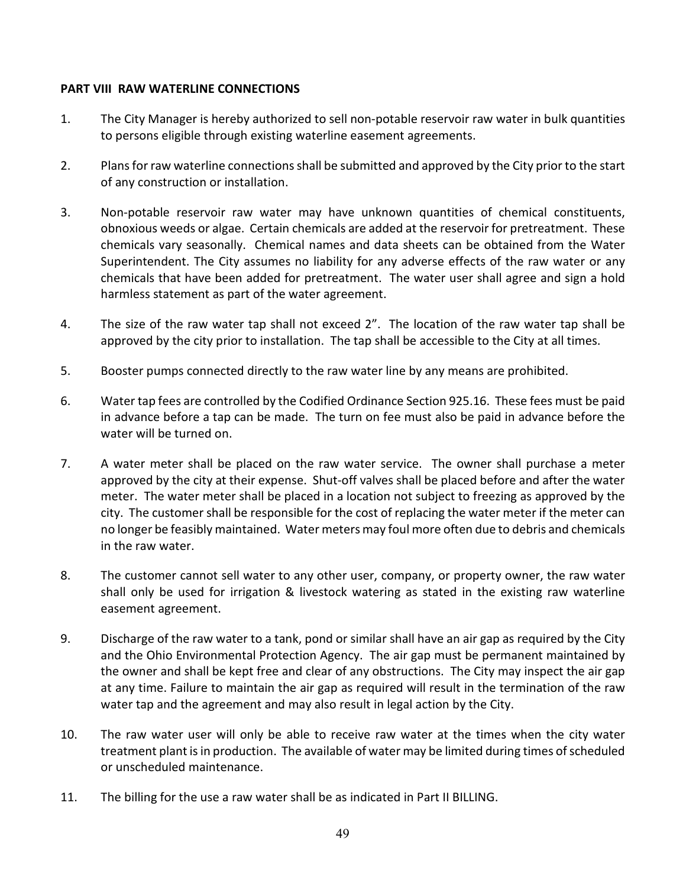**PART VIII RAW WATERLINE CONNECTIONS**

1. The City Manager is hereby authorized to sell non-potable reservoir raw water in bulk quantities to persons eligible through existing waterline easement agreements.

2. Plans for raw waterline connections shall be submitted and approved by the City prior to the start of any construction or installation.

3. Non-potable reservoir raw water may have unknown quantities of chemical constituents, obnoxious weeds or algae. Certain chemicals are added at the reservoir for pretreatment. These chemicals vary seasonally. Chemical names and data sheets can be obtained from the Water Superintendent. The City assumes no liability for any adverse effects of the raw water or any chemicals that have been added for pretreatment. The water user shall agree and sign a hold harmless statement as part of the water agreement.

4. The size of the raw water tap shall not exceed 2”. The location of the raw water tap shall be approved by the city prior to installation. The tap shall be accessible to the City at all times.

5. Booster pumps connected directly to the raw water line by any means are prohibited.

6. Water tap fees are controlled by the Codified Ordinance Section 925.16. These fees must be paid in advance before a tap can be made. The turn on fee must also be paid in advance before the water will be turned on.

7. A water meter shall be placed on the raw water service. The owner shall purchase a meter approved by the city at their expense. Shut-off valves shall be placed before and after the water meter. The water meter shall be placed in a location not subject to freezing as approved by the city. The customer shall be responsible for the cost of replacing the water meter if the meter can no longer be feasibly maintained. Water meters may foul more often due to debris and chemicals in the raw water.

8. The customer cannot sell water to any other user, company, or property owner, the raw water shall only be used for irrigation & livestock watering as stated in the existing raw waterline easement agreement.

9. Discharge of the raw water to a tank, pond or similar shall have an air gap as required by the City and the Ohio Environmental Protection Agency. The air gap must be permanent maintained by the owner and shall be kept free and clear of any obstructions. The City may inspect the air gap at any time. Failure to maintain the air gap as required will result in the termination of the raw water tap and the agreement and may also result in legal action by the City.

10. The raw water user will only be able to receive raw water at the times when the city water treatment plant is in production. The available of water may be limited during times of scheduled or unscheduled maintenance.

11. The billing for the use a raw water shall be as indicated in Part II BILLING.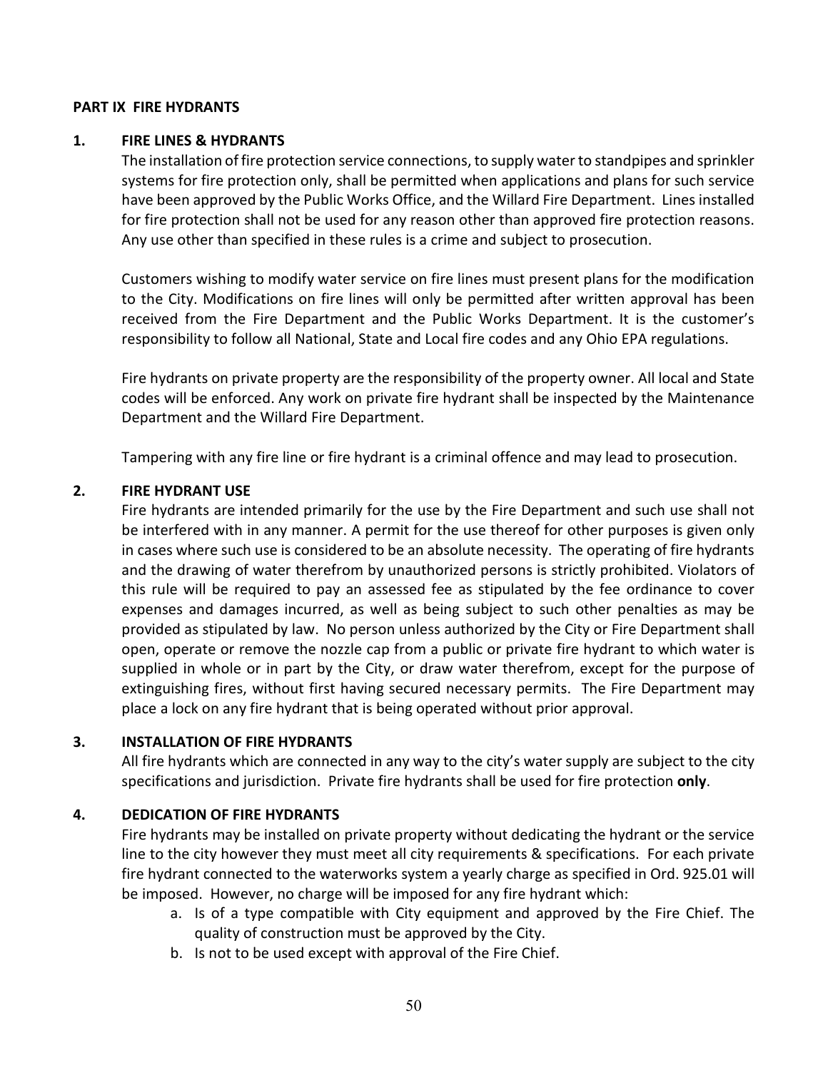**PART IX FIRE HYDRANTS**

## 1. FIRE LINES & HYDRANTS

The installation of fire protection service connections, to supply water to standpipes and sprinkler systems for fire protection only, shall be permitted when applications and plans for such service have been approved by the Public Works Office, and the Willard Fire Department. Lines installed for fire protection shall not be used for any reason other than approved fire protection reasons. Any use other than specified in these rules is a crime and subject to prosecution.

Customers wishing to modify water service on fire lines must present plans for the modification to the City. Modifications on fire lines will only be permitted after written approval has been received from the Fire Department and the Public Works Department. It is the customer's responsibility to follow all National, State and Local fire codes and any Ohio EPA regulations.

Fire hydrants on private property are the responsibility of the property owner. All local and State codes will be enforced. Any work on private fire hydrant shall be inspected by the Maintenance Department and the Willard Fire Department.

Tampering with any fire line or fire hydrant is a criminal offence and may lead to prosecution.

## 2. FIRE HYDRANT USE

Fire hydrants are intended primarily for the use by the Fire Department and such use shall not be interfered with in any manner. A permit for the use thereof for other purposes is given only in cases where such use is considered to be an absolute necessity. The operating of fire hydrants and the drawing of water therefrom by unauthorized persons is strictly prohibited. Violators of this rule will be required to pay an assessed fee as stipulated by the fee ordinance to cover expenses and damages incurred, as well as being subject to such other penalties as may be provided as stipulated by law. No person unless authorized by the City or Fire Department shall open, operate or remove the nozzle cap from a public or private fire hydrant to which water is supplied in whole or in part by the City, or draw water therefrom, except for the purpose of extinguishing fires, without first having secured necessary permits. The Fire Department may place a lock on any fire hydrant that is being operated without prior approval.

## 3. INSTALLATION OF FIRE HYDRANTS

All fire hydrants which are connected in any way to the city's water supply are subject to the city specifications and jurisdiction. Private fire hydrants shall be used for fire protection **only**.

## 4. DEDICATION OF FIRE HYDRANTS

Fire hydrants may be installed on private property without dedicating the hydrant or the service line to the city however they must meet all city requirements & specifications. For each private fire hydrant connected to the waterworks system a yearly charge as specified in Ord. 925.01 will be imposed. However, no charge will be imposed for any fire hydrant which:

a. Is of a type compatible with City equipment and approved by the Fire Chief. The quality of construction must be approved by the City.
b. Is not to be used except with approval of the Fire Chief.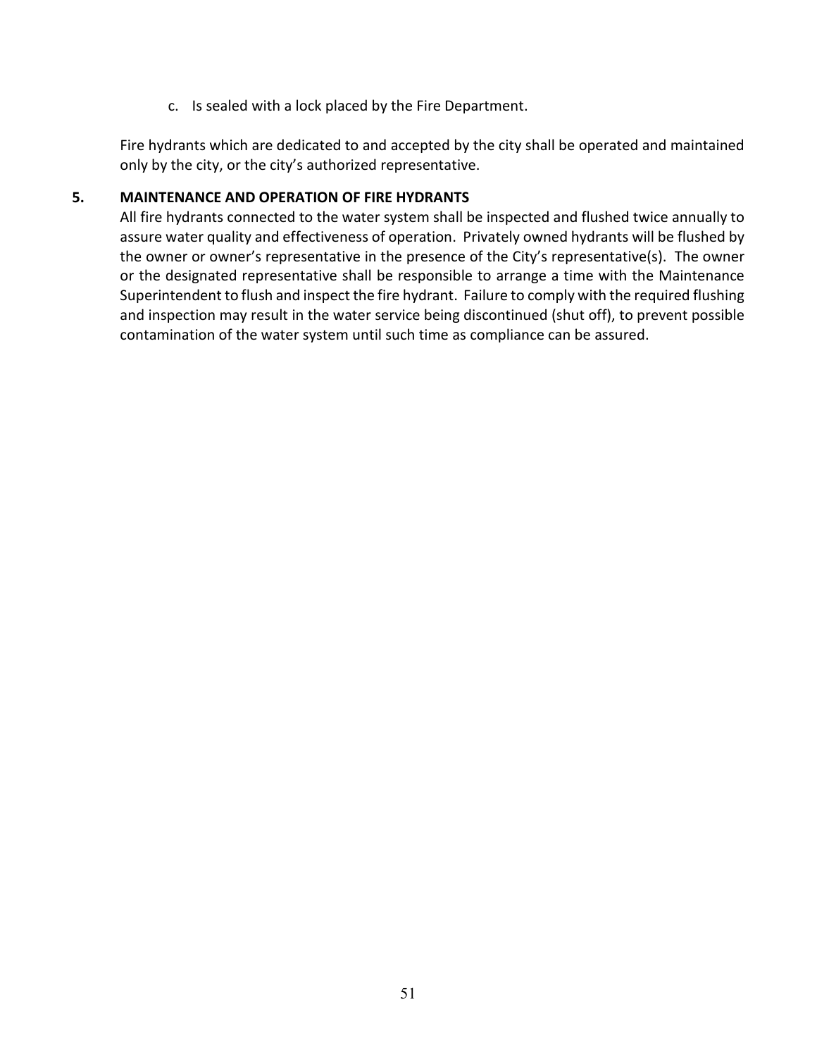c. Is sealed with a lock placed by the Fire Department.

Fire hydrants which are dedicated to and accepted by the city shall be operated and maintained only by the city, or the city's authorized representative.

## 5. MAINTENANCE AND OPERATION OF FIRE HYDRANTS

All fire hydrants connected to the water system shall be inspected and flushed twice annually to assure water quality and effectiveness of operation. Privately owned hydrants will be flushed by the owner or owner's representative in the presence of the City's representative(s). The owner or the designated representative shall be responsible to arrange a time with the Maintenance Superintendent to flush and inspect the fire hydrant. Failure to comply with the required flushing and inspection may result in the water service being discontinued (shut off), to prevent possible contamination of the water system until such time as compliance can be assured.